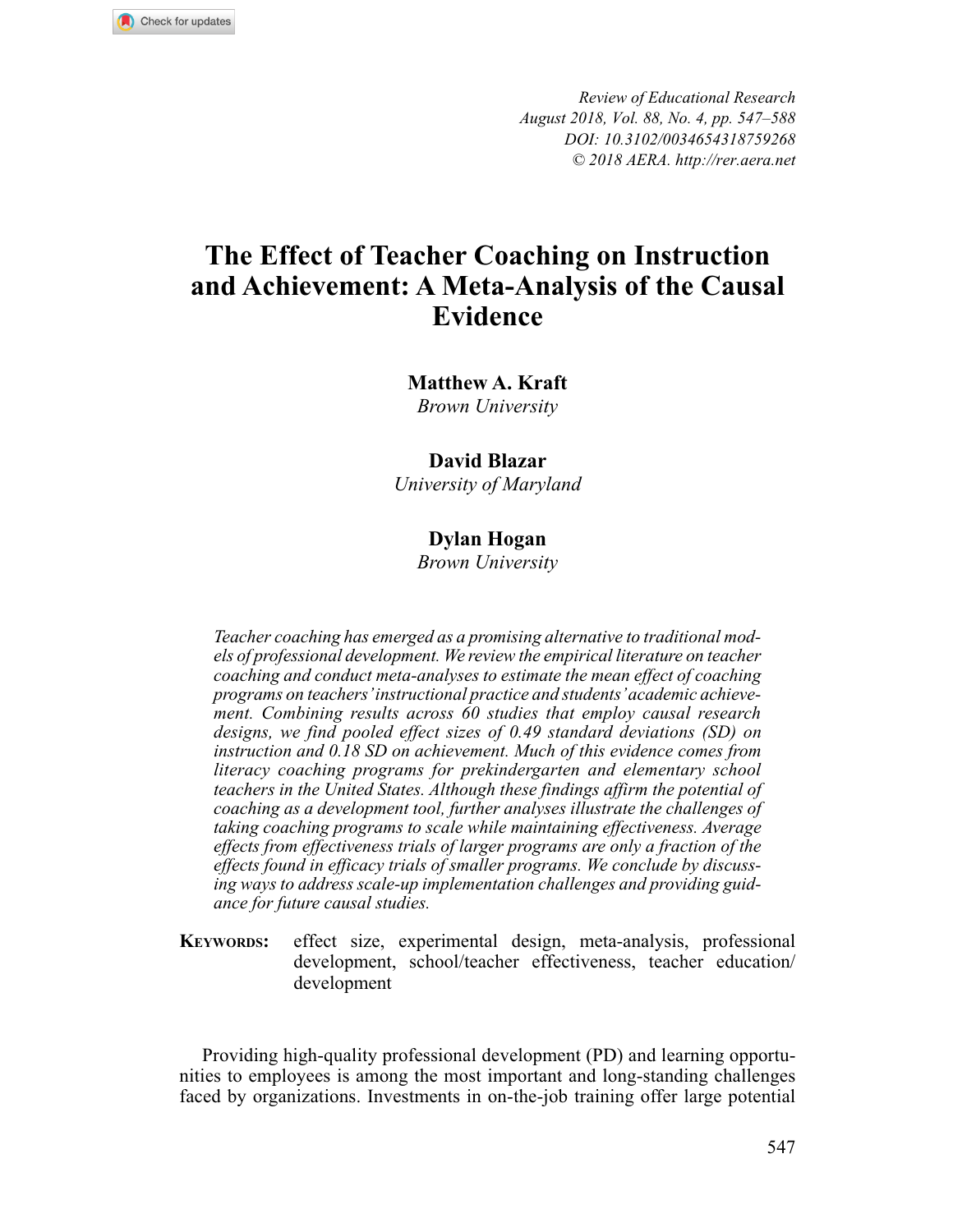# The Effect of Teacher Coaching on Instruction and Achievement: A Meta-Analysis of the Causal Evidence

**Matthew A. Kraft**
*Brown University*

**David Blazar**
*University of Maryland*

**Dylan Hogan**
*Brown University*

*Teacher coaching has emerged as a promising alternative to traditional models of professional development. We review the empirical literature on teacher coaching and conduct meta-analyses to estimate the mean effect of coaching programs on teachers' instructional practice and students' academic achievement. Combining results across 60 studies that employ causal research designs, we find pooled effect sizes of 0.49 standard deviations (SD) on instruction and 0.18 SD on achievement. Much of this evidence comes from literacy coaching programs for prekindergarten and elementary school teachers in the United States. Although these findings affirm the potential of coaching as a development tool, further analyses illustrate the challenges of taking coaching programs to scale while maintaining effectiveness. Average effects from effectiveness trials of larger programs are only a fraction of the effects found in efficacy trials of smaller programs. We conclude by discussing ways to address scale-up implementation challenges and providing guidance for future causal studies.*

**Keywords:** effect size, experimental design, meta-analysis, professional development, school/teacher effectiveness, teacher education/development

Providing high-quality professional development (PD) and learning opportunities to employees is among the most important and long-standing challenges faced by organizations. Investments in on-the-job training offer large potential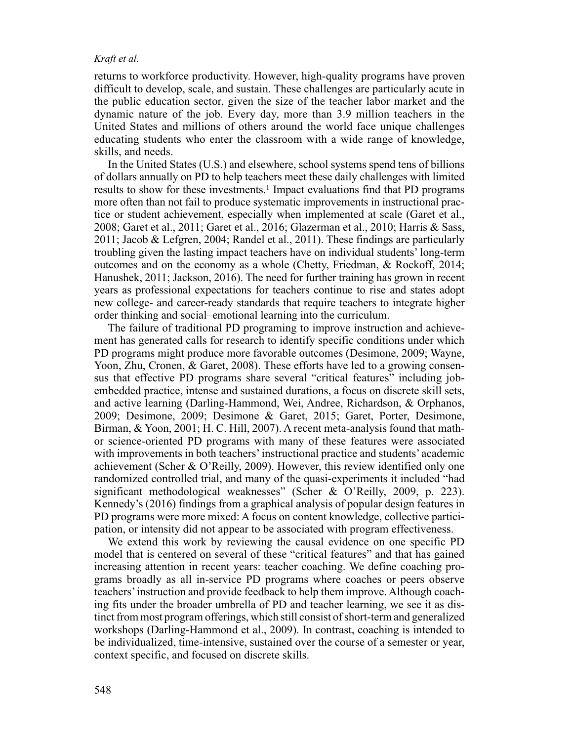returns to workforce productivity. However, high-quality programs have proven difficult to develop, scale, and sustain. These challenges are particularly acute in the public education sector, given the size of the teacher labor market and the dynamic nature of the job. Every day, more than 3.9 million teachers in the United States and millions of others around the world face unique challenges educating students who enter the classroom with a wide range of knowledge, skills, and needs.

In the United States (U.S.) and elsewhere, school systems spend tens of billions of dollars annually on PD to help teachers meet these daily challenges with limited results to show for these investments.[1] Impact evaluations find that PD programs more often than not fail to produce systematic improvements in instructional practice or student achievement, especially when implemented at scale (Garet et al., 2008; Garet et al., 2011; Garet et al., 2016; Glazerman et al., 2010; Harris & Sass, 2011; Jacob & Lefgren, 2004; Randel et al., 2011). These findings are particularly troubling given the lasting impact teachers have on individual students' long-term outcomes and on the economy as a whole (Chetty, Friedman, & Rockoff, 2014; Hanushek, 2011; Jackson, 2016). The need for further training has grown in recent years as professional expectations for teachers continue to rise and states adopt new college- and career-ready standards that require teachers to integrate higher order thinking and social–emotional learning into the curriculum.

The failure of traditional PD programing to improve instruction and achievement has generated calls for research to identify specific conditions under which PD programs might produce more favorable outcomes (Desimone, 2009; Wayne, Yoon, Zhu, Cronen, & Garet, 2008). These efforts have led to a growing consensus that effective PD programs share several "critical features" including job-embedded practice, intense and sustained durations, a focus on discrete skill sets, and active learning (Darling-Hammond, Wei, Andree, Richardson, & Orphanos, 2009; Desimone, 2009; Desimone & Garet, 2015; Garet, Porter, Desimone, Birman, & Yoon, 2001; H. C. Hill, 2007). A recent meta-analysis found that math- or science-oriented PD programs with many of these features were associated with improvements in both teachers' instructional practice and students' academic achievement (Scher & O'Reilly, 2009). However, this review identified only one randomized controlled trial, and many of the quasi-experiments it included "had significant methodological weaknesses" (Scher & O'Reilly, 2009, p. 223). Kennedy's (2016) findings from a graphical analysis of popular design features in PD programs were more mixed: A focus on content knowledge, collective participation, or intensity did not appear to be associated with program effectiveness.

We extend this work by reviewing the causal evidence on one specific PD model that is centered on several of these "critical features" and that has gained increasing attention in recent years: teacher coaching. We define coaching programs broadly as all in-service PD programs where coaches or peers observe teachers' instruction and provide feedback to help them improve. Although coaching fits under the broader umbrella of PD and teacher learning, we see it as distinct from most program offerings, which still consist of short-term and generalized workshops (Darling-Hammond et al., 2009). In contrast, coaching is intended to be individualized, time-intensive, sustained over the course of a semester or year, context specific, and focused on discrete skills.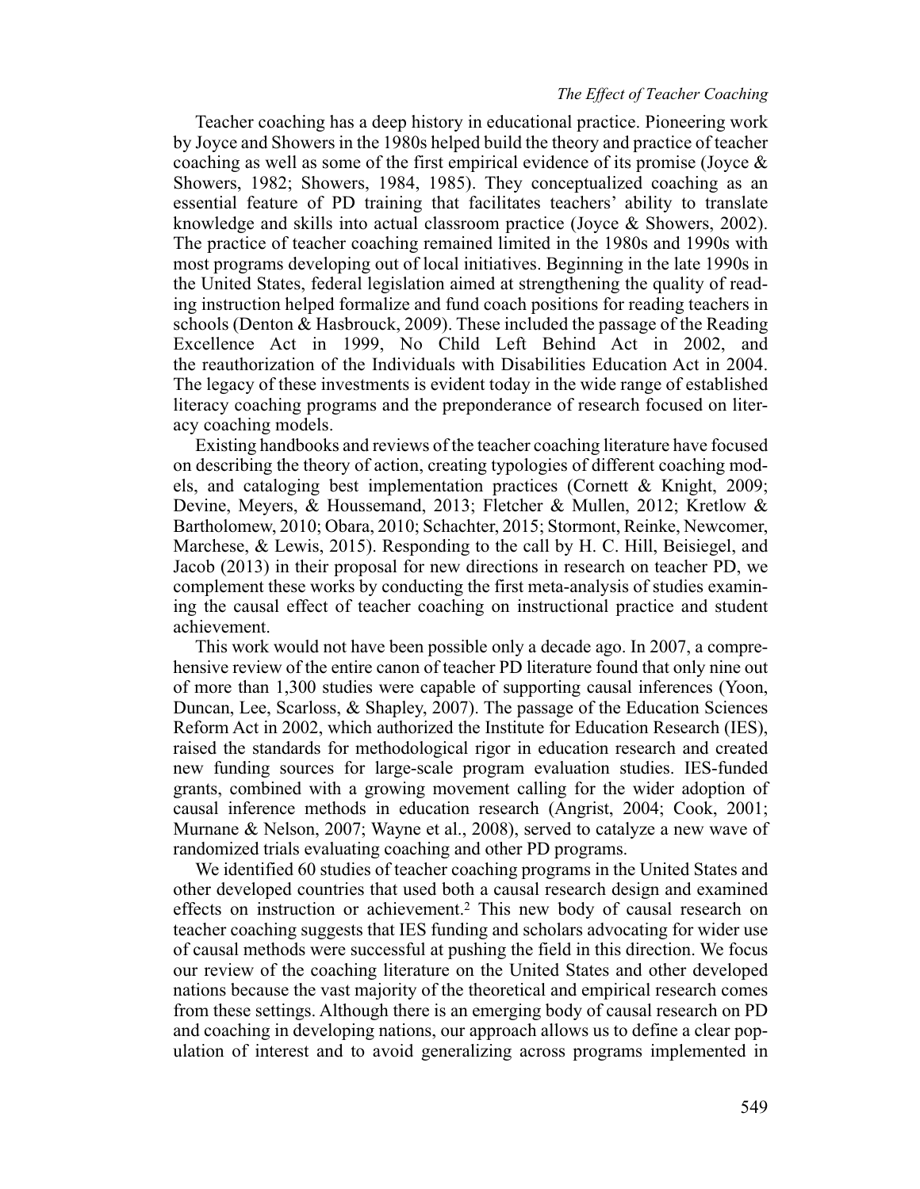Teacher coaching has a deep history in educational practice. Pioneering work by Joyce and Showers in the 1980s helped build the theory and practice of teacher coaching as well as some of the first empirical evidence of its promise (Joyce & Showers, 1982; Showers, 1984, 1985). They conceptualized coaching as an essential feature of PD training that facilitates teachers' ability to translate knowledge and skills into actual classroom practice (Joyce & Showers, 2002). The practice of teacher coaching remained limited in the 1980s and 1990s with most programs developing out of local initiatives. Beginning in the late 1990s in the United States, federal legislation aimed at strengthening the quality of reading instruction helped formalize and fund coach positions for reading teachers in schools (Denton & Hasbrouck, 2009). These included the passage of the Reading Excellence Act in 1999, No Child Left Behind Act in 2002, and the reauthorization of the Individuals with Disabilities Education Act in 2004. The legacy of these investments is evident today in the wide range of established literacy coaching programs and the preponderance of research focused on literacy coaching models.

Existing handbooks and reviews of the teacher coaching literature have focused on describing the theory of action, creating typologies of different coaching models, and cataloging best implementation practices (Cornett & Knight, 2009; Devine, Meyers, & Houssemand, 2013; Fletcher & Mullen, 2012; Kretlow & Bartholomew, 2010; Obara, 2010; Schachter, 2015; Stormont, Reinke, Newcomer, Marchese, & Lewis, 2015). Responding to the call by H. C. Hill, Beisiegel, and Jacob (2013) in their proposal for new directions in research on teacher PD, we complement these works by conducting the first meta-analysis of studies examining the causal effect of teacher coaching on instructional practice and student achievement.

This work would not have been possible only a decade ago. In 2007, a comprehensive review of the entire canon of teacher PD literature found that only nine out of more than 1,300 studies were capable of supporting causal inferences (Yoon, Duncan, Lee, Scarloss, & Shapley, 2007). The passage of the Education Sciences Reform Act in 2002, which authorized the Institute for Education Research (IES), raised the standards for methodological rigor in education research and created new funding sources for large-scale program evaluation studies. IES-funded grants, combined with a growing movement calling for the wider adoption of causal inference methods in education research (Angrist, 2004; Cook, 2001; Murnane & Nelson, 2007; Wayne et al., 2008), served to catalyze a new wave of randomized trials evaluating coaching and other PD programs.

We identified 60 studies of teacher coaching programs in the United States and other developed countries that used both a causal research design and examined effects on instruction or achievement.[2] This new body of causal research on teacher coaching suggests that IES funding and scholars advocating for wider use of causal methods were successful at pushing the field in this direction. We focus our review of the coaching literature on the United States and other developed nations because the vast majority of the theoretical and empirical research comes from these settings. Although there is an emerging body of causal research on PD and coaching in developing nations, our approach allows us to define a clear population of interest and to avoid generalizing across programs implemented in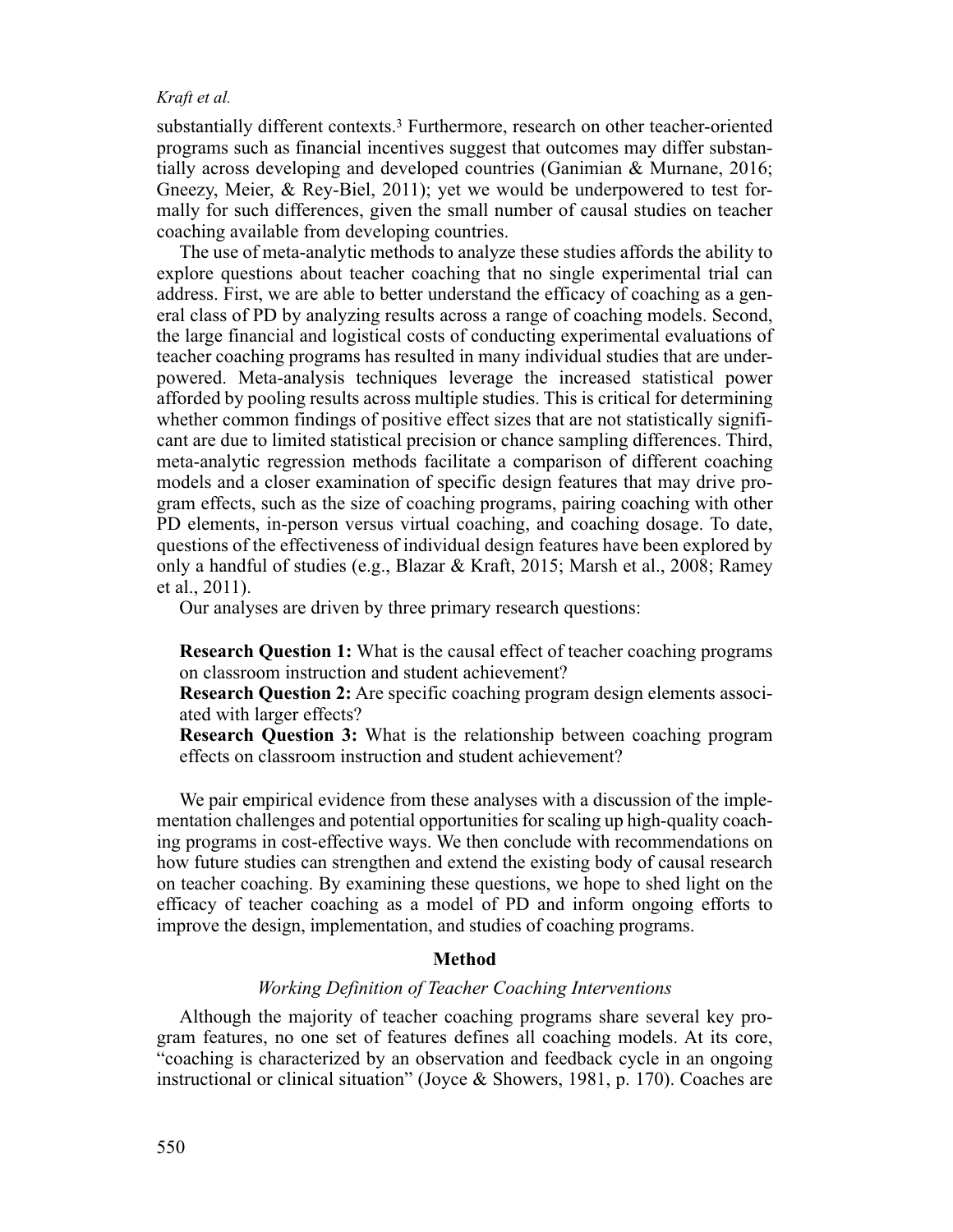substantially different contexts.[3] Furthermore, research on other teacher-oriented programs such as financial incentives suggest that outcomes may differ substantially across developing and developed countries (Ganimian & Murnane, 2016; Gneezy, Meier, & Rey-Biel, 2011); yet we would be underpowered to test formally for such differences, given the small number of causal studies on teacher coaching available from developing countries.

The use of meta-analytic methods to analyze these studies affords the ability to explore questions about teacher coaching that no single experimental trial can address. First, we are able to better understand the efficacy of coaching as a general class of PD by analyzing results across a range of coaching models. Second, the large financial and logistical costs of conducting experimental evaluations of teacher coaching programs has resulted in many individual studies that are underpowered. Meta-analysis techniques leverage the increased statistical power afforded by pooling results across multiple studies. This is critical for determining whether common findings of positive effect sizes that are not statistically significant are due to limited statistical precision or chance sampling differences. Third, meta-analytic regression methods facilitate a comparison of different coaching models and a closer examination of specific design features that may drive program effects, such as the size of coaching programs, pairing coaching with other PD elements, in-person versus virtual coaching, and coaching dosage. To date, questions of the effectiveness of individual design features have been explored by only a handful of studies (e.g., Blazar & Kraft, 2015; Marsh et al., 2008; Ramey et al., 2011).

Our analyses are driven by three primary research questions:

**Research Question 1:** What is the causal effect of teacher coaching programs on classroom instruction and student achievement?

**Research Question 2:** Are specific coaching program design elements associated with larger effects?

**Research Question 3:** What is the relationship between coaching program effects on classroom instruction and student achievement?

We pair empirical evidence from these analyses with a discussion of the implementation challenges and potential opportunities for scaling up high-quality coaching programs in cost-effective ways. We then conclude with recommendations on how future studies can strengthen and extend the existing body of causal research on teacher coaching. By examining these questions, we hope to shed light on the efficacy of teacher coaching as a model of PD and inform ongoing efforts to improve the design, implementation, and studies of coaching programs.

## Method

### *Working Definition of Teacher Coaching Interventions*

Although the majority of teacher coaching programs share several key program features, no one set of features defines all coaching models. At its core, "coaching is characterized by an observation and feedback cycle in an ongoing instructional or clinical situation" (Joyce & Showers, 1981, p. 170). Coaches are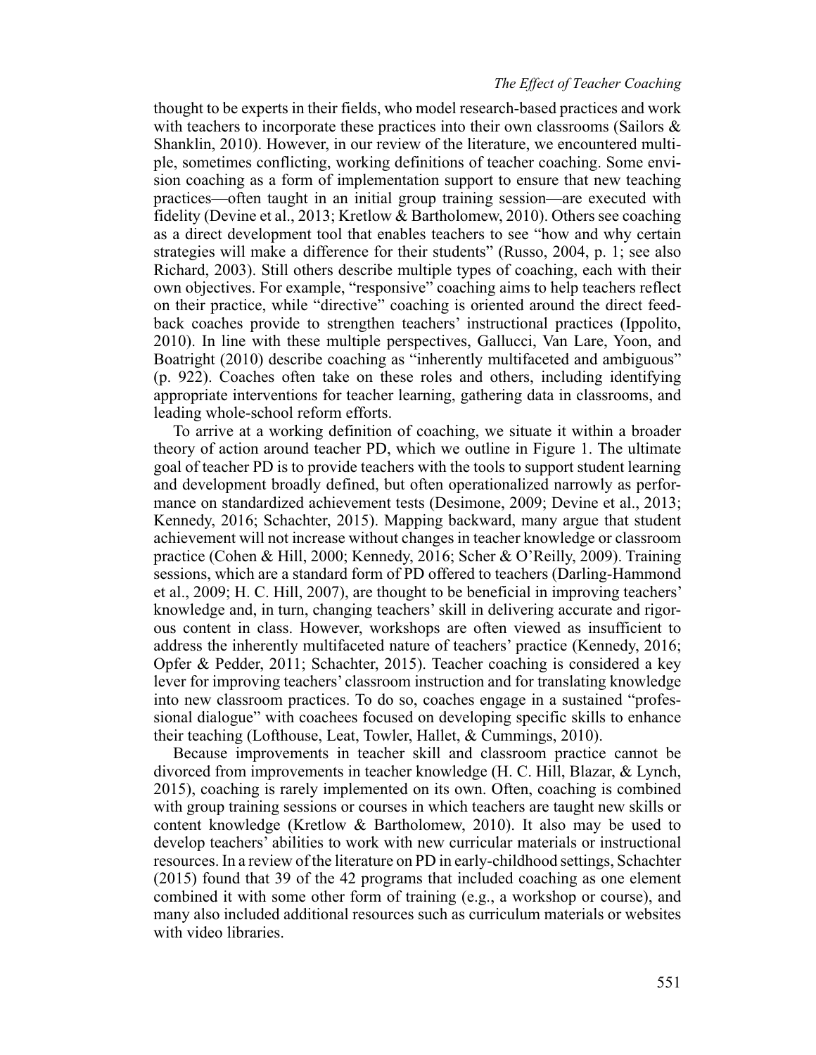thought to be experts in their fields, who model research-based practices and work with teachers to incorporate these practices into their own classrooms (Sailors & Shanklin, 2010). However, in our review of the literature, we encountered multiple, sometimes conflicting, working definitions of teacher coaching. Some envision coaching as a form of implementation support to ensure that new teaching practices—often taught in an initial group training session—are executed with fidelity (Devine et al., 2013; Kretlow & Bartholomew, 2010). Others see coaching as a direct development tool that enables teachers to see "how and why certain strategies will make a difference for their students" (Russo, 2004, p. 1; see also Richard, 2003). Still others describe multiple types of coaching, each with their own objectives. For example, "responsive" coaching aims to help teachers reflect on their practice, while "directive" coaching is oriented around the direct feedback coaches provide to strengthen teachers' instructional practices (Ippolito, 2010). In line with these multiple perspectives, Gallucci, Van Lare, Yoon, and Boatright (2010) describe coaching as "inherently multifaceted and ambiguous" (p. 922). Coaches often take on these roles and others, including identifying appropriate interventions for teacher learning, gathering data in classrooms, and leading whole-school reform efforts.

To arrive at a working definition of coaching, we situate it within a broader theory of action around teacher PD, which we outline in Figure 1. The ultimate goal of teacher PD is to provide teachers with the tools to support student learning and development broadly defined, but often operationalized narrowly as performance on standardized achievement tests (Desimone, 2009; Devine et al., 2013; Kennedy, 2016; Schachter, 2015). Mapping backward, many argue that student achievement will not increase without changes in teacher knowledge or classroom practice (Cohen & Hill, 2000; Kennedy, 2016; Scher & O'Reilly, 2009). Training sessions, which are a standard form of PD offered to teachers (Darling-Hammond et al., 2009; H. C. Hill, 2007), are thought to be beneficial in improving teachers' knowledge and, in turn, changing teachers' skill in delivering accurate and rigorous content in class. However, workshops are often viewed as insufficient to address the inherently multifaceted nature of teachers' practice (Kennedy, 2016; Opfer & Pedder, 2011; Schachter, 2015). Teacher coaching is considered a key lever for improving teachers' classroom instruction and for translating knowledge into new classroom practices. To do so, coaches engage in a sustained "professional dialogue" with coachees focused on developing specific skills to enhance their teaching (Lofthouse, Leat, Towler, Hallet, & Cummings, 2010).

Because improvements in teacher skill and classroom practice cannot be divorced from improvements in teacher knowledge (H. C. Hill, Blazar, & Lynch, 2015), coaching is rarely implemented on its own. Often, coaching is combined with group training sessions or courses in which teachers are taught new skills or content knowledge (Kretlow & Bartholomew, 2010). It also may be used to develop teachers' abilities to work with new curricular materials or instructional resources. In a review of the literature on PD in early-childhood settings, Schachter (2015) found that 39 of the 42 programs that included coaching as one element combined it with some other form of training (e.g., a workshop or course), and many also included additional resources such as curriculum materials or websites with video libraries.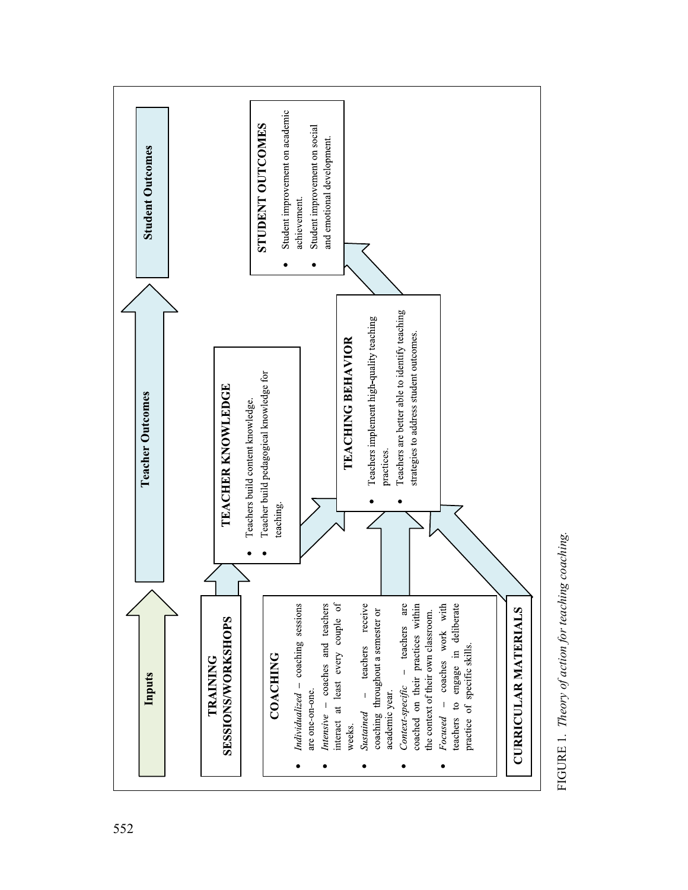**Inputs** → **Teacher Outcomes** → **Student Outcomes**

**TRAINING SESSIONS/WORKSHOPS**

**COACHING**

- *Individualized* – coaching sessions are one-on-one.
- *Intensive* – coaches and teachers interact at least every couple of weeks.
- *Sustained* – teachers receive coaching throughout a semester or academic year.
- *Context-specific* – teachers are coached on their practices within the context of their own classroom.
- *Focused* – coaches work with teachers to engage in deliberate practice of specific skills.

**CURRICULAR MATERIALS**

**TEACHER KNOWLEDGE**

- Teachers build content knowledge.
- Teacher build pedagogical knowledge for teaching.

**TEACHING BEHAVIOR**

- Teachers implement high-quality teaching practices.
- Teachers are better able to identify teaching strategies to address student outcomes.

**STUDENT OUTCOMES**

- Student improvement on academic achievement.
- Student improvement on social and emotional development.

FIGURE 1. *Theory of action for teaching coaching.*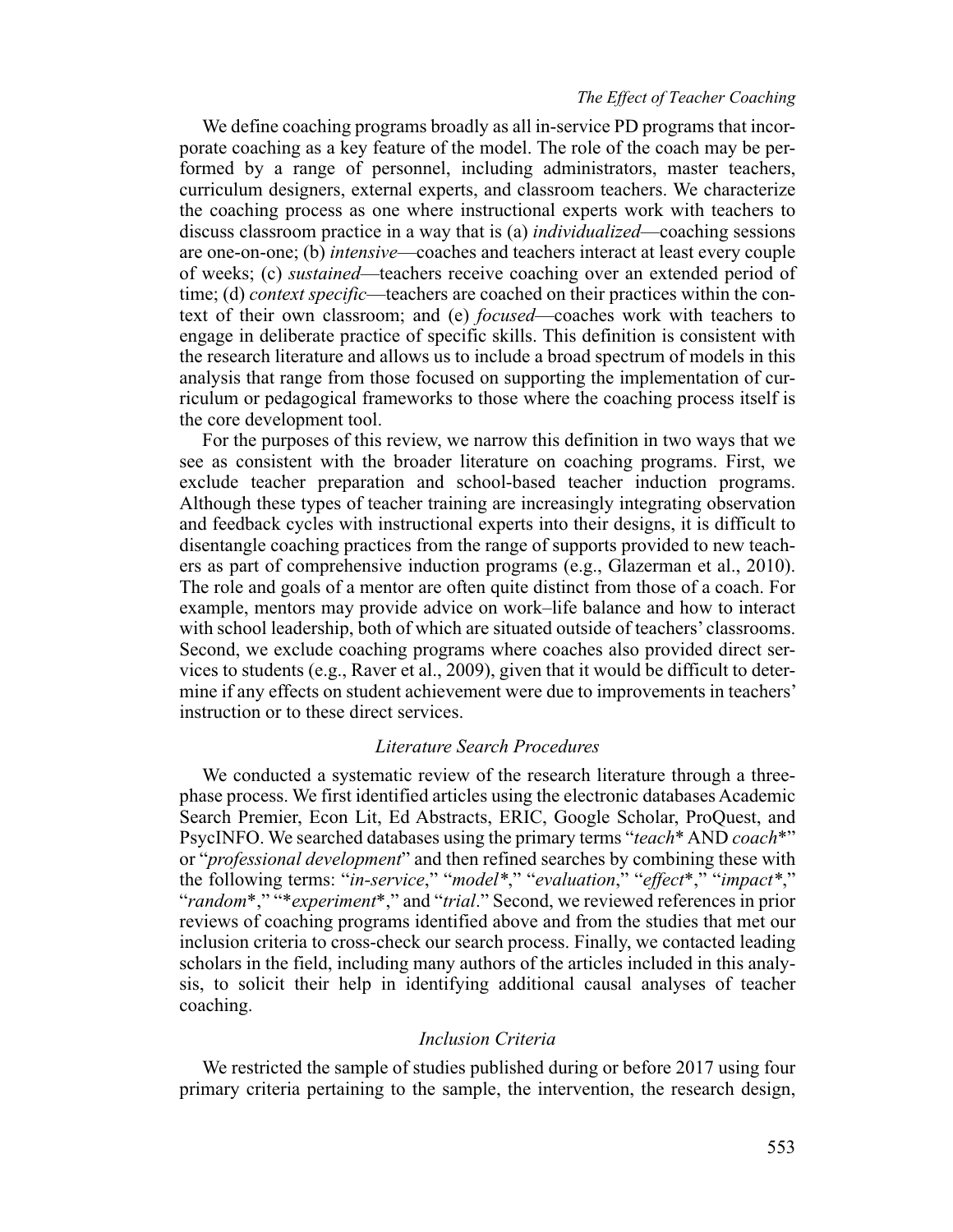We define coaching programs broadly as all in-service PD programs that incorporate coaching as a key feature of the model. The role of the coach may be performed by a range of personnel, including administrators, master teachers, curriculum designers, external experts, and classroom teachers. We characterize the coaching process as one where instructional experts work with teachers to discuss classroom practice in a way that is (a) *individualized*—coaching sessions are one-on-one; (b) *intensive*—coaches and teachers interact at least every couple of weeks; (c) *sustained*—teachers receive coaching over an extended period of time; (d) *context specific*—teachers are coached on their practices within the context of their own classroom; and (e) *focused*—coaches work with teachers to engage in deliberate practice of specific skills. This definition is consistent with the research literature and allows us to include a broad spectrum of models in this analysis that range from those focused on supporting the implementation of curriculum or pedagogical frameworks to those where the coaching process itself is the core development tool.

For the purposes of this review, we narrow this definition in two ways that we see as consistent with the broader literature on coaching programs. First, we exclude teacher preparation and school-based teacher induction programs. Although these types of teacher training are increasingly integrating observation and feedback cycles with instructional experts into their designs, it is difficult to disentangle coaching practices from the range of supports provided to new teachers as part of comprehensive induction programs (e.g., Glazerman et al., 2010). The role and goals of a mentor are often quite distinct from those of a coach. For example, mentors may provide advice on work–life balance and how to interact with school leadership, both of which are situated outside of teachers' classrooms. Second, we exclude coaching programs where coaches also provided direct services to students (e.g., Raver et al., 2009), given that it would be difficult to determine if any effects on student achievement were due to improvements in teachers' instruction or to these direct services.

### *Literature Search Procedures*

We conducted a systematic review of the research literature through a three-phase process. We first identified articles using the electronic databases Academic Search Premier, Econ Lit, Ed Abstracts, ERIC, Google Scholar, ProQuest, and PsycINFO. We searched databases using the primary terms "*teach** AND *coach**" or "*professional development*" and then refined searches by combining these with the following terms: "*in-service*," "*model**," "*evaluation*," "*effect**," "*impact**," "*random**," "**experiment**," and "*trial*." Second, we reviewed references in prior reviews of coaching programs identified above and from the studies that met our inclusion criteria to cross-check our search process. Finally, we contacted leading scholars in the field, including many authors of the articles included in this analysis, to solicit their help in identifying additional causal analyses of teacher coaching.

### *Inclusion Criteria*

We restricted the sample of studies published during or before 2017 using four primary criteria pertaining to the sample, the intervention, the research design,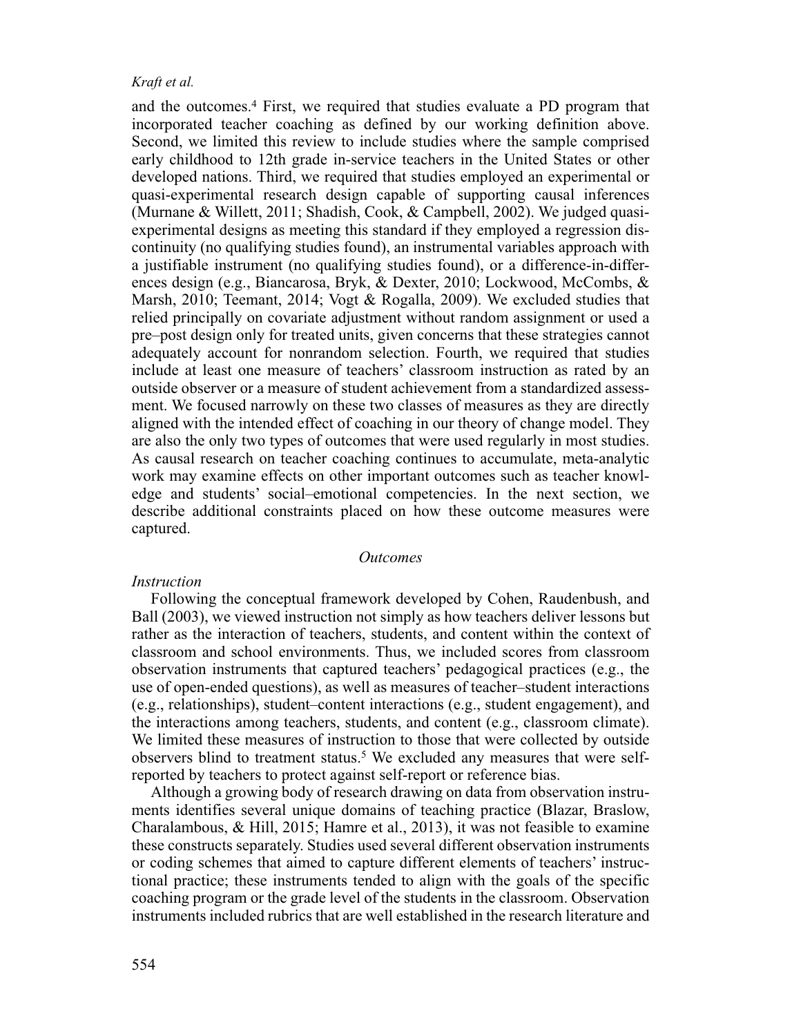and the outcomes.[4] First, we required that studies evaluate a PD program that incorporated teacher coaching as defined by our working definition above. Second, we limited this review to include studies where the sample comprised early childhood to 12th grade in-service teachers in the United States or other developed nations. Third, we required that studies employed an experimental or quasi-experimental research design capable of supporting causal inferences (Murnane & Willett, 2011; Shadish, Cook, & Campbell, 2002). We judged quasi-experimental designs as meeting this standard if they employed a regression discontinuity (no qualifying studies found), an instrumental variables approach with a justifiable instrument (no qualifying studies found), or a difference-in-differences design (e.g., Biancarosa, Bryk, & Dexter, 2010; Lockwood, McCombs, & Marsh, 2010; Teemant, 2014; Vogt & Rogalla, 2009). We excluded studies that relied principally on covariate adjustment without random assignment or used a pre–post design only for treated units, given concerns that these strategies cannot adequately account for nonrandom selection. Fourth, we required that studies include at least one measure of teachers' classroom instruction as rated by an outside observer or a measure of student achievement from a standardized assessment. We focused narrowly on these two classes of measures as they are directly aligned with the intended effect of coaching in our theory of change model. They are also the only two types of outcomes that were used regularly in most studies. As causal research on teacher coaching continues to accumulate, meta-analytic work may examine effects on other important outcomes such as teacher knowledge and students' social–emotional competencies. In the next section, we describe additional constraints placed on how these outcome measures were captured.

## *Outcomes*

### *Instruction*

Following the conceptual framework developed by Cohen, Raudenbush, and Ball (2003), we viewed instruction not simply as how teachers deliver lessons but rather as the interaction of teachers, students, and content within the context of classroom and school environments. Thus, we included scores from classroom observation instruments that captured teachers' pedagogical practices (e.g., the use of open-ended questions), as well as measures of teacher–student interactions (e.g., relationships), student–content interactions (e.g., student engagement), and the interactions among teachers, students, and content (e.g., classroom climate). We limited these measures of instruction to those that were collected by outside observers blind to treatment status.[5] We excluded any measures that were self-reported by teachers to protect against self-report or reference bias.

Although a growing body of research drawing on data from observation instruments identifies several unique domains of teaching practice (Blazar, Braslow, Charalambous, & Hill, 2015; Hamre et al., 2013), it was not feasible to examine these constructs separately. Studies used several different observation instruments or coding schemes that aimed to capture different elements of teachers' instructional practice; these instruments tended to align with the goals of the specific coaching program or the grade level of the students in the classroom. Observation instruments included rubrics that are well established in the research literature and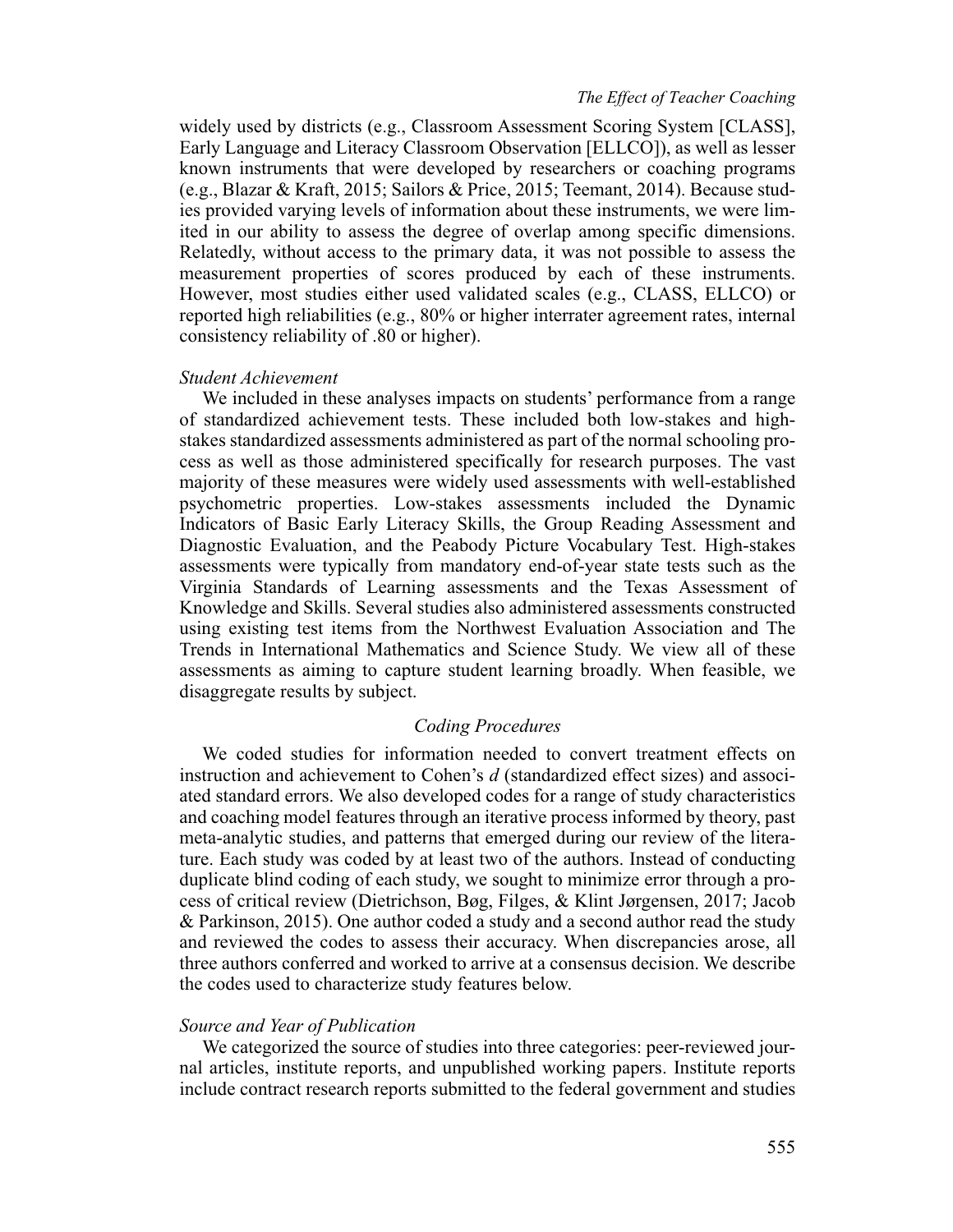widely used by districts (e.g., Classroom Assessment Scoring System [CLASS], Early Language and Literacy Classroom Observation [ELLCO]), as well as lesser known instruments that were developed by researchers or coaching programs (e.g., Blazar & Kraft, 2015; Sailors & Price, 2015; Teemant, 2014). Because studies provided varying levels of information about these instruments, we were limited in our ability to assess the degree of overlap among specific dimensions. Relatedly, without access to the primary data, it was not possible to assess the measurement properties of scores produced by each of these instruments. However, most studies either used validated scales (e.g., CLASS, ELLCO) or reported high reliabilities (e.g., 80% or higher interrater agreement rates, internal consistency reliability of .80 or higher).

#### *Student Achievement*

We included in these analyses impacts on students' performance from a range of standardized achievement tests. These included both low-stakes and high-stakes standardized assessments administered as part of the normal schooling process as well as those administered specifically for research purposes. The vast majority of these measures were widely used assessments with well-established psychometric properties. Low-stakes assessments included the Dynamic Indicators of Basic Early Literacy Skills, the Group Reading Assessment and Diagnostic Evaluation, and the Peabody Picture Vocabulary Test. High-stakes assessments were typically from mandatory end-of-year state tests such as the Virginia Standards of Learning assessments and the Texas Assessment of Knowledge and Skills. Several studies also administered assessments constructed using existing test items from the Northwest Evaluation Association and The Trends in International Mathematics and Science Study. We view all of these assessments as aiming to capture student learning broadly. When feasible, we disaggregate results by subject.

### *Coding Procedures*

We coded studies for information needed to convert treatment effects on instruction and achievement to Cohen's *d* (standardized effect sizes) and associated standard errors. We also developed codes for a range of study characteristics and coaching model features through an iterative process informed by theory, past meta-analytic studies, and patterns that emerged during our review of the literature. Each study was coded by at least two of the authors. Instead of conducting duplicate blind coding of each study, we sought to minimize error through a process of critical review (Dietrichson, Bøg, Filges, & Klint Jørgensen, 2017; Jacob & Parkinson, 2015). One author coded a study and a second author read the study and reviewed the codes to assess their accuracy. When discrepancies arose, all three authors conferred and worked to arrive at a consensus decision. We describe the codes used to characterize study features below.

#### *Source and Year of Publication*

We categorized the source of studies into three categories: peer-reviewed journal articles, institute reports, and unpublished working papers. Institute reports include contract research reports submitted to the federal government and studies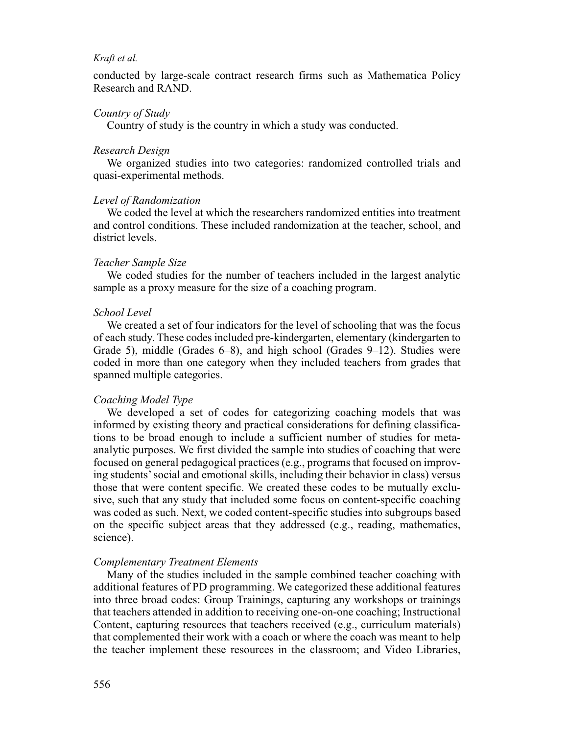conducted by large-scale contract research firms such as Mathematica Policy Research and RAND.

### *Country of Study*

Country of study is the country in which a study was conducted.

### *Research Design*

We organized studies into two categories: randomized controlled trials and quasi-experimental methods.

### *Level of Randomization*

We coded the level at which the researchers randomized entities into treatment and control conditions. These included randomization at the teacher, school, and district levels.

### *Teacher Sample Size*

We coded studies for the number of teachers included in the largest analytic sample as a proxy measure for the size of a coaching program.

### *School Level*

We created a set of four indicators for the level of schooling that was the focus of each study. These codes included pre-kindergarten, elementary (kindergarten to Grade 5), middle (Grades 6–8), and high school (Grades 9–12). Studies were coded in more than one category when they included teachers from grades that spanned multiple categories.

### *Coaching Model Type*

We developed a set of codes for categorizing coaching models that was informed by existing theory and practical considerations for defining classifications to be broad enough to include a sufficient number of studies for meta-analytic purposes. We first divided the sample into studies of coaching that were focused on general pedagogical practices (e.g., programs that focused on improving students' social and emotional skills, including their behavior in class) versus those that were content specific. We created these codes to be mutually exclusive, such that any study that included some focus on content-specific coaching was coded as such. Next, we coded content-specific studies into subgroups based on the specific subject areas that they addressed (e.g., reading, mathematics, science).

### *Complementary Treatment Elements*

Many of the studies included in the sample combined teacher coaching with additional features of PD programming. We categorized these additional features into three broad codes: Group Trainings, capturing any workshops or trainings that teachers attended in addition to receiving one-on-one coaching; Instructional Content, capturing resources that teachers received (e.g., curriculum materials) that complemented their work with a coach or where the coach was meant to help the teacher implement these resources in the classroom; and Video Libraries,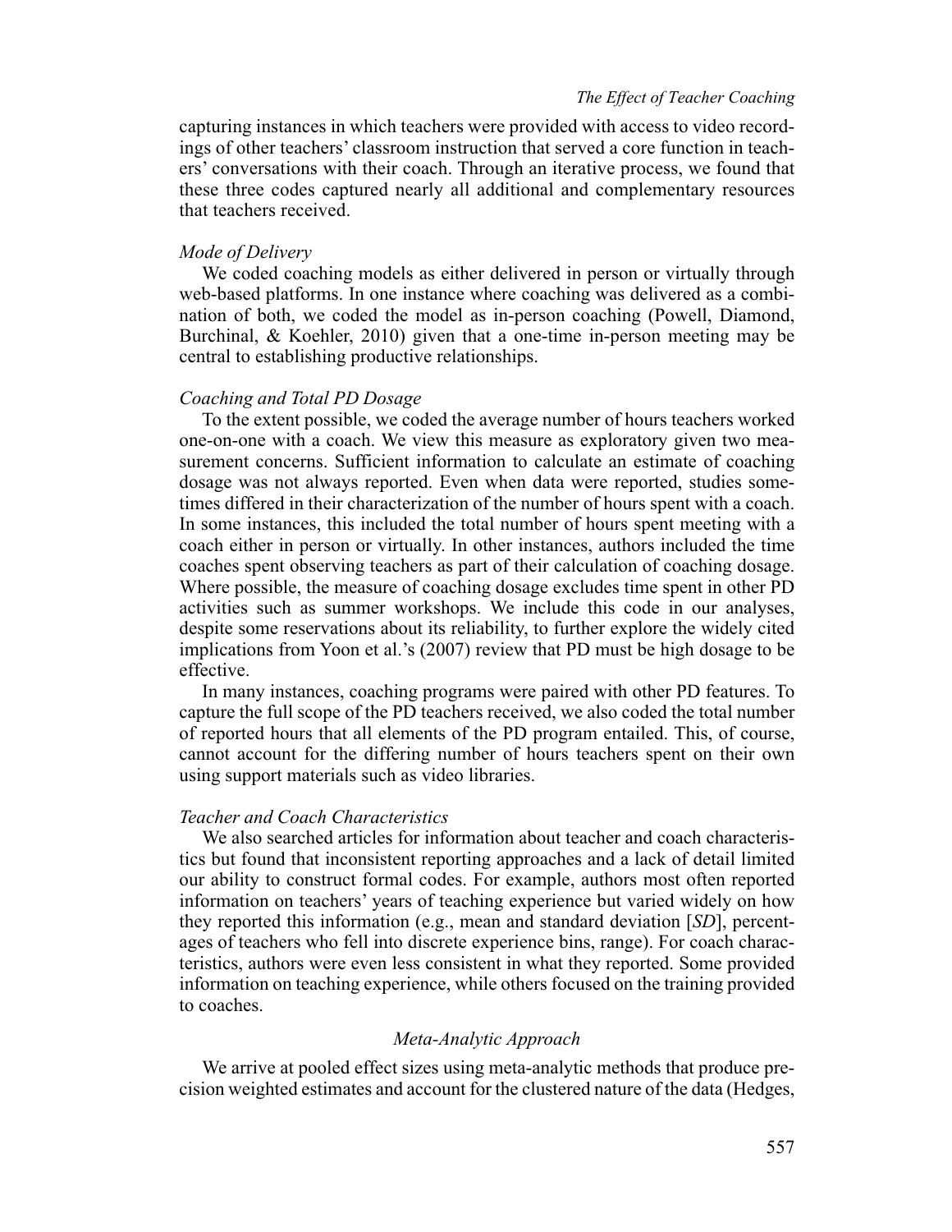capturing instances in which teachers were provided with access to video recordings of other teachers' classroom instruction that served a core function in teachers' conversations with their coach. Through an iterative process, we found that these three codes captured nearly all additional and complementary resources that teachers received.

### *Mode of Delivery*

We coded coaching models as either delivered in person or virtually through web-based platforms. In one instance where coaching was delivered as a combination of both, we coded the model as in-person coaching (Powell, Diamond, Burchinal, & Koehler, 2010) given that a one-time in-person meeting may be central to establishing productive relationships.

### *Coaching and Total PD Dosage*

To the extent possible, we coded the average number of hours teachers worked one-on-one with a coach. We view this measure as exploratory given two measurement concerns. Sufficient information to calculate an estimate of coaching dosage was not always reported. Even when data were reported, studies sometimes differed in their characterization of the number of hours spent with a coach. In some instances, this included the total number of hours spent meeting with a coach either in person or virtually. In other instances, authors included the time coaches spent observing teachers as part of their calculation of coaching dosage. Where possible, the measure of coaching dosage excludes time spent in other PD activities such as summer workshops. We include this code in our analyses, despite some reservations about its reliability, to further explore the widely cited implications from Yoon et al.'s (2007) review that PD must be high dosage to be effective.

In many instances, coaching programs were paired with other PD features. To capture the full scope of the PD teachers received, we also coded the total number of reported hours that all elements of the PD program entailed. This, of course, cannot account for the differing number of hours teachers spent on their own using support materials such as video libraries.

### *Teacher and Coach Characteristics*

We also searched articles for information about teacher and coach characteristics but found that inconsistent reporting approaches and a lack of detail limited our ability to construct formal codes. For example, authors most often reported information on teachers' years of teaching experience but varied widely on how they reported this information (e.g., mean and standard deviation [*SD*], percentages of teachers who fell into discrete experience bins, range). For coach characteristics, authors were even less consistent in what they reported. Some provided information on teaching experience, while others focused on the training provided to coaches.

## *Meta-Analytic Approach*

We arrive at pooled effect sizes using meta-analytic methods that produce precision weighted estimates and account for the clustered nature of the data (Hedges,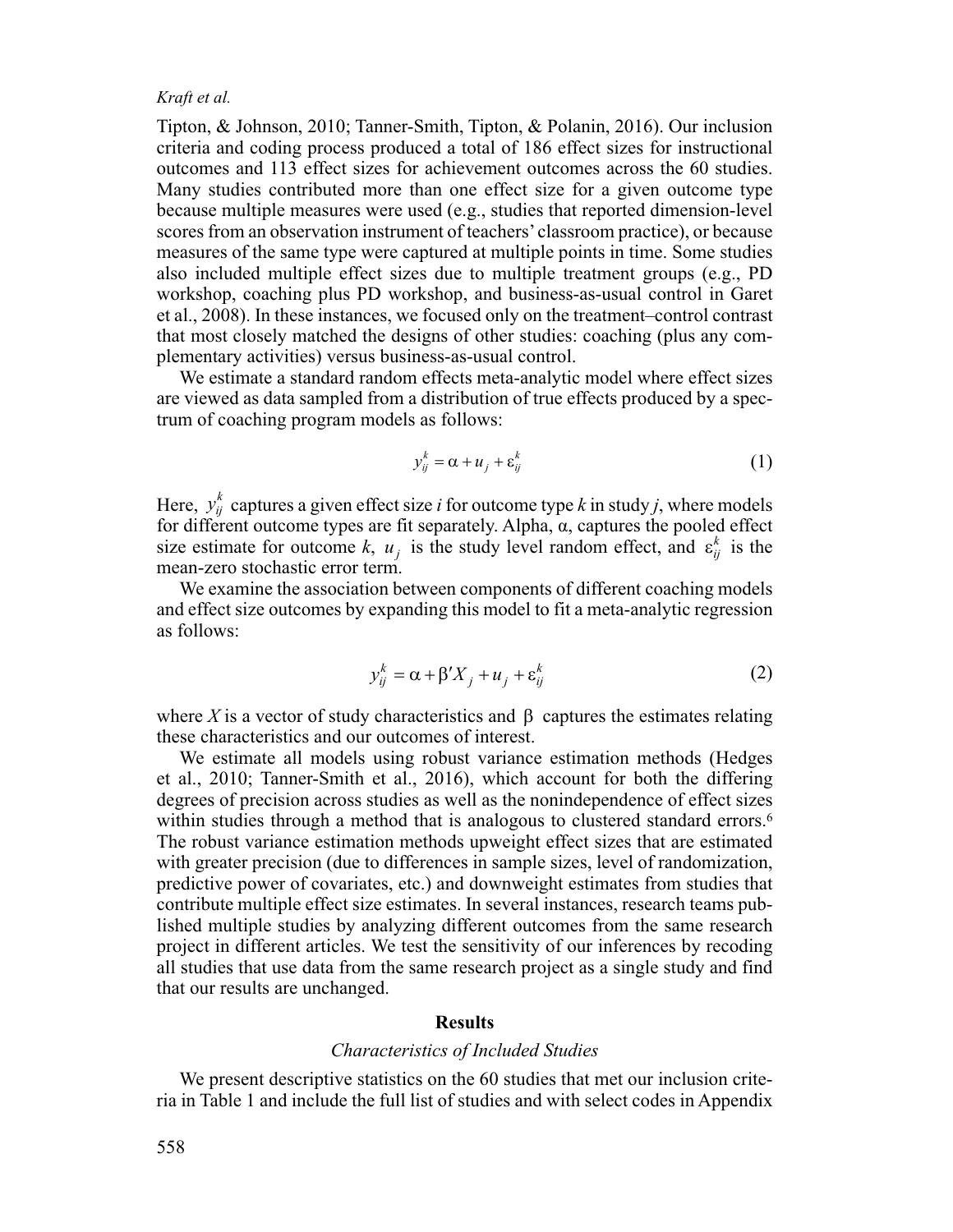Tipton, & Johnson, 2010; Tanner-Smith, Tipton, & Polanin, 2016). Our inclusion criteria and coding process produced a total of 186 effect sizes for instructional outcomes and 113 effect sizes for achievement outcomes across the 60 studies. Many studies contributed more than one effect size for a given outcome type because multiple measures were used (e.g., studies that reported dimension-level scores from an observation instrument of teachers' classroom practice), or because measures of the same type were captured at multiple points in time. Some studies also included multiple effect sizes due to multiple treatment groups (e.g., PD workshop, coaching plus PD workshop, and business-as-usual control in Garet et al., 2008). In these instances, we focused only on the treatment–control contrast that most closely matched the designs of other studies: coaching (plus any complementary activities) versus business-as-usual control.

We estimate a standard random effects meta-analytic model where effect sizes are viewed as data sampled from a distribution of true effects produced by a spectrum of coaching program models as follows:

$$y_{ij}^{k} = \alpha + u_{j} + \varepsilon_{ij}^{k} \tag{1}$$

Here, $y_{ij}^{k}$ captures a given effect size *i* for outcome type *k* in study *j*, where models for different outcome types are fit separately. Alpha, α, captures the pooled effect size estimate for outcome *k*, $u_j$ is the study level random effect, and $\varepsilon_{ij}^{k}$ is the mean-zero stochastic error term.

We examine the association between components of different coaching models and effect size outcomes by expanding this model to fit a meta-analytic regression as follows:

$$y_{ij}^{k} = \alpha + \beta' X_{j} + u_{j} + \varepsilon_{ij}^{k} \tag{2}$$

where *X* is a vector of study characteristics and β captures the estimates relating these characteristics and our outcomes of interest.

We estimate all models using robust variance estimation methods (Hedges et al., 2010; Tanner-Smith et al., 2016), which account for both the differing degrees of precision across studies as well as the nonindependence of effect sizes within studies through a method that is analogous to clustered standard errors.[6] The robust variance estimation methods upweight effect sizes that are estimated with greater precision (due to differences in sample sizes, level of randomization, predictive power of covariates, etc.) and downweight estimates from studies that contribute multiple effect size estimates. In several instances, research teams published multiple studies by analyzing different outcomes from the same research project in different articles. We test the sensitivity of our inferences by recoding all studies that use data from the same research project as a single study and find that our results are unchanged.

## Results

### *Characteristics of Included Studies*

We present descriptive statistics on the 60 studies that met our inclusion criteria in Table 1 and include the full list of studies and with select codes in Appendix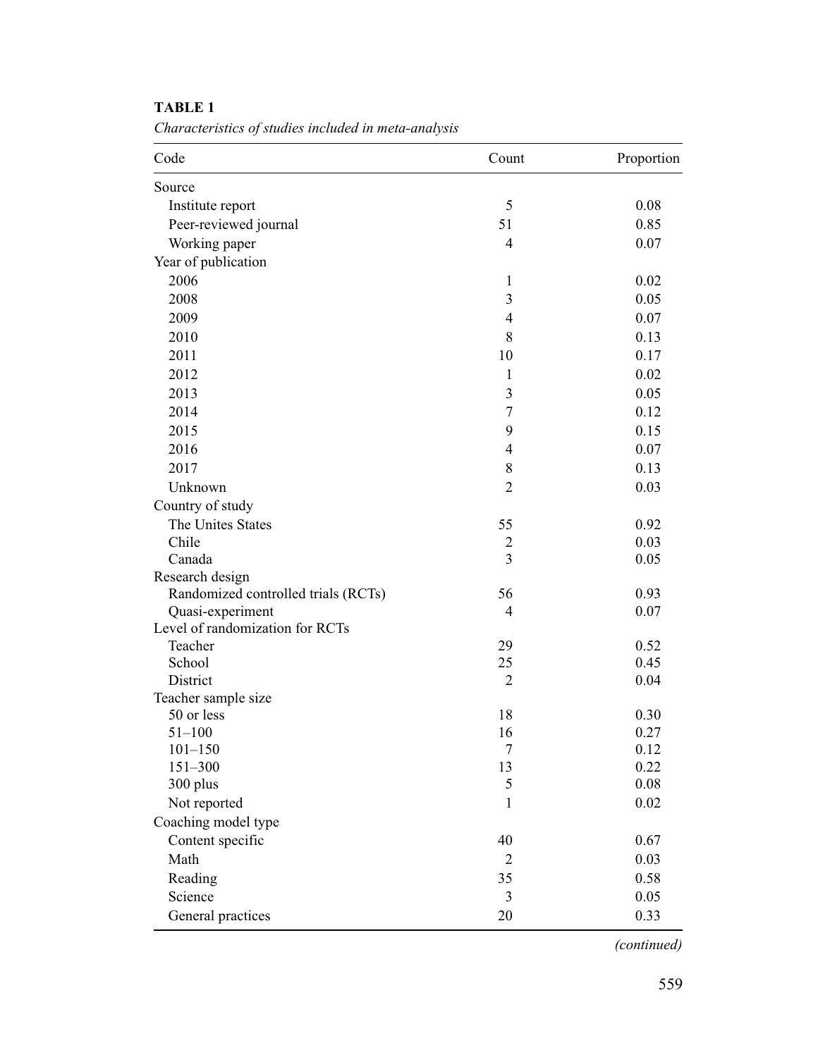**TABLE 1**

*Characteristics of studies included in meta-analysis*

| Code | Count | Proportion |
|---|---|---|
| Source | | |
| Institute report | 5 | 0.08 |
| Peer-reviewed journal | 51 | 0.85 |
| Working paper | 4 | 0.07 |
| Year of publication | | |
| 2006 | 1 | 0.02 |
| 2008 | 3 | 0.05 |
| 2009 | 4 | 0.07 |
| 2010 | 8 | 0.13 |
| 2011 | 10 | 0.17 |
| 2012 | 1 | 0.02 |
| 2013 | 3 | 0.05 |
| 2014 | 7 | 0.12 |
| 2015 | 9 | 0.15 |
| 2016 | 4 | 0.07 |
| 2017 | 8 | 0.13 |
| Unknown | 2 | 0.03 |
| Country of study | | |
| The Unites States | 55 | 0.92 |
| Chile | 2 | 0.03 |
| Canada | 3 | 0.05 |
| Research design | | |
| Randomized controlled trials (RCTs) | 56 | 0.93 |
| Quasi-experiment | 4 | 0.07 |
| Level of randomization for RCTs | | |
| Teacher | 29 | 0.52 |
| School | 25 | 0.45 |
| District | 2 | 0.04 |
| Teacher sample size | | |
| 50 or less | 18 | 0.30 |
| 51–100 | 16 | 0.27 |
| 101–150 | 7 | 0.12 |
| 151–300 | 13 | 0.22 |
| 300 plus | 5 | 0.08 |
| Not reported | 1 | 0.02 |
| Coaching model type | | |
| Content specific | 40 | 0.67 |
| Math | 2 | 0.03 |
| Reading | 35 | 0.58 |
| Science | 3 | 0.05 |
| General practices | 20 | 0.33 |

*(continued)*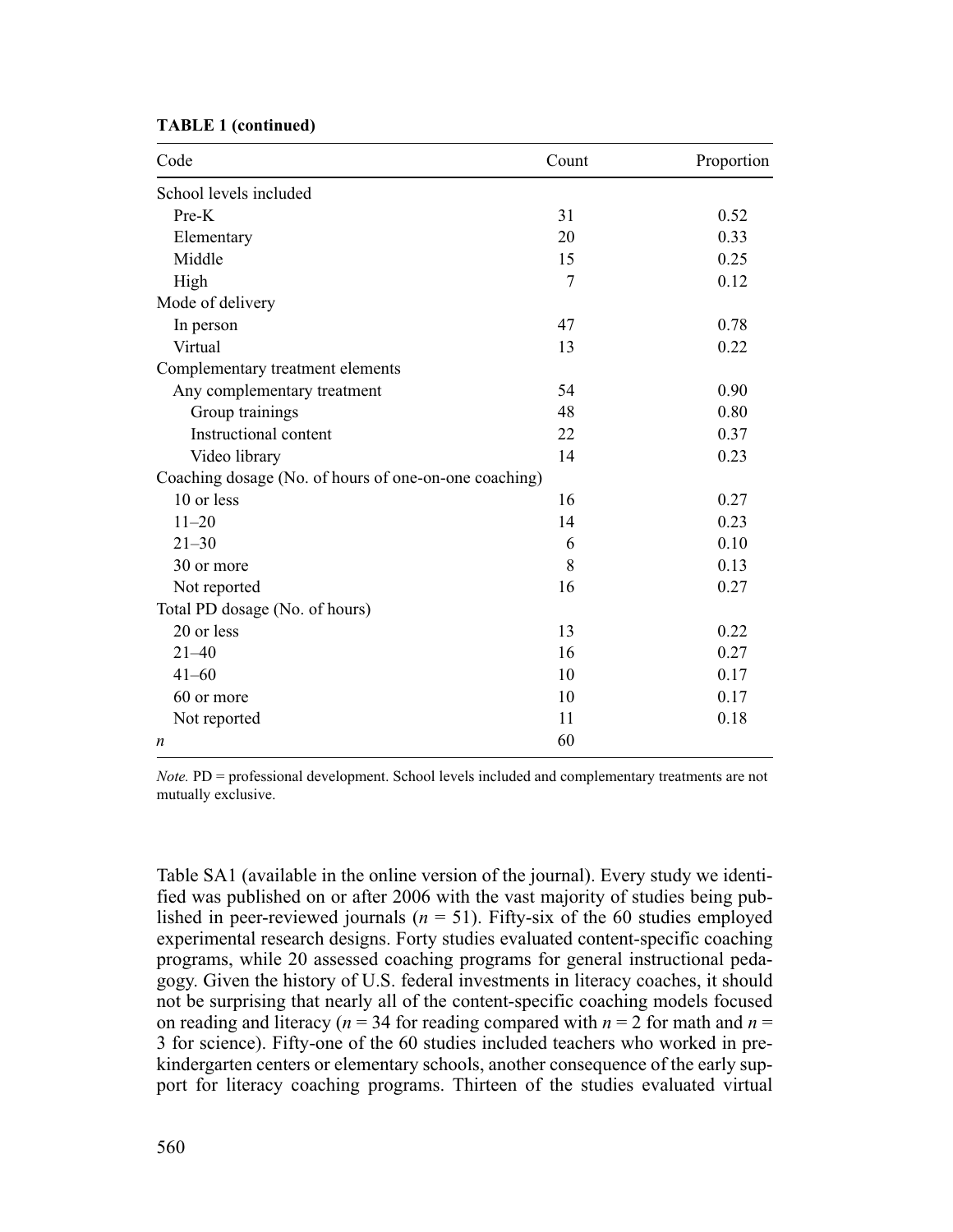**TABLE 1 (continued)**

| Code | Count | Proportion |
|---|---|---|
| School levels included | | |
| Pre-K | 31 | 0.52 |
| Elementary | 20 | 0.33 |
| Middle | 15 | 0.25 |
| High | 7 | 0.12 |
| Mode of delivery | | |
| In person | 47 | 0.78 |
| Virtual | 13 | 0.22 |
| Complementary treatment elements | | |
| Any complementary treatment | 54 | 0.90 |
| Group trainings | 48 | 0.80 |
| Instructional content | 22 | 0.37 |
| Video library | 14 | 0.23 |
| Coaching dosage (No. of hours of one-on-one coaching) | | |
| 10 or less | 16 | 0.27 |
| 11–20 | 14 | 0.23 |
| 21–30 | 6 | 0.10 |
| 30 or more | 8 | 0.13 |
| Not reported | 16 | 0.27 |
| Total PD dosage (No. of hours) | | |
| 20 or less | 13 | 0.22 |
| 21–40 | 16 | 0.27 |
| 41–60 | 10 | 0.17 |
| 60 or more | 10 | 0.17 |
| Not reported | 11 | 0.18 |
| *n* | 60 | |

*Note.* PD = professional development. School levels included and complementary treatments are not mutually exclusive.

Table SA1 (available in the online version of the journal). Every study we identified was published on or after 2006 with the vast majority of studies being published in peer-reviewed journals ($n$ = 51). Fifty-six of the 60 studies employed experimental research designs. Forty studies evaluated content-specific coaching programs, while 20 assessed coaching programs for general instructional pedagogy. Given the history of U.S. federal investments in literacy coaches, it should not be surprising that nearly all of the content-specific coaching models focused on reading and literacy ($n$ = 34 for reading compared with $n$ = 2 for math and $n$ = 3 for science). Fifty-one of the 60 studies included teachers who worked in prekindergarten centers or elementary schools, another consequence of the early support for literacy coaching programs. Thirteen of the studies evaluated virtual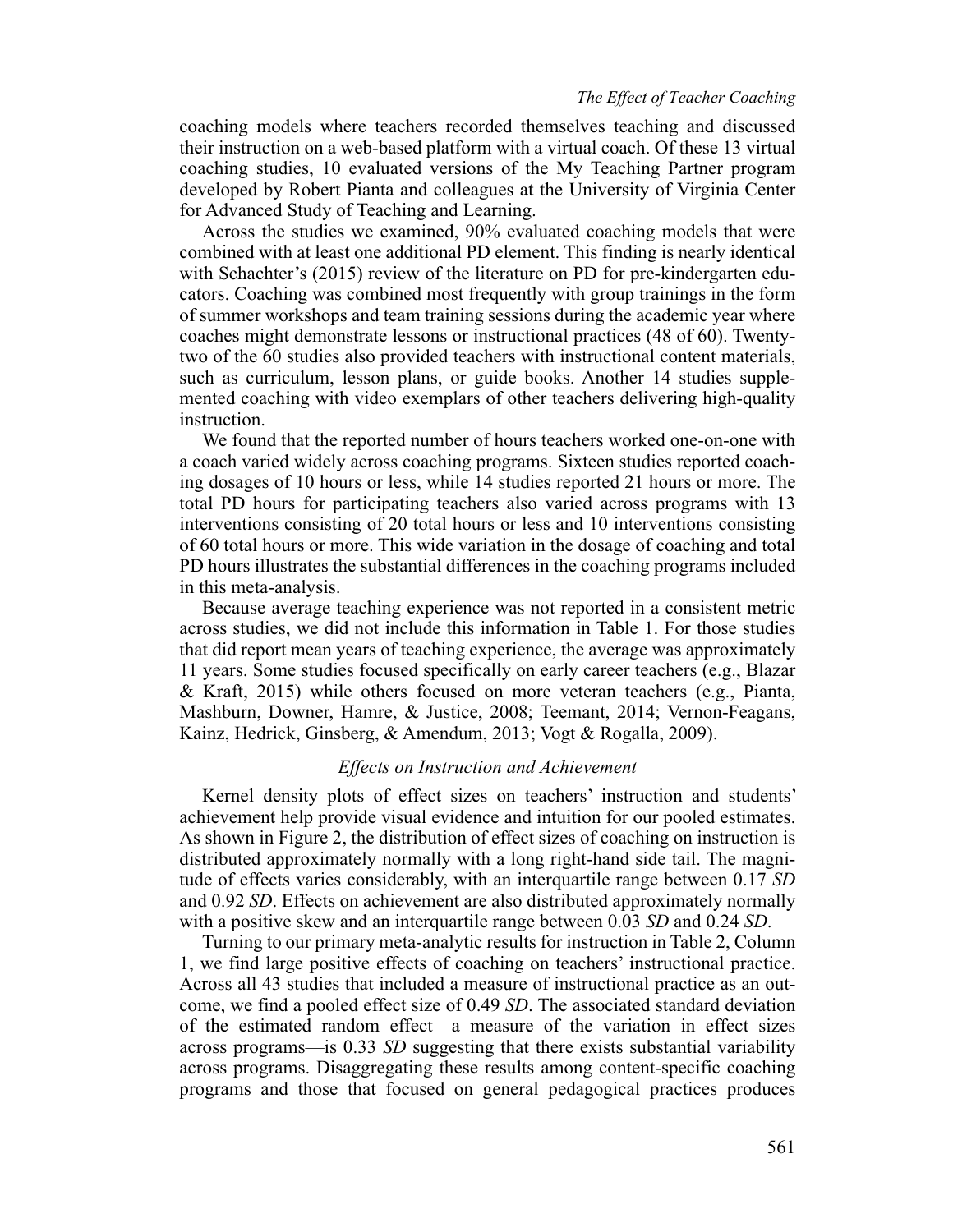coaching models where teachers recorded themselves teaching and discussed their instruction on a web-based platform with a virtual coach. Of these 13 virtual coaching studies, 10 evaluated versions of the My Teaching Partner program developed by Robert Pianta and colleagues at the University of Virginia Center for Advanced Study of Teaching and Learning.

Across the studies we examined, 90% evaluated coaching models that were combined with at least one additional PD element. This finding is nearly identical with Schachter's (2015) review of the literature on PD for pre-kindergarten educators. Coaching was combined most frequently with group trainings in the form of summer workshops and team training sessions during the academic year where coaches might demonstrate lessons or instructional practices (48 of 60). Twenty-two of the 60 studies also provided teachers with instructional content materials, such as curriculum, lesson plans, or guide books. Another 14 studies supplemented coaching with video exemplars of other teachers delivering high-quality instruction.

We found that the reported number of hours teachers worked one-on-one with a coach varied widely across coaching programs. Sixteen studies reported coaching dosages of 10 hours or less, while 14 studies reported 21 hours or more. The total PD hours for participating teachers also varied across programs with 13 interventions consisting of 20 total hours or less and 10 interventions consisting of 60 total hours or more. This wide variation in the dosage of coaching and total PD hours illustrates the substantial differences in the coaching programs included in this meta-analysis.

Because average teaching experience was not reported in a consistent metric across studies, we did not include this information in Table 1. For those studies that did report mean years of teaching experience, the average was approximately 11 years. Some studies focused specifically on early career teachers (e.g., Blazar & Kraft, 2015) while others focused on more veteran teachers (e.g., Pianta, Mashburn, Downer, Hamre, & Justice, 2008; Teemant, 2014; Vernon-Feagans, Kainz, Hedrick, Ginsberg, & Amendum, 2013; Vogt & Rogalla, 2009).

### *Effects on Instruction and Achievement*

Kernel density plots of effect sizes on teachers' instruction and students' achievement help provide visual evidence and intuition for our pooled estimates. As shown in Figure 2, the distribution of effect sizes of coaching on instruction is distributed approximately normally with a long right-hand side tail. The magnitude of effects varies considerably, with an interquartile range between 0.17 *SD* and 0.92 *SD*. Effects on achievement are also distributed approximately normally with a positive skew and an interquartile range between 0.03 *SD* and 0.24 *SD*.

Turning to our primary meta-analytic results for instruction in Table 2, Column 1, we find large positive effects of coaching on teachers' instructional practice. Across all 43 studies that included a measure of instructional practice as an outcome, we find a pooled effect size of 0.49 *SD*. The associated standard deviation of the estimated random effect—a measure of the variation in effect sizes across programs—is 0.33 *SD* suggesting that there exists substantial variability across programs. Disaggregating these results among content-specific coaching programs and those that focused on general pedagogical practices produces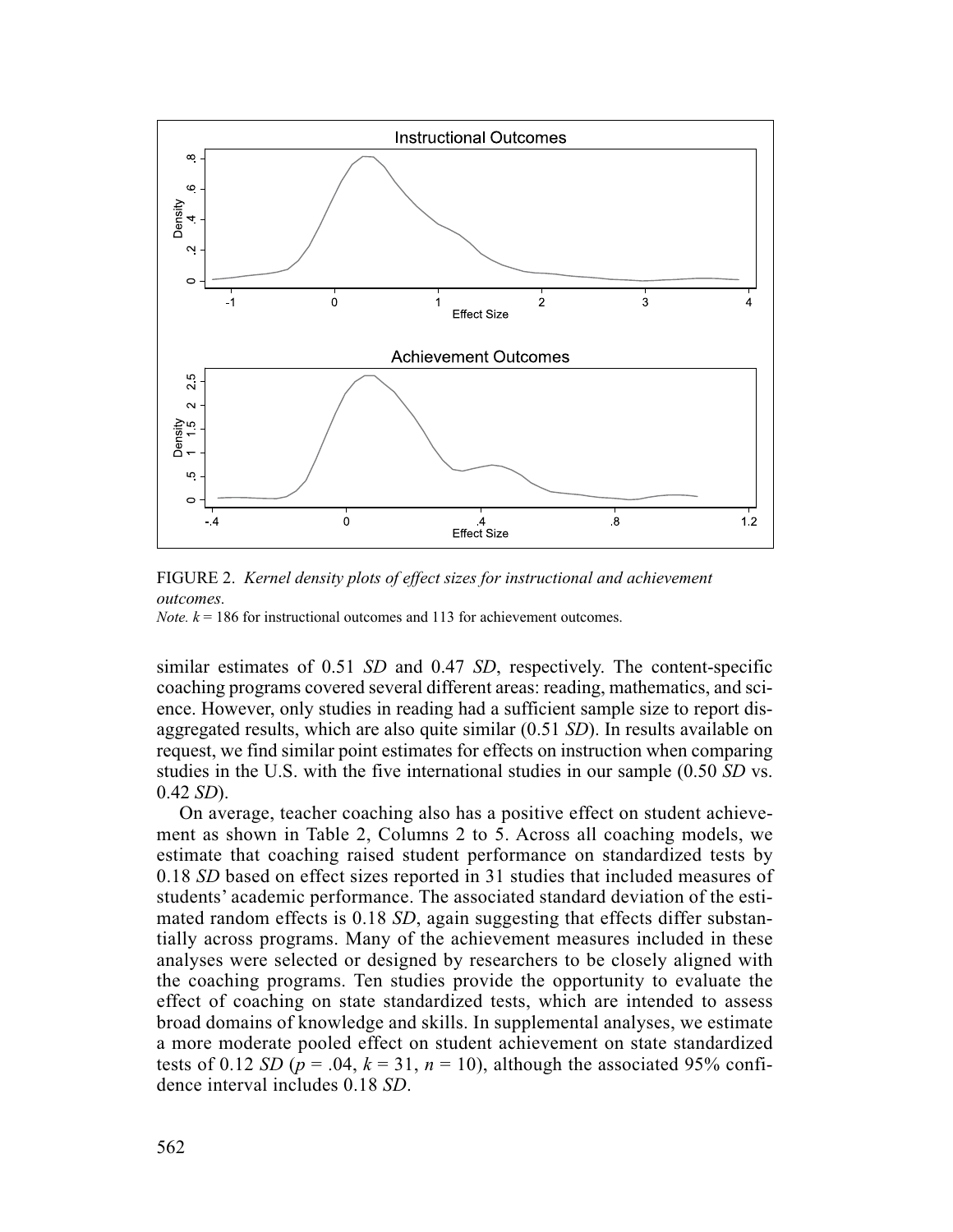FIGURE 2. *Kernel density plots of effect sizes for instructional and achievement outcomes.*

*Note.* $k = 186$ for instructional outcomes and 113 for achievement outcomes.

similar estimates of 0.51 *SD* and 0.47 *SD*, respectively. The content-specific coaching programs covered several different areas: reading, mathematics, and science. However, only studies in reading had a sufficient sample size to report disaggregated results, which are also quite similar (0.51 *SD*). In results available on request, we find similar point estimates for effects on instruction when comparing studies in the U.S. with the five international studies in our sample (0.50 *SD* vs. 0.42 *SD*).

On average, teacher coaching also has a positive effect on student achievement as shown in Table 2, Columns 2 to 5. Across all coaching models, we estimate that coaching raised student performance on standardized tests by 0.18 *SD* based on effect sizes reported in 31 studies that included measures of students' academic performance. The associated standard deviation of the estimated random effects is 0.18 *SD*, again suggesting that effects differ substantially across programs. Many of the achievement measures included in these analyses were selected or designed by researchers to be closely aligned with the coaching programs. Ten studies provide the opportunity to evaluate the effect of coaching on state standardized tests, which are intended to assess broad domains of knowledge and skills. In supplemental analyses, we estimate a more moderate pooled effect on student achievement on state standardized tests of 0.12 *SD* ($p = .04$, $k = 31$, $n = 10$), although the associated 95% confidence interval includes 0.18 *SD*.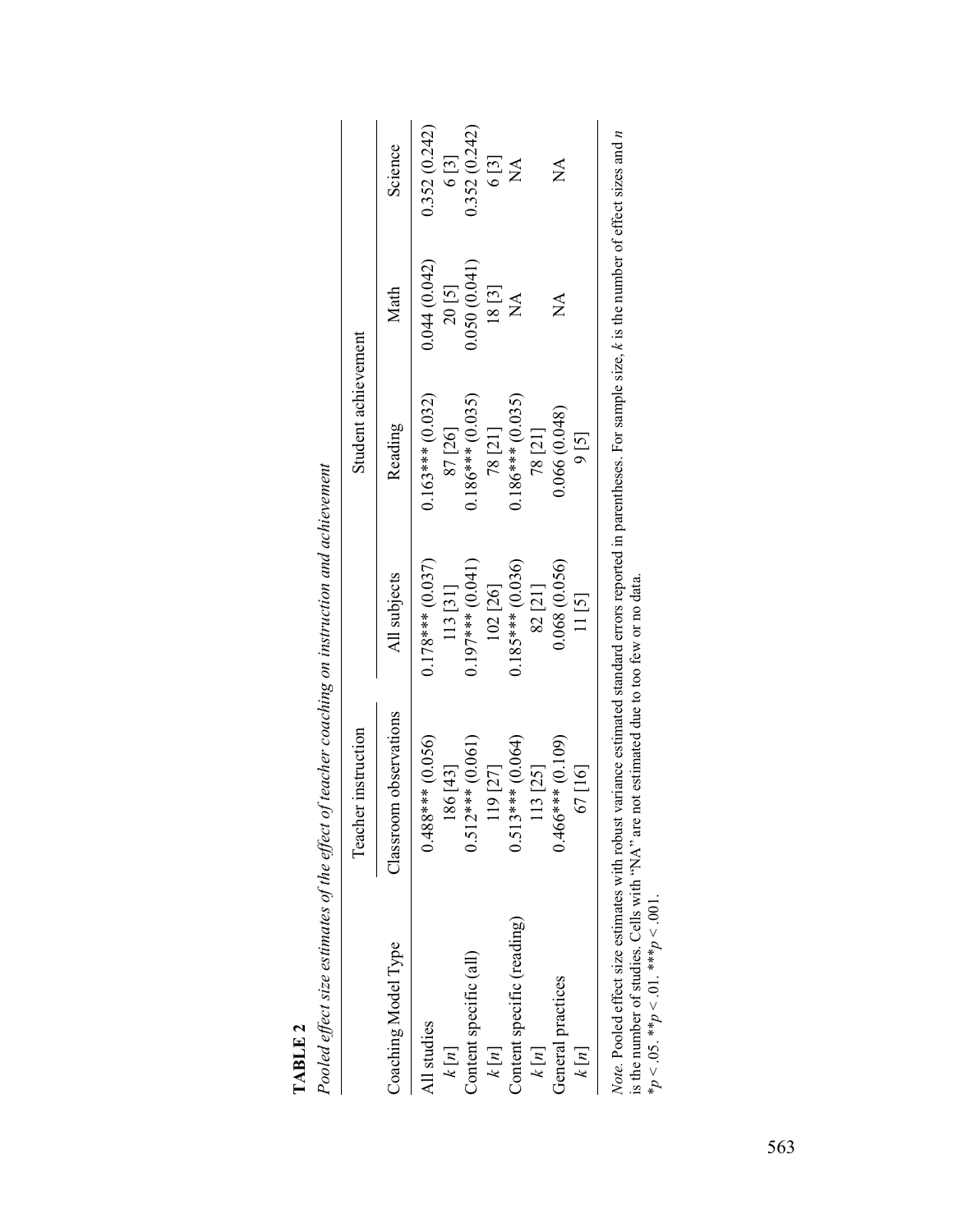**TABLE 2**

*Pooled effect size estimates of the effect of teacher coaching on instruction and achievement*

| | Teacher instruction | Student achievement | | | |
|---|---|---|---|---|---|
| Coaching Model Type | Classroom observations | All subjects | Reading | Math | Science |
| All studies | 0.488*** (0.056) | 0.178*** (0.037) | 0.163*** (0.032) | 0.044 (0.042) | 0.352 (0.242) |
| $k$ [$n$] | 186 [43] | 113 [31] | 87 [26] | 20 [5] | 6 [3] |
| Content specific (all) | 0.512*** (0.061) | 0.197*** (0.041) | 0.186*** (0.035) | 0.050 (0.041) | 0.352 (0.242) |
| $k$ [$n$] | 119 [27] | 102 [26] | 78 [21] | 18 [3] | 6 [3] |
| Content specific (reading) | 0.513*** (0.064) | 0.185*** (0.036) | 0.186*** (0.035) | NA | NA |
| $k$ [$n$] | 113 [25] | 82 [21] | 78 [21] | | |
| General practices | 0.466*** (0.109) | 0.068 (0.056) | 0.066 (0.048) | NA | NA |
| $k$ [$n$] | 67 [16] | 11 [5] | 9 [5] | | |

*Note.* Pooled effect size estimates with robust variance estimated standard errors reported in parentheses. For sample size, $k$ is the number of effect sizes and $n$ is the number of studies. Cells with "NA" are not estimated due to too few or no data.
$*p < .05$. $**p < .01$. $***p < .001$.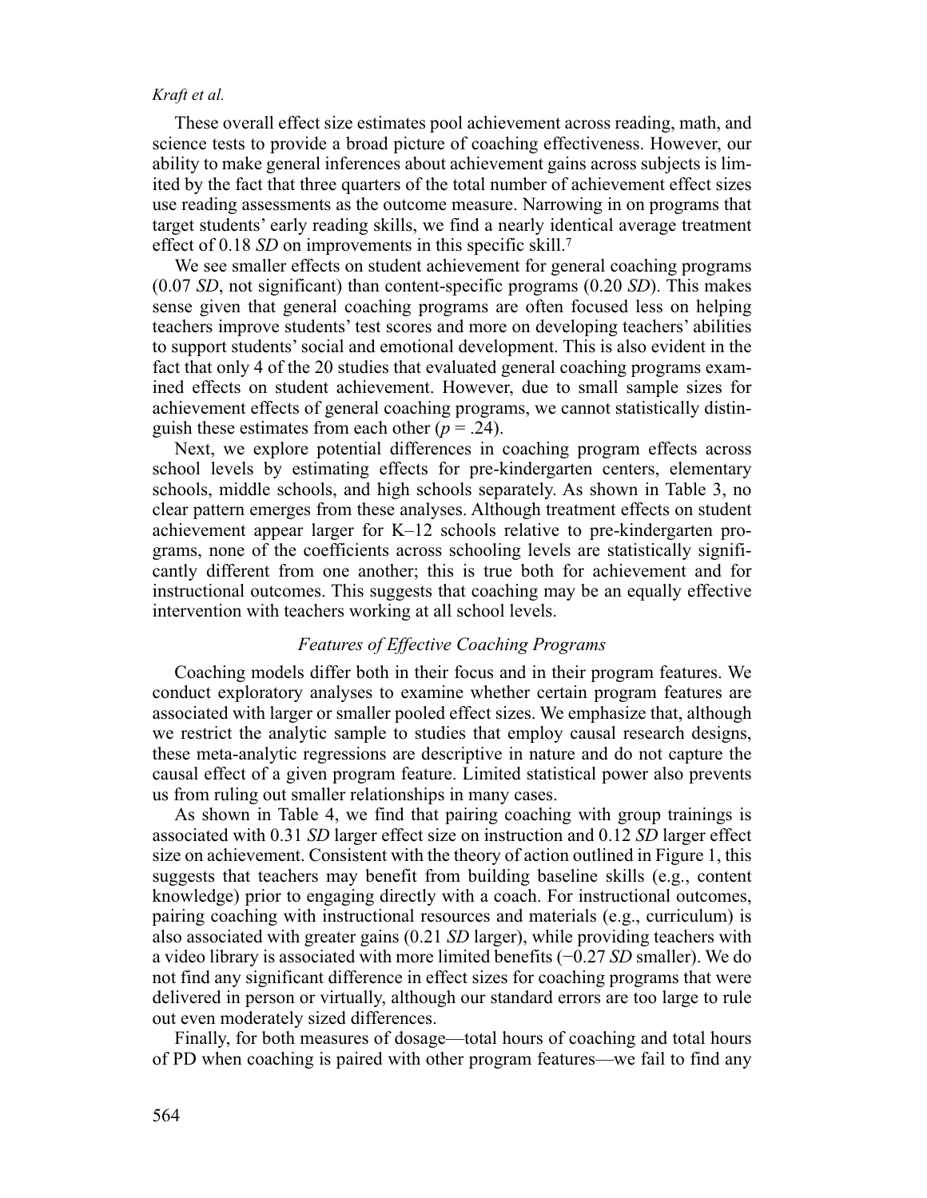These overall effect size estimates pool achievement across reading, math, and science tests to provide a broad picture of coaching effectiveness. However, our ability to make general inferences about achievement gains across subjects is limited by the fact that three quarters of the total number of achievement effect sizes use reading assessments as the outcome measure. Narrowing in on programs that target students' early reading skills, we find a nearly identical average treatment effect of 0.18 *SD* on improvements in this specific skill.[7]

We see smaller effects on student achievement for general coaching programs (0.07 *SD*, not significant) than content-specific programs (0.20 *SD*). This makes sense given that general coaching programs are often focused less on helping teachers improve students' test scores and more on developing teachers' abilities to support students' social and emotional development. This is also evident in the fact that only 4 of the 20 studies that evaluated general coaching programs examined effects on student achievement. However, due to small sample sizes for achievement effects of general coaching programs, we cannot statistically distinguish these estimates from each other ($p = .24$).

Next, we explore potential differences in coaching program effects across school levels by estimating effects for pre-kindergarten centers, elementary schools, middle schools, and high schools separately. As shown in Table 3, no clear pattern emerges from these analyses. Although treatment effects on student achievement appear larger for K–12 schools relative to pre-kindergarten programs, none of the coefficients across schooling levels are statistically significantly different from one another; this is true both for achievement and for instructional outcomes. This suggests that coaching may be an equally effective intervention with teachers working at all school levels.

### *Features of Effective Coaching Programs*

Coaching models differ both in their focus and in their program features. We conduct exploratory analyses to examine whether certain program features are associated with larger or smaller pooled effect sizes. We emphasize that, although we restrict the analytic sample to studies that employ causal research designs, these meta-analytic regressions are descriptive in nature and do not capture the causal effect of a given program feature. Limited statistical power also prevents us from ruling out smaller relationships in many cases.

As shown in Table 4, we find that pairing coaching with group trainings is associated with 0.31 *SD* larger effect size on instruction and 0.12 *SD* larger effect size on achievement. Consistent with the theory of action outlined in Figure 1, this suggests that teachers may benefit from building baseline skills (e.g., content knowledge) prior to engaging directly with a coach. For instructional outcomes, pairing coaching with instructional resources and materials (e.g., curriculum) is also associated with greater gains (0.21 *SD* larger), while providing teachers with a video library is associated with more limited benefits (−0.27 *SD* smaller). We do not find any significant difference in effect sizes for coaching programs that were delivered in person or virtually, although our standard errors are too large to rule out even moderately sized differences.

Finally, for both measures of dosage—total hours of coaching and total hours of PD when coaching is paired with other program features—we fail to find any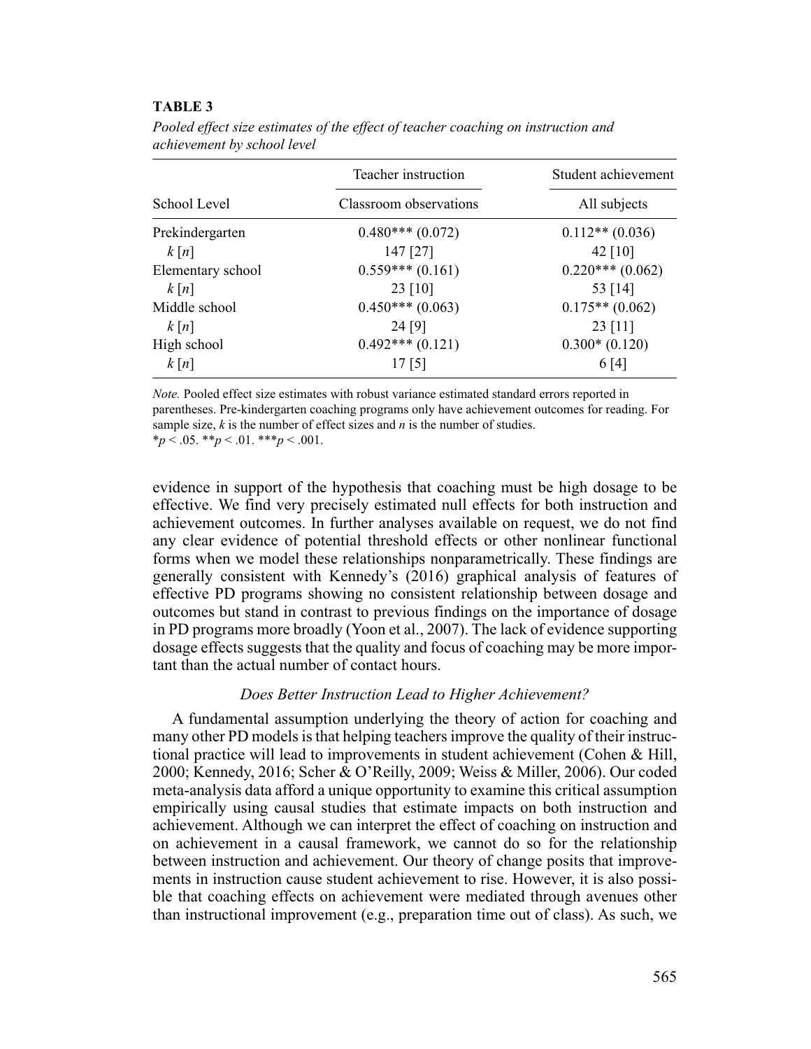**TABLE 3**

*Pooled effect size estimates of the effect of teacher coaching on instruction and achievement by school level*

| School Level | Teacher instruction | Student achievement |
|---|---|---|
| | Classroom observations | All subjects |
| Prekindergarten | 0.480*** (0.072) | 0.112** (0.036) |
| $k$ [$n$] | 147 [27] | 42 [10] |
| Elementary school | 0.559*** (0.161) | 0.220*** (0.062) |
| $k$ [$n$] | 23 [10] | 53 [14] |
| Middle school | 0.450*** (0.063) | 0.175** (0.062) |
| $k$ [$n$] | 24 [9] | 23 [11] |
| High school | 0.492*** (0.121) | 0.300* (0.120) |
| $k$ [$n$] | 17 [5] | 6 [4] |

*Note.* Pooled effect size estimates with robust variance estimated standard errors reported in parentheses. Pre-kindergarten coaching programs only have achievement outcomes for reading. For sample size, $k$ is the number of effect sizes and $n$ is the number of studies.
*$p < .05$. **$p < .01$. ***$p < .001$.

evidence in support of the hypothesis that coaching must be high dosage to be effective. We find very precisely estimated null effects for both instruction and achievement outcomes. In further analyses available on request, we do not find any clear evidence of potential threshold effects or other nonlinear functional forms when we model these relationships nonparametrically. These findings are generally consistent with Kennedy's (2016) graphical analysis of features of effective PD programs showing no consistent relationship between dosage and outcomes but stand in contrast to previous findings on the importance of dosage in PD programs more broadly (Yoon et al., 2007). The lack of evidence supporting dosage effects suggests that the quality and focus of coaching may be more important than the actual number of contact hours.

### *Does Better Instruction Lead to Higher Achievement?*

A fundamental assumption underlying the theory of action for coaching and many other PD models is that helping teachers improve the quality of their instructional practice will lead to improvements in student achievement (Cohen & Hill, 2000; Kennedy, 2016; Scher & O'Reilly, 2009; Weiss & Miller, 2006). Our coded meta-analysis data afford a unique opportunity to examine this critical assumption empirically using causal studies that estimate impacts on both instruction and achievement. Although we can interpret the effect of coaching on instruction and on achievement in a causal framework, we cannot do so for the relationship between instruction and achievement. Our theory of change posits that improvements in instruction cause student achievement to rise. However, it is also possible that coaching effects on achievement were mediated through avenues other than instructional improvement (e.g., preparation time out of class). As such, we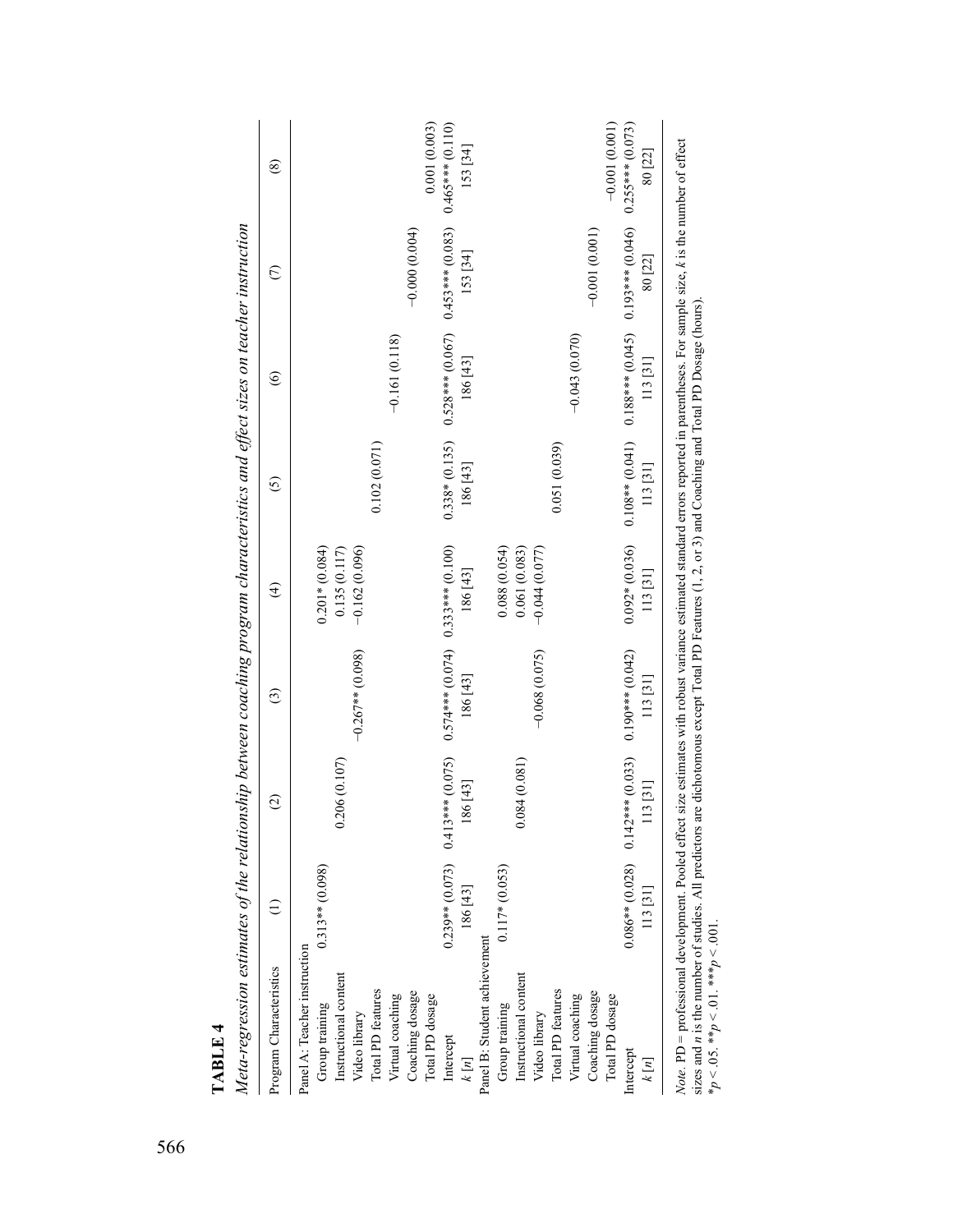**TABLE 4**

*Meta-regression estimates of the relationship between coaching program characteristics and effect sizes on teacher instruction*

| Program Characteristics | (1) | (2) | (3) | (4) | (5) | (6) | (7) | (8) |
|---|---|---|---|---|---|---|---|---|
| Panel A: Teacher instruction | | | | | | | | |
| Group training | 0.313** (0.098) | | | 0.201* (0.084) | | | | |
| Instructional content | | 0.206 (0.107) | | 0.135 (0.117) | | | | |
| Video library | | | −0.267** (0.098) | −0.162 (0.096) | | | | |
| Total PD features | | | | | 0.102 (0.071) | | | |
| Virtual coaching | | | | | | −0.161 (0.118) | | |
| Coaching dosage | | | | | | | −0.000 (0.004) | |
| Total PD dosage | | | | | | | | 0.001 (0.003) |
| Intercept | 0.239** (0.073) | 0.413*** (0.075) | 0.574*** (0.074) | 0.333*** (0.100) | 0.338* (0.135) | 0.528*** (0.067) | 0.453*** (0.083) | 0.465*** (0.110) |
| *k* [*n*] | 186 [43] | 186 [43] | 186 [43] | 186 [43] | 186 [43] | 186 [43] | 153 [34] | 153 [34] |
| Panel B: Student achievement | | | | | | | | |
| Group training | 0.117* (0.053) | | | 0.088 (0.054) | | | | |
| Instructional content | | 0.084 (0.081) | | 0.061 (0.083) | | | | |
| Video library | | | −0.068 (0.075) | −0.044 (0.077) | | | | |
| Total PD features | | | | | 0.051 (0.039) | | | |
| Virtual coaching | | | | | | −0.043 (0.070) | | |
| Coaching dosage | | | | | | | −0.001 (0.001) | |
| Total PD dosage | | | | | | | | −0.001 (0.001) |
| Intercept | 0.086** (0.028) | 0.142*** (0.033) | 0.190*** (0.042) | 0.092* (0.036) | 0.108** (0.041) | 0.188*** (0.045) | 0.193*** (0.046) | 0.255*** (0.073) |
| *k* [*n*] | 113 [31] | 113 [31] | 113 [31] | 113 [31] | 113 [31] | 113 [31] | 80 [22] | 80 [22] |

*Note*. PD = professional development. Pooled effect size estimates with robust variance estimated standard errors reported in parentheses. For sample size, *k* is the number of effect sizes and *n* is the number of studies. All predictors are dichotomous except Total PD Features (1, 2, or 3) and Coaching and Total PD Dosage (hours).
*$p < .05$. **$p < .01$. ***$p < .001$.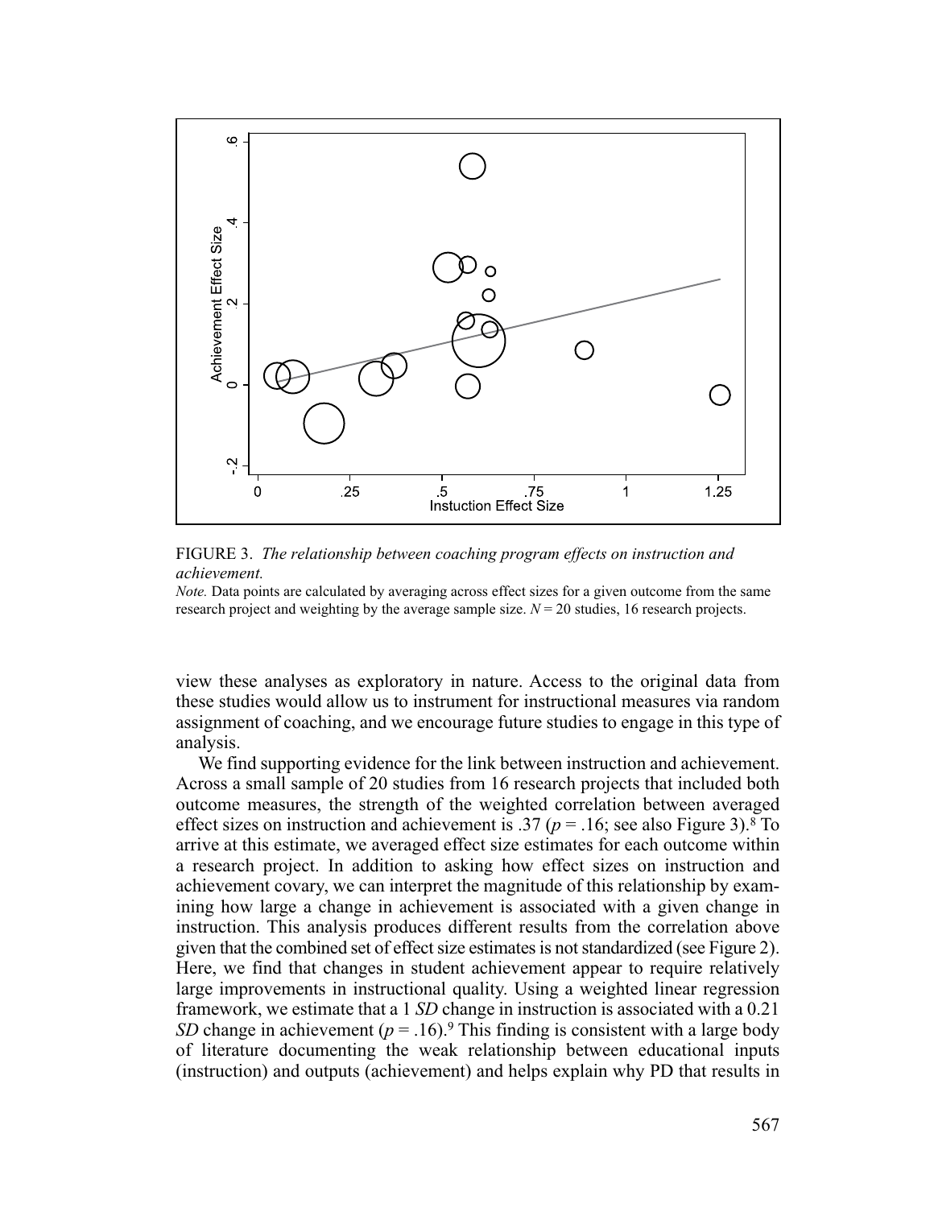FIGURE 3. *The relationship between coaching program effects on instruction and achievement.*

*Note.* Data points are calculated by averaging across effect sizes for a given outcome from the same research project and weighting by the average sample size. $N = 20$ studies, 16 research projects.

view these analyses as exploratory in nature. Access to the original data from these studies would allow us to instrument for instructional measures via random assignment of coaching, and we encourage future studies to engage in this type of analysis.

We find supporting evidence for the link between instruction and achievement. Across a small sample of 20 studies from 16 research projects that included both outcome measures, the strength of the weighted correlation between averaged effect sizes on instruction and achievement is .37 ($p = .16$; see also Figure 3).[8] To arrive at this estimate, we averaged effect size estimates for each outcome within a research project. In addition to asking how effect sizes on instruction and achievement covary, we can interpret the magnitude of this relationship by examining how large a change in achievement is associated with a given change in instruction. This analysis produces different results from the correlation above given that the combined set of effect size estimates is not standardized (see Figure 2). Here, we find that changes in student achievement appear to require relatively large improvements in instructional quality. Using a weighted linear regression framework, we estimate that a 1 *SD* change in instruction is associated with a 0.21 *SD* change in achievement ($p = .16$).[9] This finding is consistent with a large body of literature documenting the weak relationship between educational inputs (instruction) and outputs (achievement) and helps explain why PD that results in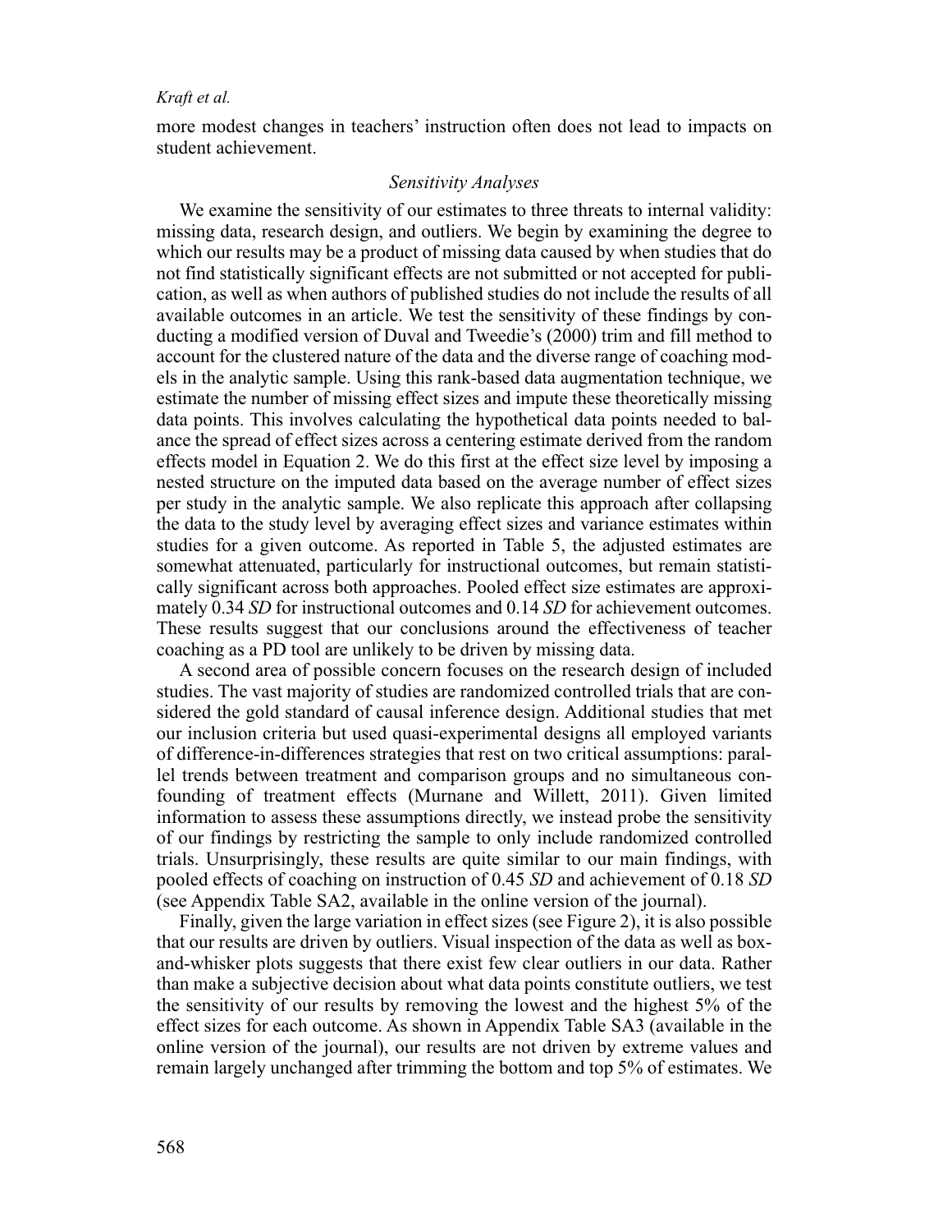more modest changes in teachers' instruction often does not lead to impacts on student achievement.

### *Sensitivity Analyses*

We examine the sensitivity of our estimates to three threats to internal validity: missing data, research design, and outliers. We begin by examining the degree to which our results may be a product of missing data caused by when studies that do not find statistically significant effects are not submitted or not accepted for publication, as well as when authors of published studies do not include the results of all available outcomes in an article. We test the sensitivity of these findings by conducting a modified version of Duval and Tweedie's (2000) trim and fill method to account for the clustered nature of the data and the diverse range of coaching models in the analytic sample. Using this rank-based data augmentation technique, we estimate the number of missing effect sizes and impute these theoretically missing data points. This involves calculating the hypothetical data points needed to balance the spread of effect sizes across a centering estimate derived from the random effects model in Equation 2. We do this first at the effect size level by imposing a nested structure on the imputed data based on the average number of effect sizes per study in the analytic sample. We also replicate this approach after collapsing the data to the study level by averaging effect sizes and variance estimates within studies for a given outcome. As reported in Table 5, the adjusted estimates are somewhat attenuated, particularly for instructional outcomes, but remain statistically significant across both approaches. Pooled effect size estimates are approximately 0.34 *SD* for instructional outcomes and 0.14 *SD* for achievement outcomes. These results suggest that our conclusions around the effectiveness of teacher coaching as a PD tool are unlikely to be driven by missing data.

A second area of possible concern focuses on the research design of included studies. The vast majority of studies are randomized controlled trials that are considered the gold standard of causal inference design. Additional studies that met our inclusion criteria but used quasi-experimental designs all employed variants of difference-in-differences strategies that rest on two critical assumptions: parallel trends between treatment and comparison groups and no simultaneous confounding of treatment effects (Murnane and Willett, 2011). Given limited information to assess these assumptions directly, we instead probe the sensitivity of our findings by restricting the sample to only include randomized controlled trials. Unsurprisingly, these results are quite similar to our main findings, with pooled effects of coaching on instruction of 0.45 *SD* and achievement of 0.18 *SD* (see Appendix Table SA2, available in the online version of the journal).

Finally, given the large variation in effect sizes (see Figure 2), it is also possible that our results are driven by outliers. Visual inspection of the data as well as box-and-whisker plots suggests that there exist few clear outliers in our data. Rather than make a subjective decision about what data points constitute outliers, we test the sensitivity of our results by removing the lowest and the highest 5% of the effect sizes for each outcome. As shown in Appendix Table SA3 (available in the online version of the journal), our results are not driven by extreme values and remain largely unchanged after trimming the bottom and top 5% of estimates. We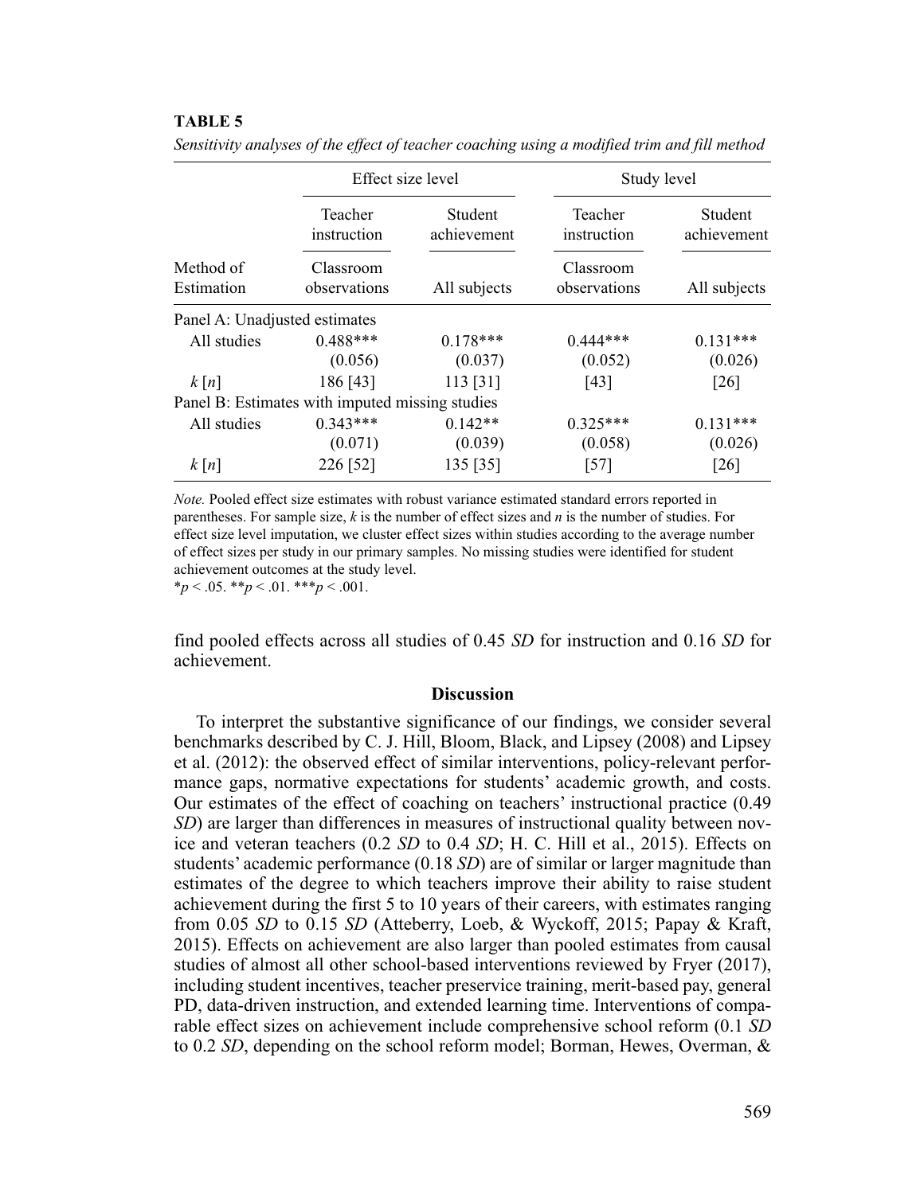**TABLE 5**

*Sensitivity analyses of the effect of teacher coaching using a modified trim and fill method*

| | Effect size level | | Study level | |
|---|---|---|---|---|
| | Teacher instruction | Student achievement | Teacher instruction | Student achievement |
| Method of Estimation | Classroom observations | All subjects | Classroom observations | All subjects |
| Panel A: Unadjusted estimates | | | | |
| All studies | 0.488*** | 0.178*** | 0.444*** | 0.131*** |
| | (0.056) | (0.037) | (0.052) | (0.026) |
| *k* [*n*] | 186 [43] | 113 [31] | [43] | [26] |
| Panel B: Estimates with imputed missing studies | | | | |
| All studies | 0.343*** | 0.142** | 0.325*** | 0.131*** |
| | (0.071) | (0.039) | (0.058) | (0.026) |
| *k* [*n*] | 226 [52] | 135 [35] | [57] | [26] |

*Note.* Pooled effect size estimates with robust variance estimated standard errors reported in parentheses. For sample size, *k* is the number of effect sizes and *n* is the number of studies. For effect size level imputation, we cluster effect sizes within studies according to the average number of effect sizes per study in our primary samples. No missing studies were identified for student achievement outcomes at the study level.
*$p < .05$. **$p < .01$. ***$p < .001$.

find pooled effects across all studies of 0.45 *SD* for instruction and 0.16 *SD* for achievement.

## Discussion

To interpret the substantive significance of our findings, we consider several benchmarks described by C. J. Hill, Bloom, Black, and Lipsey (2008) and Lipsey et al. (2012): the observed effect of similar interventions, policy-relevant performance gaps, normative expectations for students' academic growth, and costs. Our estimates of the effect of coaching on teachers' instructional practice (0.49 *SD*) are larger than differences in measures of instructional quality between novice and veteran teachers (0.2 *SD* to 0.4 *SD*; H. C. Hill et al., 2015). Effects on students' academic performance (0.18 *SD*) are of similar or larger magnitude than estimates of the degree to which teachers improve their ability to raise student achievement during the first 5 to 10 years of their careers, with estimates ranging from 0.05 *SD* to 0.15 *SD* (Atteberry, Loeb, & Wyckoff, 2015; Papay & Kraft, 2015). Effects on achievement are also larger than pooled estimates from causal studies of almost all other school-based interventions reviewed by Fryer (2017), including student incentives, teacher preservice training, merit-based pay, general PD, data-driven instruction, and extended learning time. Interventions of comparable effect sizes on achievement include comprehensive school reform (0.1 *SD* to 0.2 *SD*, depending on the school reform model; Borman, Hewes, Overman, &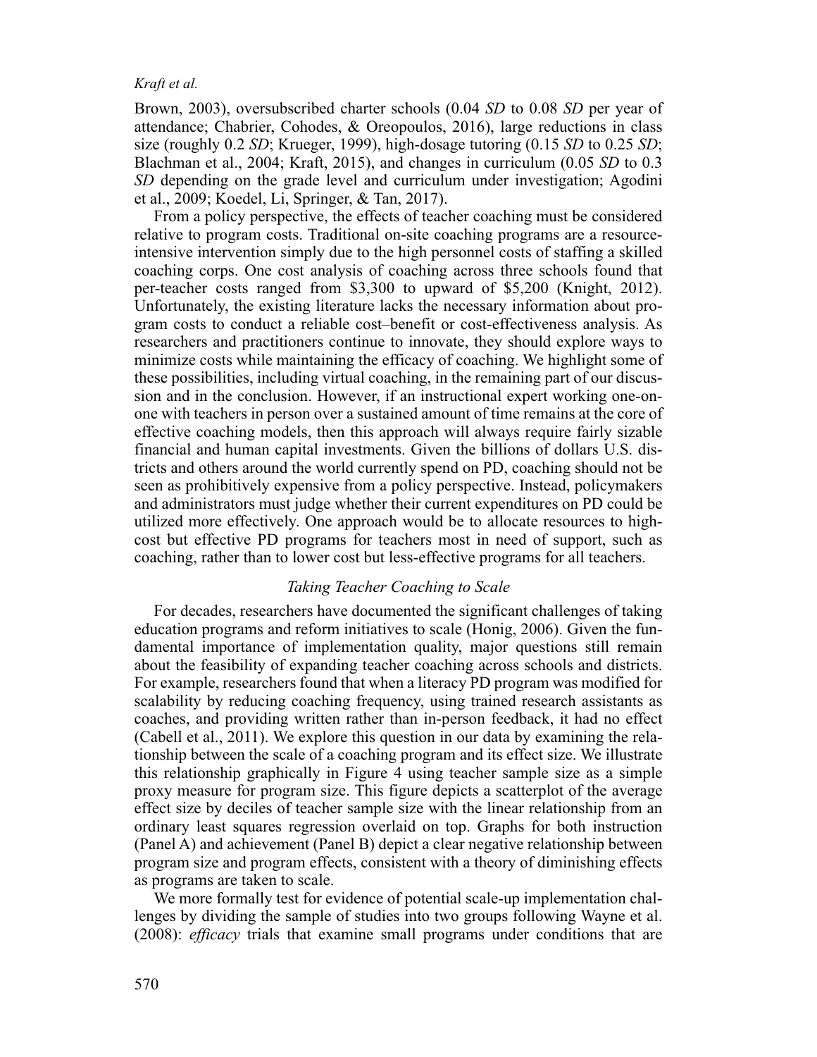Brown, 2003), oversubscribed charter schools (0.04 *SD* to 0.08 *SD* per year of attendance; Chabrier, Cohodes, & Oreopoulos, 2016), large reductions in class size (roughly 0.2 *SD*; Krueger, 1999), high-dosage tutoring (0.15 *SD* to 0.25 *SD*; Blachman et al., 2004; Kraft, 2015), and changes in curriculum (0.05 *SD* to 0.3 *SD* depending on the grade level and curriculum under investigation; Agodini et al., 2009; Koedel, Li, Springer, & Tan, 2017).

From a policy perspective, the effects of teacher coaching must be considered relative to program costs. Traditional on-site coaching programs are a resource-intensive intervention simply due to the high personnel costs of staffing a skilled coaching corps. One cost analysis of coaching across three schools found that per-teacher costs ranged from \$3,300 to upward of \$5,200 (Knight, 2012). Unfortunately, the existing literature lacks the necessary information about program costs to conduct a reliable cost–benefit or cost-effectiveness analysis. As researchers and practitioners continue to innovate, they should explore ways to minimize costs while maintaining the efficacy of coaching. We highlight some of these possibilities, including virtual coaching, in the remaining part of our discussion and in the conclusion. However, if an instructional expert working one-on-one with teachers in person over a sustained amount of time remains at the core of effective coaching models, then this approach will always require fairly sizable financial and human capital investments. Given the billions of dollars U.S. districts and others around the world currently spend on PD, coaching should not be seen as prohibitively expensive from a policy perspective. Instead, policymakers and administrators must judge whether their current expenditures on PD could be utilized more effectively. One approach would be to allocate resources to high-cost but effective PD programs for teachers most in need of support, such as coaching, rather than to lower cost but less-effective programs for all teachers.

### *Taking Teacher Coaching to Scale*

For decades, researchers have documented the significant challenges of taking education programs and reform initiatives to scale (Honig, 2006). Given the fundamental importance of implementation quality, major questions still remain about the feasibility of expanding teacher coaching across schools and districts. For example, researchers found that when a literacy PD program was modified for scalability by reducing coaching frequency, using trained research assistants as coaches, and providing written rather than in-person feedback, it had no effect (Cabell et al., 2011). We explore this question in our data by examining the relationship between the scale of a coaching program and its effect size. We illustrate this relationship graphically in Figure 4 using teacher sample size as a simple proxy measure for program size. This figure depicts a scatterplot of the average effect size by deciles of teacher sample size with the linear relationship from an ordinary least squares regression overlaid on top. Graphs for both instruction (Panel A) and achievement (Panel B) depict a clear negative relationship between program size and program effects, consistent with a theory of diminishing effects as programs are taken to scale.

We more formally test for evidence of potential scale-up implementation challenges by dividing the sample of studies into two groups following Wayne et al. (2008): *efficacy* trials that examine small programs under conditions that are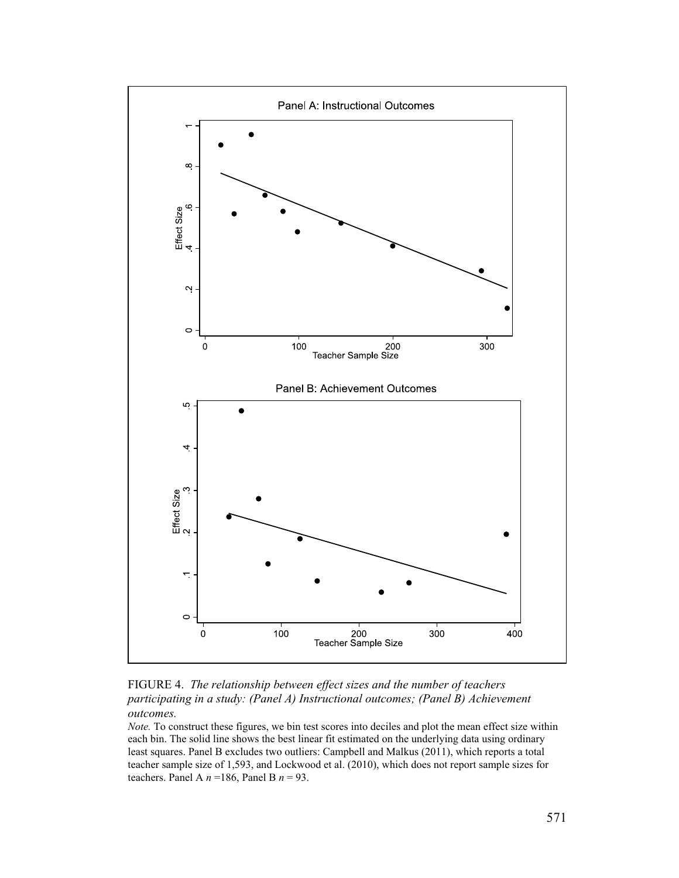FIGURE 4. *The relationship between effect sizes and the number of teachers participating in a study: (Panel A) Instructional outcomes; (Panel B) Achievement outcomes.*

*Note.* To construct these figures, we bin test scores into deciles and plot the mean effect size within each bin. The solid line shows the best linear fit estimated on the underlying data using ordinary least squares. Panel B excludes two outliers: Campbell and Malkus (2011), which reports a total teacher sample size of 1,593, and Lockwood et al. (2010), which does not report sample sizes for teachers. Panel A *n* =186, Panel B *n* = 93.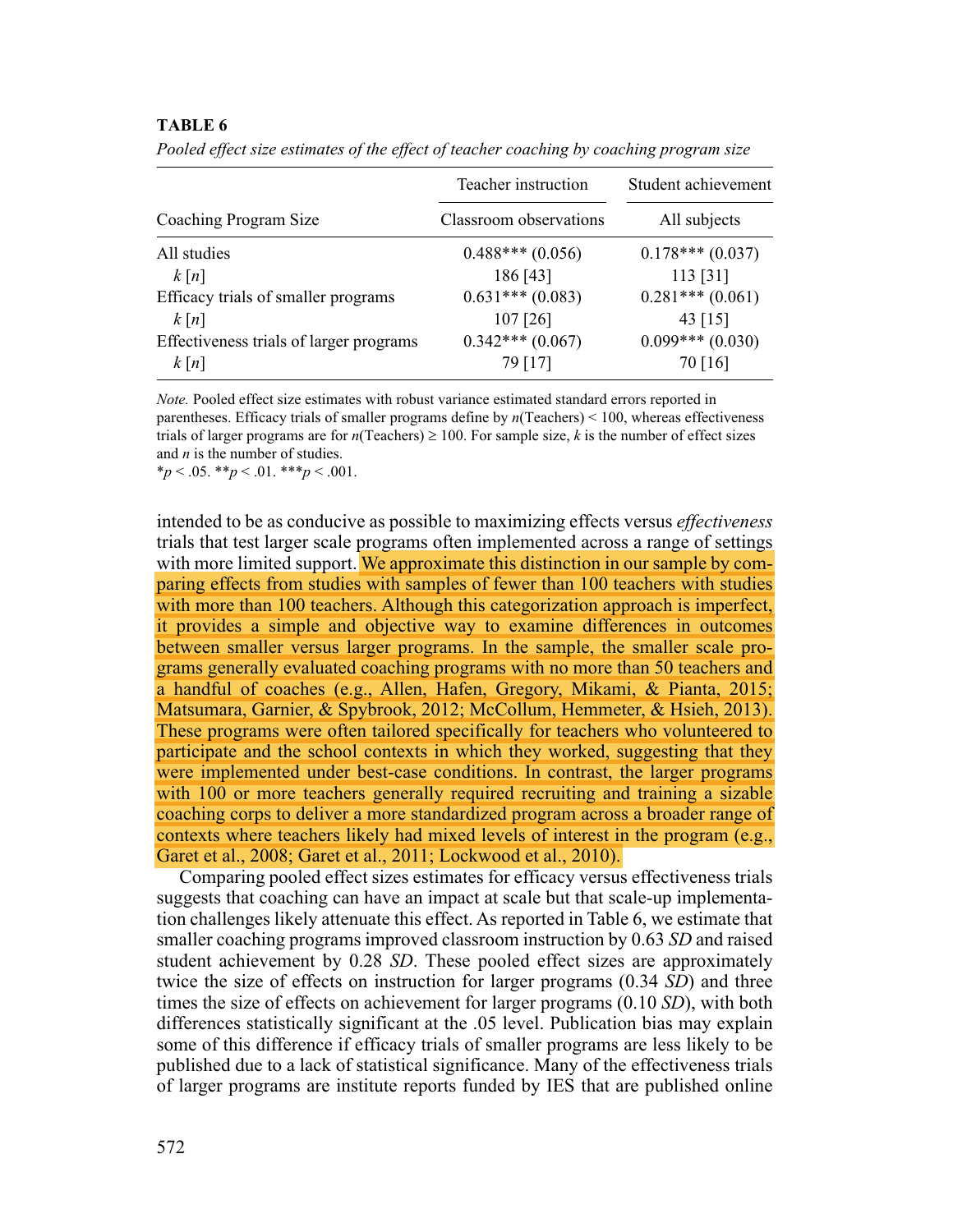**TABLE 6**

*Pooled effect size estimates of the effect of teacher coaching by coaching program size*

| | Teacher instruction | Student achievement |
|---|---|---|
| Coaching Program Size | Classroom observations | All subjects |
| All studies | 0.488*** (0.056) | 0.178*** (0.037) |
| *k* [*n*] | 186 [43] | 113 [31] |
| Efficacy trials of smaller programs | 0.631*** (0.083) | 0.281*** (0.061) |
| *k* [*n*] | 107 [26] | 43 [15] |
| Effectiveness trials of larger programs | 0.342*** (0.067) | 0.099*** (0.030) |
| *k* [*n*] | 79 [17] | 70 [16] |

*Note.* Pooled effect size estimates with robust variance estimated standard errors reported in parentheses. Efficacy trials of smaller programs define by $n$(Teachers) < 100, whereas effectiveness trials of larger programs are for $n$(Teachers) ≥ 100. For sample size, $k$ is the number of effect sizes and $n$ is the number of studies.
*$p$ < .05. **$p$ < .01. ***$p$ < .001.

intended to be as conducive as possible to maximizing effects versus *effectiveness* trials that test larger scale programs often implemented across a range of settings with more limited support. We approximate this distinction in our sample by comparing effects from studies with samples of fewer than 100 teachers with studies with more than 100 teachers. Although this categorization approach is imperfect, it provides a simple and objective way to examine differences in outcomes between smaller versus larger programs. In the sample, the smaller scale programs generally evaluated coaching programs with no more than 50 teachers and a handful of coaches (e.g., Allen, Hafen, Gregory, Mikami, & Pianta, 2015; Matsumara, Garnier, & Spybrook, 2012; McCollum, Hemmeter, & Hsieh, 2013). These programs were often tailored specifically for teachers who volunteered to participate and the school contexts in which they worked, suggesting that they were implemented under best-case conditions. In contrast, the larger programs with 100 or more teachers generally required recruiting and training a sizable coaching corps to deliver a more standardized program across a broader range of contexts where teachers likely had mixed levels of interest in the program (e.g., Garet et al., 2008; Garet et al., 2011; Lockwood et al., 2010).

Comparing pooled effect sizes estimates for efficacy versus effectiveness trials suggests that coaching can have an impact at scale but that scale-up implementation challenges likely attenuate this effect. As reported in Table 6, we estimate that smaller coaching programs improved classroom instruction by 0.63 *SD* and raised student achievement by 0.28 *SD*. These pooled effect sizes are approximately twice the size of effects on instruction for larger programs (0.34 *SD*) and three times the size of effects on achievement for larger programs (0.10 *SD*), with both differences statistically significant at the .05 level. Publication bias may explain some of this difference if efficacy trials of smaller programs are less likely to be published due to a lack of statistical significance. Many of the effectiveness trials of larger programs are institute reports funded by IES that are published online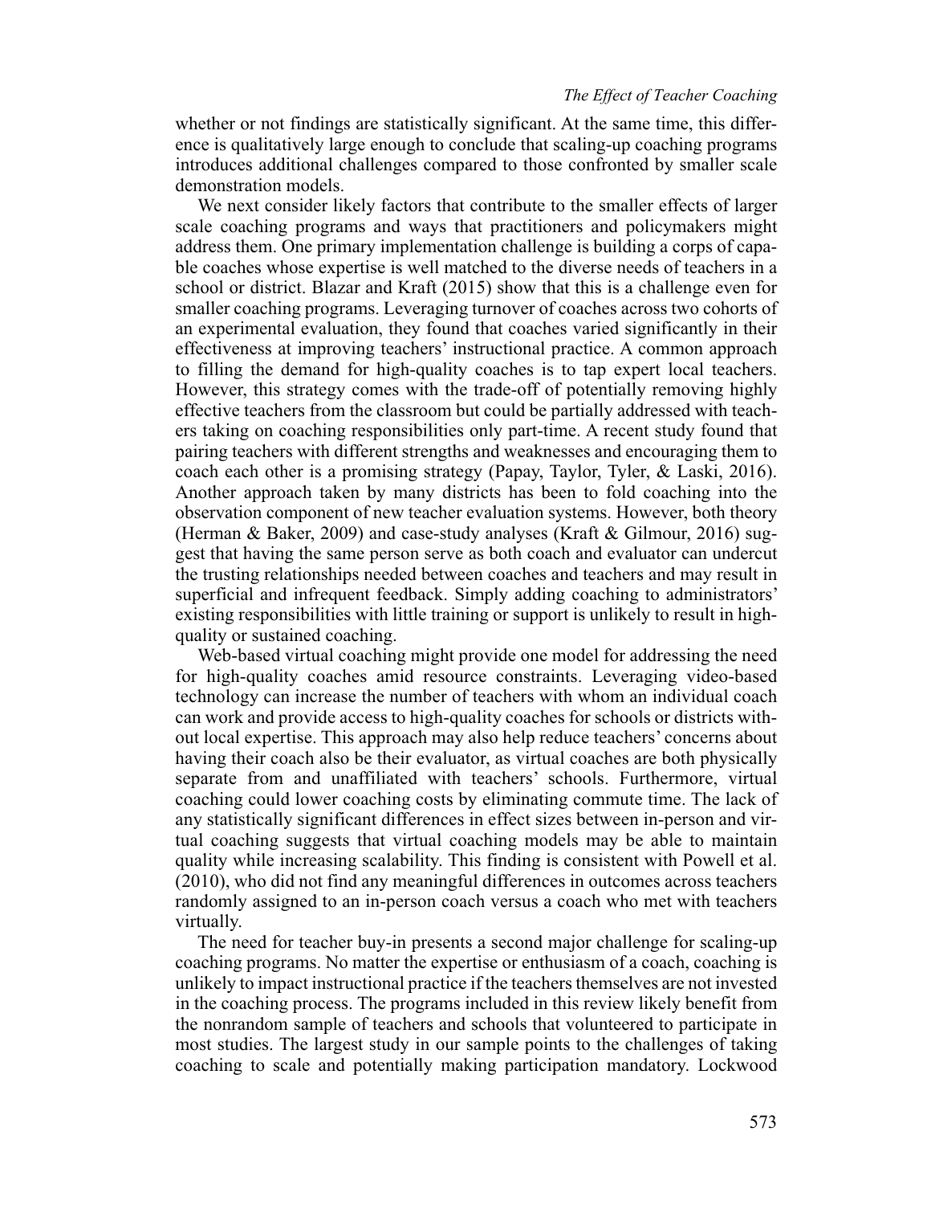whether or not findings are statistically significant. At the same time, this difference is qualitatively large enough to conclude that scaling-up coaching programs introduces additional challenges compared to those confronted by smaller scale demonstration models.

We next consider likely factors that contribute to the smaller effects of larger scale coaching programs and ways that practitioners and policymakers might address them. One primary implementation challenge is building a corps of capable coaches whose expertise is well matched to the diverse needs of teachers in a school or district. Blazar and Kraft (2015) show that this is a challenge even for smaller coaching programs. Leveraging turnover of coaches across two cohorts of an experimental evaluation, they found that coaches varied significantly in their effectiveness at improving teachers' instructional practice. A common approach to filling the demand for high-quality coaches is to tap expert local teachers. However, this strategy comes with the trade-off of potentially removing highly effective teachers from the classroom but could be partially addressed with teachers taking on coaching responsibilities only part-time. A recent study found that pairing teachers with different strengths and weaknesses and encouraging them to coach each other is a promising strategy (Papay, Taylor, Tyler, & Laski, 2016). Another approach taken by many districts has been to fold coaching into the observation component of new teacher evaluation systems. However, both theory (Herman & Baker, 2009) and case-study analyses (Kraft & Gilmour, 2016) suggest that having the same person serve as both coach and evaluator can undercut the trusting relationships needed between coaches and teachers and may result in superficial and infrequent feedback. Simply adding coaching to administrators' existing responsibilities with little training or support is unlikely to result in high-quality or sustained coaching.

Web-based virtual coaching might provide one model for addressing the need for high-quality coaches amid resource constraints. Leveraging video-based technology can increase the number of teachers with whom an individual coach can work and provide access to high-quality coaches for schools or districts without local expertise. This approach may also help reduce teachers' concerns about having their coach also be their evaluator, as virtual coaches are both physically separate from and unaffiliated with teachers' schools. Furthermore, virtual coaching could lower coaching costs by eliminating commute time. The lack of any statistically significant differences in effect sizes between in-person and virtual coaching suggests that virtual coaching models may be able to maintain quality while increasing scalability. This finding is consistent with Powell et al. (2010), who did not find any meaningful differences in outcomes across teachers randomly assigned to an in-person coach versus a coach who met with teachers virtually.

The need for teacher buy-in presents a second major challenge for scaling-up coaching programs. No matter the expertise or enthusiasm of a coach, coaching is unlikely to impact instructional practice if the teachers themselves are not invested in the coaching process. The programs included in this review likely benefit from the nonrandom sample of teachers and schools that volunteered to participate in most studies. The largest study in our sample points to the challenges of taking coaching to scale and potentially making participation mandatory. Lockwood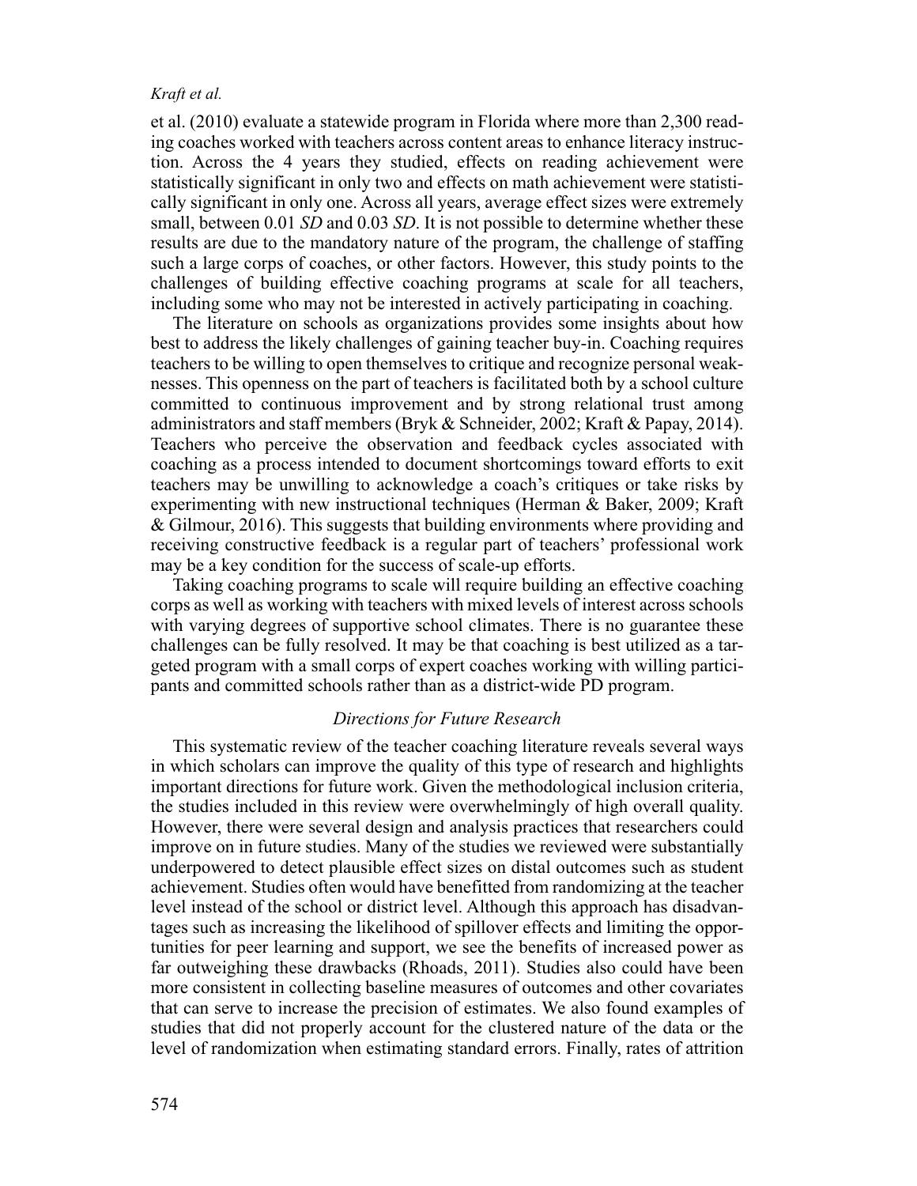et al. (2010) evaluate a statewide program in Florida where more than 2,300 reading coaches worked with teachers across content areas to enhance literacy instruction. Across the 4 years they studied, effects on reading achievement were statistically significant in only two and effects on math achievement were statistically significant in only one. Across all years, average effect sizes were extremely small, between 0.01 *SD* and 0.03 *SD*. It is not possible to determine whether these results are due to the mandatory nature of the program, the challenge of staffing such a large corps of coaches, or other factors. However, this study points to the challenges of building effective coaching programs at scale for all teachers, including some who may not be interested in actively participating in coaching.

The literature on schools as organizations provides some insights about how best to address the likely challenges of gaining teacher buy-in. Coaching requires teachers to be willing to open themselves to critique and recognize personal weaknesses. This openness on the part of teachers is facilitated both by a school culture committed to continuous improvement and by strong relational trust among administrators and staff members (Bryk & Schneider, 2002; Kraft & Papay, 2014). Teachers who perceive the observation and feedback cycles associated with coaching as a process intended to document shortcomings toward efforts to exit teachers may be unwilling to acknowledge a coach's critiques or take risks by experimenting with new instructional techniques (Herman & Baker, 2009; Kraft & Gilmour, 2016). This suggests that building environments where providing and receiving constructive feedback is a regular part of teachers' professional work may be a key condition for the success of scale-up efforts.

Taking coaching programs to scale will require building an effective coaching corps as well as working with teachers with mixed levels of interest across schools with varying degrees of supportive school climates. There is no guarantee these challenges can be fully resolved. It may be that coaching is best utilized as a targeted program with a small corps of expert coaches working with willing participants and committed schools rather than as a district-wide PD program.

### *Directions for Future Research*

This systematic review of the teacher coaching literature reveals several ways in which scholars can improve the quality of this type of research and highlights important directions for future work. Given the methodological inclusion criteria, the studies included in this review were overwhelmingly of high overall quality. However, there were several design and analysis practices that researchers could improve on in future studies. Many of the studies we reviewed were substantially underpowered to detect plausible effect sizes on distal outcomes such as student achievement. Studies often would have benefitted from randomizing at the teacher level instead of the school or district level. Although this approach has disadvantages such as increasing the likelihood of spillover effects and limiting the opportunities for peer learning and support, we see the benefits of increased power as far outweighing these drawbacks (Rhoads, 2011). Studies also could have been more consistent in collecting baseline measures of outcomes and other covariates that can serve to increase the precision of estimates. We also found examples of studies that did not properly account for the clustered nature of the data or the level of randomization when estimating standard errors. Finally, rates of attrition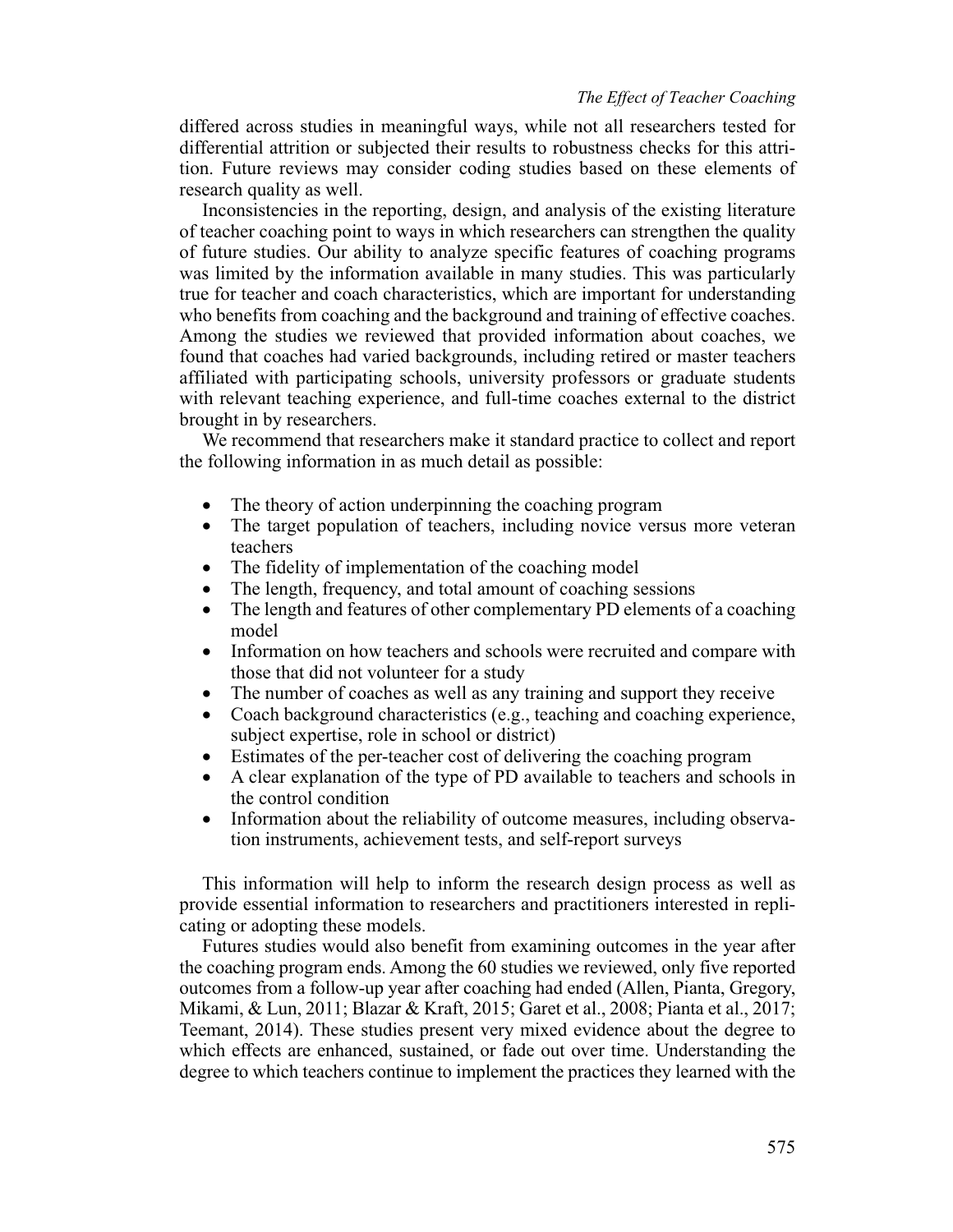differed across studies in meaningful ways, while not all researchers tested for differential attrition or subjected their results to robustness checks for this attrition. Future reviews may consider coding studies based on these elements of research quality as well.

Inconsistencies in the reporting, design, and analysis of the existing literature of teacher coaching point to ways in which researchers can strengthen the quality of future studies. Our ability to analyze specific features of coaching programs was limited by the information available in many studies. This was particularly true for teacher and coach characteristics, which are important for understanding who benefits from coaching and the background and training of effective coaches. Among the studies we reviewed that provided information about coaches, we found that coaches had varied backgrounds, including retired or master teachers affiliated with participating schools, university professors or graduate students with relevant teaching experience, and full-time coaches external to the district brought in by researchers.

We recommend that researchers make it standard practice to collect and report the following information in as much detail as possible:

- The theory of action underpinning the coaching program
- The target population of teachers, including novice versus more veteran teachers
- The fidelity of implementation of the coaching model
- The length, frequency, and total amount of coaching sessions
- The length and features of other complementary PD elements of a coaching model
- Information on how teachers and schools were recruited and compare with those that did not volunteer for a study
- The number of coaches as well as any training and support they receive
- Coach background characteristics (e.g., teaching and coaching experience, subject expertise, role in school or district)
- Estimates of the per-teacher cost of delivering the coaching program
- A clear explanation of the type of PD available to teachers and schools in the control condition
- Information about the reliability of outcome measures, including observation instruments, achievement tests, and self-report surveys

This information will help to inform the research design process as well as provide essential information to researchers and practitioners interested in replicating or adopting these models.

Futures studies would also benefit from examining outcomes in the year after the coaching program ends. Among the 60 studies we reviewed, only five reported outcomes from a follow-up year after coaching had ended (Allen, Pianta, Gregory, Mikami, & Lun, 2011; Blazar & Kraft, 2015; Garet et al., 2008; Pianta et al., 2017; Teemant, 2014). These studies present very mixed evidence about the degree to which effects are enhanced, sustained, or fade out over time. Understanding the degree to which teachers continue to implement the practices they learned with the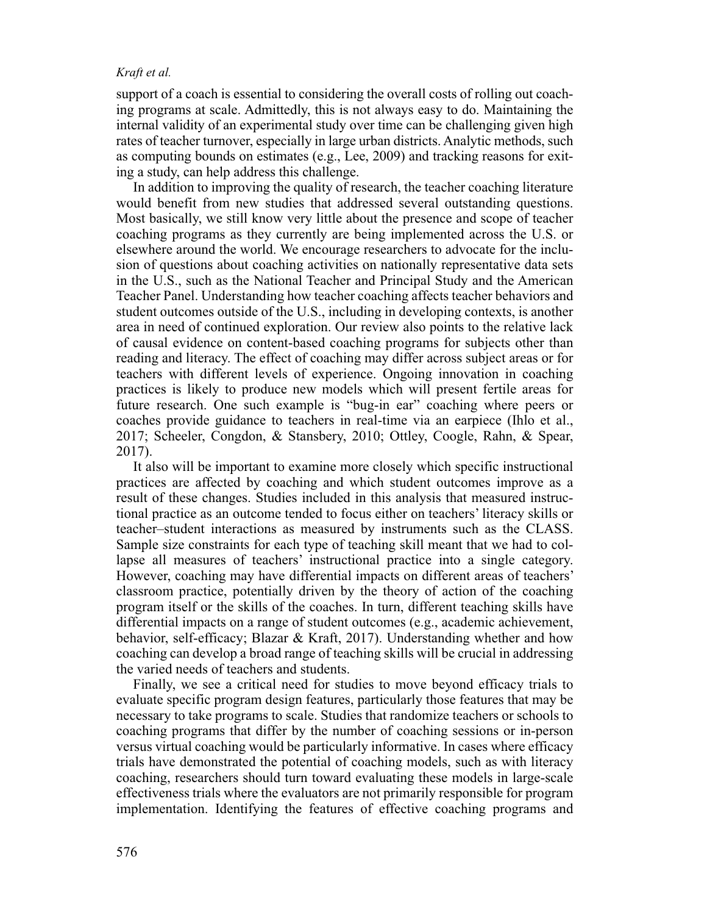support of a coach is essential to considering the overall costs of rolling out coaching programs at scale. Admittedly, this is not always easy to do. Maintaining the internal validity of an experimental study over time can be challenging given high rates of teacher turnover, especially in large urban districts. Analytic methods, such as computing bounds on estimates (e.g., Lee, 2009) and tracking reasons for exiting a study, can help address this challenge.

In addition to improving the quality of research, the teacher coaching literature would benefit from new studies that addressed several outstanding questions. Most basically, we still know very little about the presence and scope of teacher coaching programs as they currently are being implemented across the U.S. or elsewhere around the world. We encourage researchers to advocate for the inclusion of questions about coaching activities on nationally representative data sets in the U.S., such as the National Teacher and Principal Study and the American Teacher Panel. Understanding how teacher coaching affects teacher behaviors and student outcomes outside of the U.S., including in developing contexts, is another area in need of continued exploration. Our review also points to the relative lack of causal evidence on content-based coaching programs for subjects other than reading and literacy. The effect of coaching may differ across subject areas or for teachers with different levels of experience. Ongoing innovation in coaching practices is likely to produce new models which will present fertile areas for future research. One such example is "bug-in ear" coaching where peers or coaches provide guidance to teachers in real-time via an earpiece (Ihlo et al., 2017; Scheeler, Congdon, & Stansbery, 2010; Ottley, Coogle, Rahn, & Spear, 2017).

It also will be important to examine more closely which specific instructional practices are affected by coaching and which student outcomes improve as a result of these changes. Studies included in this analysis that measured instructional practice as an outcome tended to focus either on teachers' literacy skills or teacher–student interactions as measured by instruments such as the CLASS. Sample size constraints for each type of teaching skill meant that we had to collapse all measures of teachers' instructional practice into a single category. However, coaching may have differential impacts on different areas of teachers' classroom practice, potentially driven by the theory of action of the coaching program itself or the skills of the coaches. In turn, different teaching skills have differential impacts on a range of student outcomes (e.g., academic achievement, behavior, self-efficacy; Blazar & Kraft, 2017). Understanding whether and how coaching can develop a broad range of teaching skills will be crucial in addressing the varied needs of teachers and students.

Finally, we see a critical need for studies to move beyond efficacy trials to evaluate specific program design features, particularly those features that may be necessary to take programs to scale. Studies that randomize teachers or schools to coaching programs that differ by the number of coaching sessions or in-person versus virtual coaching would be particularly informative. In cases where efficacy trials have demonstrated the potential of coaching models, such as with literacy coaching, researchers should turn toward evaluating these models in large-scale effectiveness trials where the evaluators are not primarily responsible for program implementation. Identifying the features of effective coaching programs and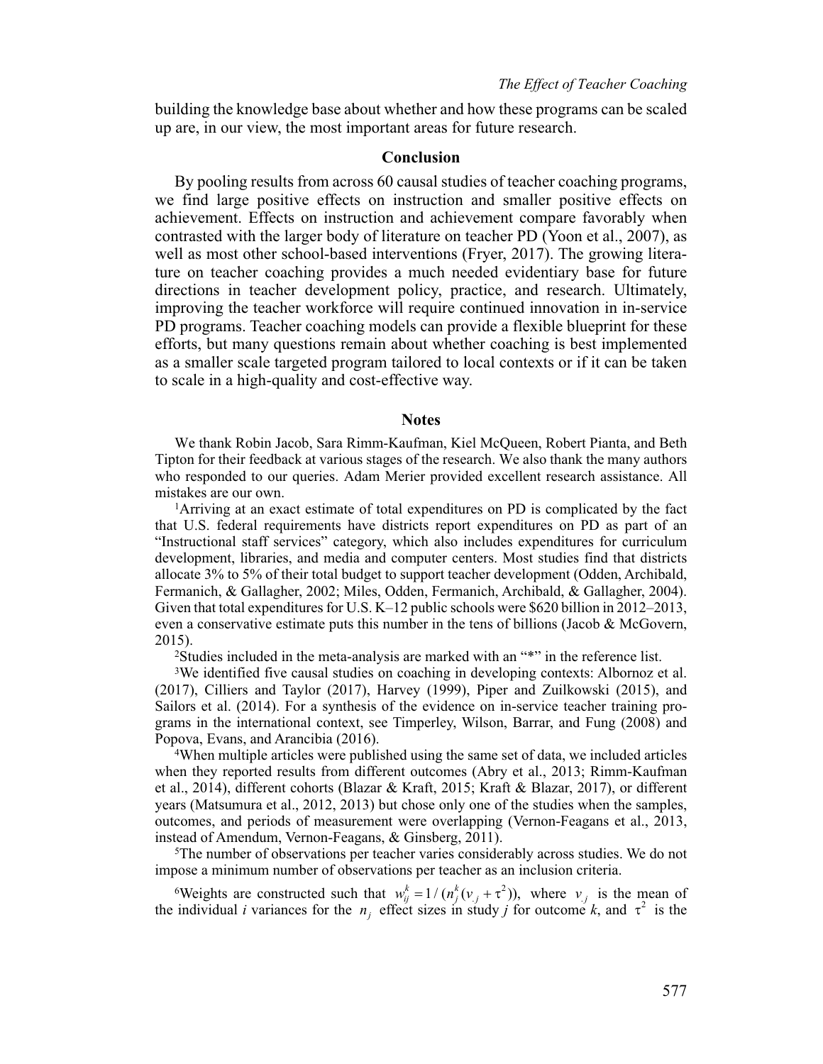building the knowledge base about whether and how these programs can be scaled up are, in our view, the most important areas for future research.

## Conclusion

By pooling results from across 60 causal studies of teacher coaching programs, we find large positive effects on instruction and smaller positive effects on achievement. Effects on instruction and achievement compare favorably when contrasted with the larger body of literature on teacher PD (Yoon et al., 2007), as well as most other school-based interventions (Fryer, 2017). The growing literature on teacher coaching provides a much needed evidentiary base for future directions in teacher development policy, practice, and research. Ultimately, improving the teacher workforce will require continued innovation in in-service PD programs. Teacher coaching models can provide a flexible blueprint for these efforts, but many questions remain about whether coaching is best implemented as a smaller scale targeted program tailored to local contexts or if it can be taken to scale in a high-quality and cost-effective way.

## Notes

We thank Robin Jacob, Sara Rimm-Kaufman, Kiel McQueen, Robert Pianta, and Beth Tipton for their feedback at various stages of the research. We also thank the many authors who responded to our queries. Adam Merier provided excellent research assistance. All mistakes are our own.

[1]Arriving at an exact estimate of total expenditures on PD is complicated by the fact that U.S. federal requirements have districts report expenditures on PD as part of an "Instructional staff services" category, which also includes expenditures for curriculum development, libraries, and media and computer centers. Most studies find that districts allocate 3% to 5% of their total budget to support teacher development (Odden, Archibald, Fermanich, & Gallagher, 2002; Miles, Odden, Fermanich, Archibald, & Gallagher, 2004). Given that total expenditures for U.S. K–12 public schools were $620 billion in 2012–2013, even a conservative estimate puts this number in the tens of billions (Jacob & McGovern, 2015).

[2]Studies included in the meta-analysis are marked with an "*" in the reference list.

[3]We identified five causal studies on coaching in developing contexts: Albornoz et al. (2017), Cilliers and Taylor (2017), Harvey (1999), Piper and Zuilkowski (2015), and Sailors et al. (2014). For a synthesis of the evidence on in-service teacher training programs in the international context, see Timperley, Wilson, Barrar, and Fung (2008) and Popova, Evans, and Arancibia (2016).

[4]When multiple articles were published using the same set of data, we included articles when they reported results from different outcomes (Abry et al., 2013; Rimm-Kaufman et al., 2014), different cohorts (Blazar & Kraft, 2015; Kraft & Blazar, 2017), or different years (Matsumura et al., 2012, 2013) but chose only one of the studies when the samples, outcomes, and periods of measurement were overlapping (Vernon-Feagans et al., 2013, instead of Amendum, Vernon-Feagans, & Ginsberg, 2011).

[5]The number of observations per teacher varies considerably across studies. We do not impose a minimum number of observations per teacher as an inclusion criteria.

[6]Weights are constructed such that $w_{ij}^{k} = 1/(n_{j}^{k}(v_{.j} + \tau^{2}))$, where $v_{.j}$ is the mean of the individual $i$ variances for the $n_j$ effect sizes in study $j$ for outcome $k$, and $\tau^2$ is the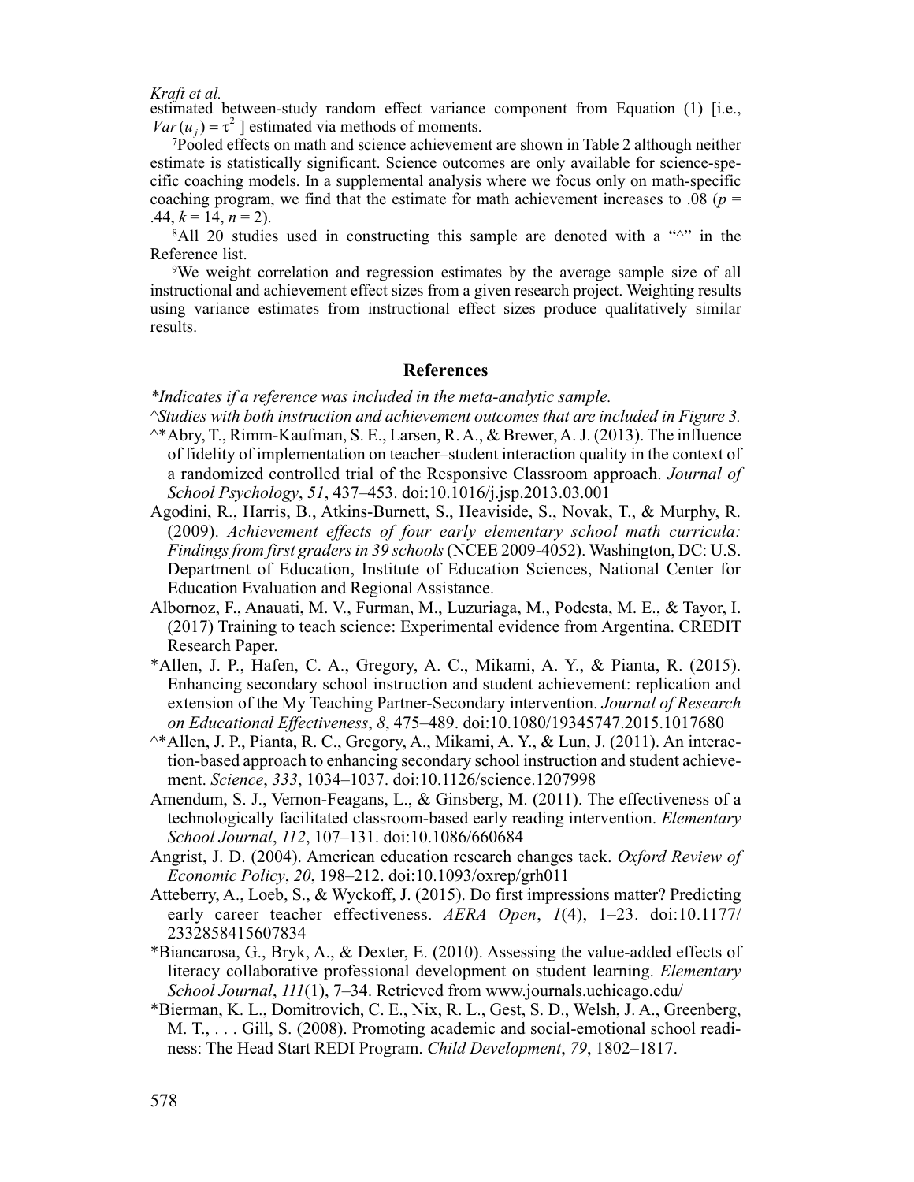estimated between-study random effect variance component from Equation (1) [i.e., $Var(u_j) = \tau^2$ ] estimated via methods of moments.

[7]Pooled effects on math and science achievement are shown in Table 2 although neither estimate is statistically significant. Science outcomes are only available for science-specific coaching models. In a supplemental analysis where we focus only on math-specific coaching program, we find that the estimate for math achievement increases to .08 ($p = .44$, $k = 14$, $n = 2$).

[8]All 20 studies used in constructing this sample are denoted with a "^" in the Reference list.

[9]We weight correlation and regression estimates by the average sample size of all instructional and achievement effect sizes from a given research project. Weighting results using variance estimates from instructional effect sizes produce qualitatively similar results.

## References

*\*Indicates if a reference was included in the meta-analytic sample.*

*^Studies with both instruction and achievement outcomes that are included in Figure 3.*

^*Abry, T., Rimm-Kaufman, S. E., Larsen, R. A., & Brewer, A. J. (2013). The influence of fidelity of implementation on teacher–student interaction quality in the context of a randomized controlled trial of the Responsive Classroom approach. *Journal of School Psychology*, *51*, 437–453. doi:10.1016/j.jsp.2013.03.001

Agodini, R., Harris, B., Atkins-Burnett, S., Heaviside, S., Novak, T., & Murphy, R. (2009). *Achievement effects of four early elementary school math curricula: Findings from first graders in 39 schools* (NCEE 2009-4052). Washington, DC: U.S. Department of Education, Institute of Education Sciences, National Center for Education Evaluation and Regional Assistance.

Albornoz, F., Anauati, M. V., Furman, M., Luzuriaga, M., Podesta, M. E., & Tayor, I. (2017) Training to teach science: Experimental evidence from Argentina. CREDIT Research Paper.

*Allen, J. P., Hafen, C. A., Gregory, A. C., Mikami, A. Y., & Pianta, R. (2015). Enhancing secondary school instruction and student achievement: replication and extension of the My Teaching Partner-Secondary intervention. *Journal of Research on Educational Effectiveness*, *8*, 475–489. doi:10.1080/19345747.2015.1017680

^*Allen, J. P., Pianta, R. C., Gregory, A., Mikami, A. Y., & Lun, J. (2011). An interaction-based approach to enhancing secondary school instruction and student achievement. *Science*, *333*, 1034–1037. doi:10.1126/science.1207998

Amendum, S. J., Vernon-Feagans, L., & Ginsberg, M. (2011). The effectiveness of a technologically facilitated classroom-based early reading intervention. *Elementary School Journal*, *112*, 107–131. doi:10.1086/660684

Angrist, J. D. (2004). American education research changes tack. *Oxford Review of Economic Policy*, *20*, 198–212. doi:10.1093/oxrep/grh011

Atteberry, A., Loeb, S., & Wyckoff, J. (2015). Do first impressions matter? Predicting early career teacher effectiveness. *AERA Open*, *1*(4), 1–23. doi:10.1177/2332858415607834

*Biancarosa, G., Bryk, A., & Dexter, E. (2010). Assessing the value-added effects of literacy collaborative professional development on student learning. *Elementary School Journal*, *111*(1), 7–34. Retrieved from www.journals.uchicago.edu/

*Bierman, K. L., Domitrovich, C. E., Nix, R. L., Gest, S. D., Welsh, J. A., Greenberg, M. T., . . . Gill, S. (2008). Promoting academic and social-emotional school readiness: The Head Start REDI Program. *Child Development*, *79*, 1802–1817.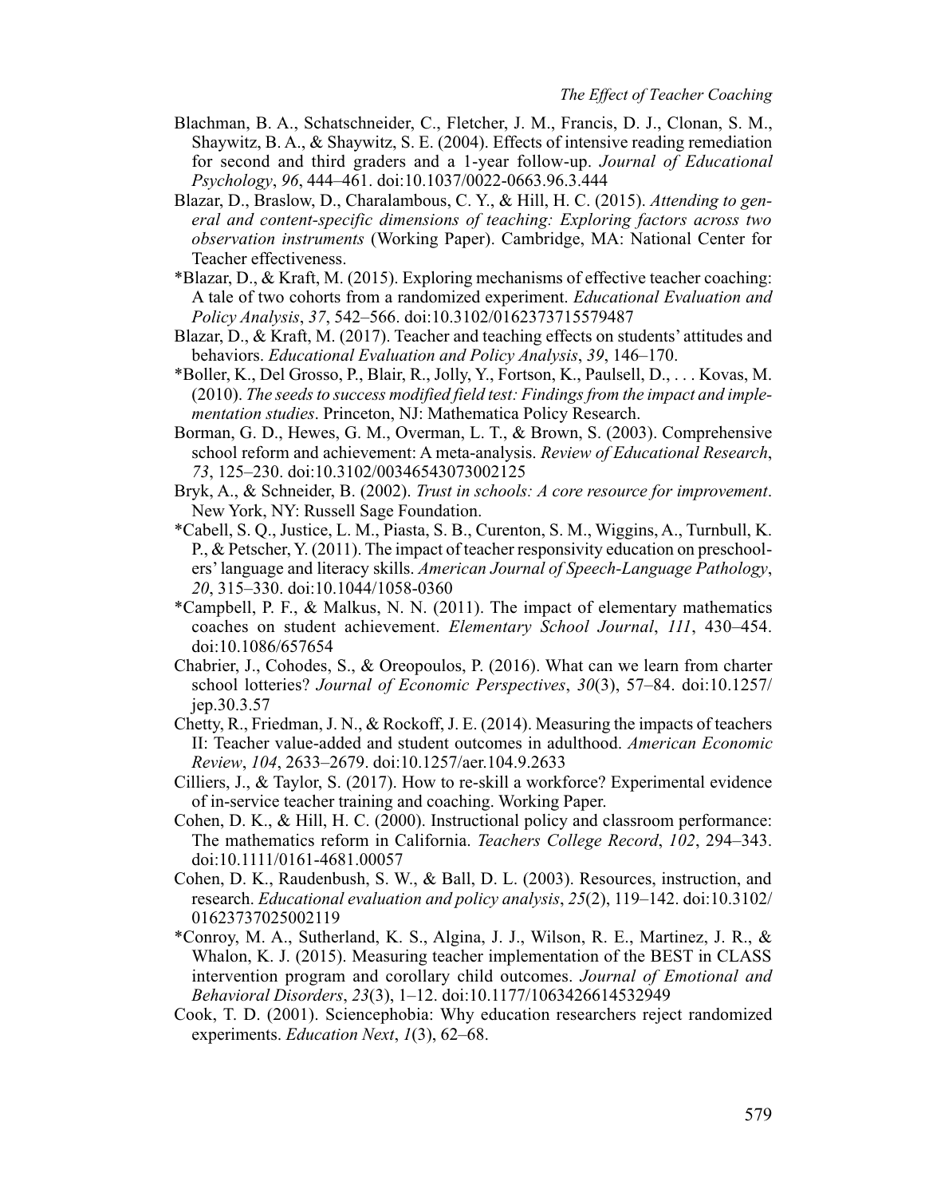Blachman, B. A., Schatschneider, C., Fletcher, J. M., Francis, D. J., Clonan, S. M., Shaywitz, B. A., & Shaywitz, S. E. (2004). Effects of intensive reading remediation for second and third graders and a 1-year follow-up. *Journal of Educational Psychology*, *96*, 444–461. doi:10.1037/0022-0663.96.3.444

Blazar, D., Braslow, D., Charalambous, C. Y., & Hill, H. C. (2015). *Attending to general and content-specific dimensions of teaching: Exploring factors across two observation instruments* (Working Paper). Cambridge, MA: National Center for Teacher effectiveness.

*Blazar, D., & Kraft, M. (2015). Exploring mechanisms of effective teacher coaching: A tale of two cohorts from a randomized experiment. *Educational Evaluation and Policy Analysis*, *37*, 542–566. doi:10.3102/0162373715579487

Blazar, D., & Kraft, M. (2017). Teacher and teaching effects on students' attitudes and behaviors. *Educational Evaluation and Policy Analysis*, *39*, 146–170.

*Boller, K., Del Grosso, P., Blair, R., Jolly, Y., Fortson, K., Paulsell, D., . . . Kovas, M. (2010). *The seeds to success modified field test: Findings from the impact and implementation studies*. Princeton, NJ: Mathematica Policy Research.

Borman, G. D., Hewes, G. M., Overman, L. T., & Brown, S. (2003). Comprehensive school reform and achievement: A meta-analysis. *Review of Educational Research*, *73*, 125–230. doi:10.3102/00346543073002125

Bryk, A., & Schneider, B. (2002). *Trust in schools: A core resource for improvement*. New York, NY: Russell Sage Foundation.

*Cabell, S. Q., Justice, L. M., Piasta, S. B., Curenton, S. M., Wiggins, A., Turnbull, K. P., & Petscher, Y. (2011). The impact of teacher responsivity education on preschoolers' language and literacy skills. *American Journal of Speech-Language Pathology*, *20*, 315–330. doi:10.1044/1058-0360

*Campbell, P. F., & Malkus, N. N. (2011). The impact of elementary mathematics coaches on student achievement. *Elementary School Journal*, *111*, 430–454. doi:10.1086/657654

Chabrier, J., Cohodes, S., & Oreopoulos, P. (2016). What can we learn from charter school lotteries? *Journal of Economic Perspectives*, *30*(3), 57–84. doi:10.1257/jep.30.3.57

Chetty, R., Friedman, J. N., & Rockoff, J. E. (2014). Measuring the impacts of teachers II: Teacher value-added and student outcomes in adulthood. *American Economic Review*, *104*, 2633–2679. doi:10.1257/aer.104.9.2633

Cilliers, J., & Taylor, S. (2017). How to re-skill a workforce? Experimental evidence of in-service teacher training and coaching. Working Paper.

Cohen, D. K., & Hill, H. C. (2000). Instructional policy and classroom performance: The mathematics reform in California. *Teachers College Record*, *102*, 294–343. doi:10.1111/0161-4681.00057

Cohen, D. K., Raudenbush, S. W., & Ball, D. L. (2003). Resources, instruction, and research. *Educational evaluation and policy analysis*, *25*(2), 119–142. doi:10.3102/01623737025002119

*Conroy, M. A., Sutherland, K. S., Algina, J. J., Wilson, R. E., Martinez, J. R., & Whalon, K. J. (2015). Measuring teacher implementation of the BEST in CLASS intervention program and corollary child outcomes. *Journal of Emotional and Behavioral Disorders*, *23*(3), 1–12. doi:10.1177/1063426614532949

Cook, T. D. (2001). Sciencephobia: Why education researchers reject randomized experiments. *Education Next*, *1*(3), 62–68.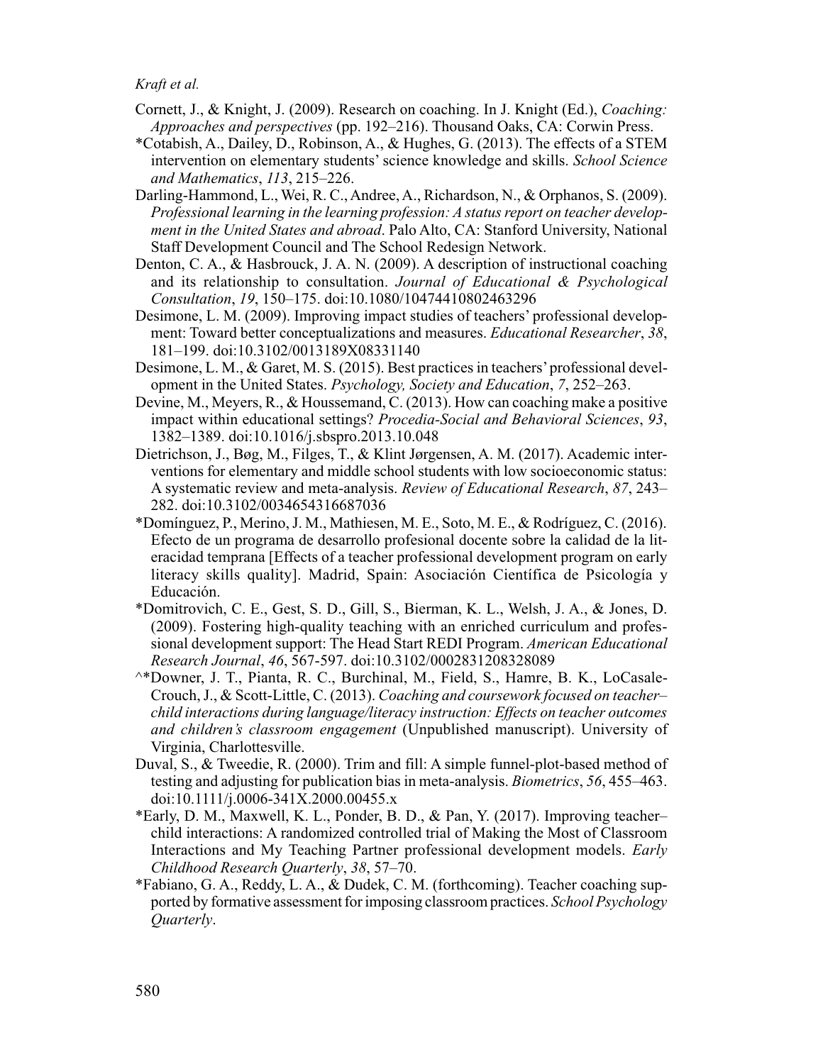Cornett, J., & Knight, J. (2009). Research on coaching. In J. Knight (Ed.), *Coaching: Approaches and perspectives* (pp. 192–216). Thousand Oaks, CA: Corwin Press.

*Cotabish, A., Dailey, D., Robinson, A., & Hughes, G. (2013). The effects of a STEM intervention on elementary students' science knowledge and skills. *School Science and Mathematics*, *113*, 215–226.

Darling-Hammond, L., Wei, R. C., Andree, A., Richardson, N., & Orphanos, S. (2009). *Professional learning in the learning profession: A status report on teacher development in the United States and abroad*. Palo Alto, CA: Stanford University, National Staff Development Council and The School Redesign Network.

Denton, C. A., & Hasbrouck, J. A. N. (2009). A description of instructional coaching and its relationship to consultation. *Journal of Educational & Psychological Consultation*, *19*, 150–175. doi:10.1080/10474410802463296

Desimone, L. M. (2009). Improving impact studies of teachers' professional development: Toward better conceptualizations and measures. *Educational Researcher*, *38*, 181–199. doi:10.3102/0013189X08331140

Desimone, L. M., & Garet, M. S. (2015). Best practices in teachers' professional development in the United States. *Psychology, Society and Education*, *7*, 252–263.

Devine, M., Meyers, R., & Houssemand, C. (2013). How can coaching make a positive impact within educational settings? *Procedia-Social and Behavioral Sciences*, *93*, 1382–1389. doi:10.1016/j.sbspro.2013.10.048

Dietrichson, J., Bøg, M., Filges, T., & Klint Jørgensen, A. M. (2017). Academic interventions for elementary and middle school students with low socioeconomic status: A systematic review and meta-analysis. *Review of Educational Research*, *87*, 243–282. doi:10.3102/0034654316687036

*Domínguez, P., Merino, J. M., Mathiesen, M. E., Soto, M. E., & Rodríguez, C. (2016). Efecto de un programa de desarrollo profesional docente sobre la calidad de la literacidad temprana [Effects of a teacher professional development program on early literacy skills quality]. Madrid, Spain: Asociación Científica de Psicología y Educación.

*Domitrovich, C. E., Gest, S. D., Gill, S., Bierman, K. L., Welsh, J. A., & Jones, D. (2009). Fostering high-quality teaching with an enriched curriculum and professional development support: The Head Start REDI Program. *American Educational Research Journal*, *46*, 567-597. doi:10.3102/0002831208328089

^*Downer, J. T., Pianta, R. C., Burchinal, M., Field, S., Hamre, B. K., LoCasale-Crouch, J., & Scott-Little, C. (2013). *Coaching and coursework focused on teacher–child interactions during language/literacy instruction: Effects on teacher outcomes and children's classroom engagement* (Unpublished manuscript). University of Virginia, Charlottesville.

Duval, S., & Tweedie, R. (2000). Trim and fill: A simple funnel-plot-based method of testing and adjusting for publication bias in meta-analysis. *Biometrics*, *56*, 455–463. doi:10.1111/j.0006-341X.2000.00455.x

*Early, D. M., Maxwell, K. L., Ponder, B. D., & Pan, Y. (2017). Improving teacher–child interactions: A randomized controlled trial of Making the Most of Classroom Interactions and My Teaching Partner professional development models. *Early Childhood Research Quarterly*, *38*, 57–70.

*Fabiano, G. A., Reddy, L. A., & Dudek, C. M. (forthcoming). Teacher coaching supported by formative assessment for imposing classroom practices. *School Psychology Quarterly*.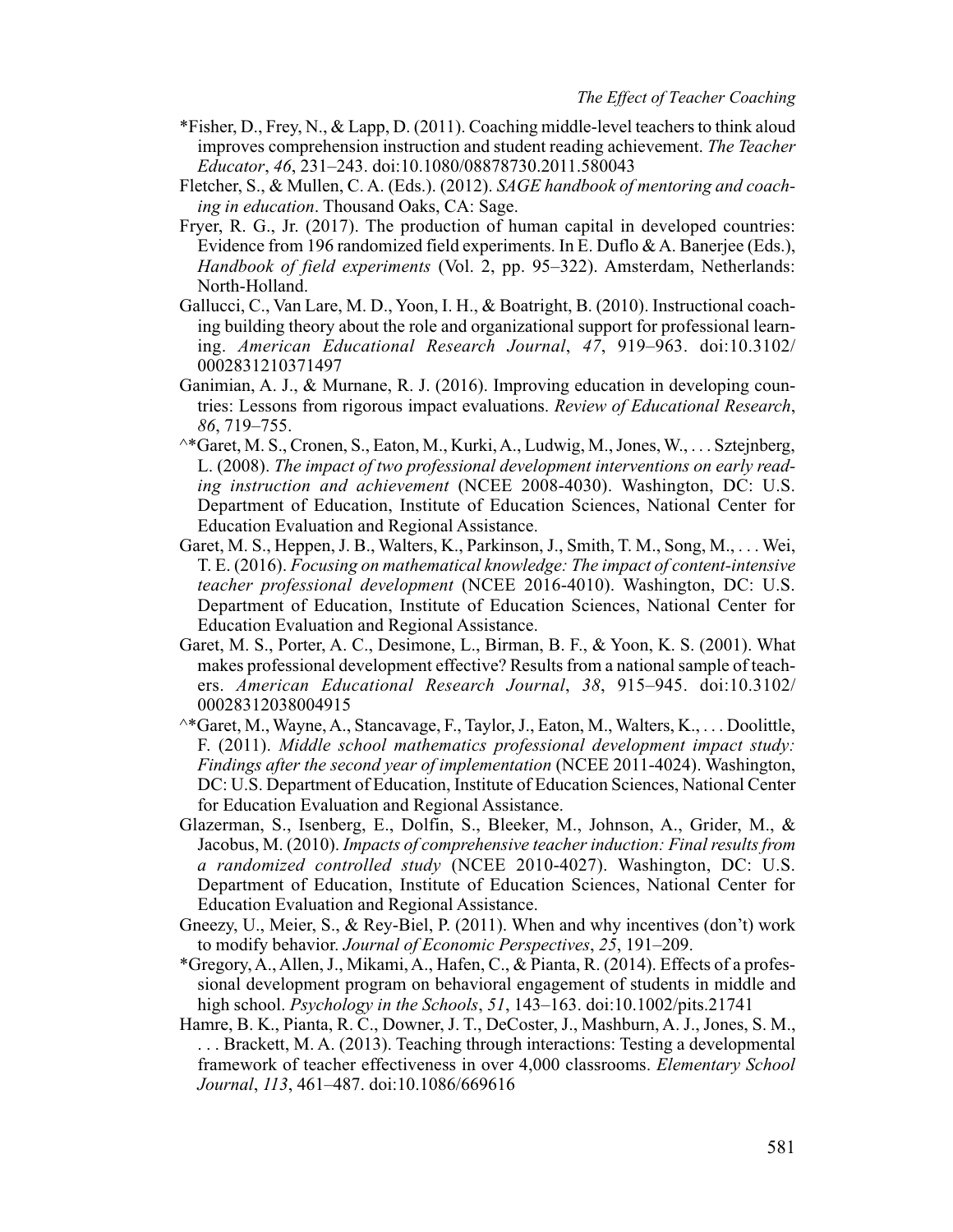*Fisher, D., Frey, N., & Lapp, D. (2011). Coaching middle-level teachers to think aloud improves comprehension instruction and student reading achievement. *The Teacher Educator*, *46*, 231–243. doi:10.1080/08878730.2011.580043

Fletcher, S., & Mullen, C. A. (Eds.). (2012). *SAGE handbook of mentoring and coaching in education*. Thousand Oaks, CA: Sage.

Fryer, R. G., Jr. (2017). The production of human capital in developed countries: Evidence from 196 randomized field experiments. In E. Duflo & A. Banerjee (Eds.), *Handbook of field experiments* (Vol. 2, pp. 95–322). Amsterdam, Netherlands: North-Holland.

Gallucci, C., Van Lare, M. D., Yoon, I. H., & Boatright, B. (2010). Instructional coaching building theory about the role and organizational support for professional learning. *American Educational Research Journal*, *47*, 919–963. doi:10.3102/0002831210371497

Ganimian, A. J., & Murnane, R. J. (2016). Improving education in developing countries: Lessons from rigorous impact evaluations. *Review of Educational Research*, *86*, 719–755.

^*Garet, M. S., Cronen, S., Eaton, M., Kurki, A., Ludwig, M., Jones, W., . . . Sztejnberg, L. (2008). *The impact of two professional development interventions on early reading instruction and achievement* (NCEE 2008-4030). Washington, DC: U.S. Department of Education, Institute of Education Sciences, National Center for Education Evaluation and Regional Assistance.

Garet, M. S., Heppen, J. B., Walters, K., Parkinson, J., Smith, T. M., Song, M., . . . Wei, T. E. (2016). *Focusing on mathematical knowledge: The impact of content-intensive teacher professional development* (NCEE 2016-4010). Washington, DC: U.S. Department of Education, Institute of Education Sciences, National Center for Education Evaluation and Regional Assistance.

Garet, M. S., Porter, A. C., Desimone, L., Birman, B. F., & Yoon, K. S. (2001). What makes professional development effective? Results from a national sample of teachers. *American Educational Research Journal*, *38*, 915–945. doi:10.3102/00028312038004915

^*Garet, M., Wayne, A., Stancavage, F., Taylor, J., Eaton, M., Walters, K., . . . Doolittle, F. (2011). *Middle school mathematics professional development impact study: Findings after the second year of implementation* (NCEE 2011-4024). Washington, DC: U.S. Department of Education, Institute of Education Sciences, National Center for Education Evaluation and Regional Assistance.

Glazerman, S., Isenberg, E., Dolfin, S., Bleeker, M., Johnson, A., Grider, M., & Jacobus, M. (2010). *Impacts of comprehensive teacher induction: Final results from a randomized controlled study* (NCEE 2010-4027). Washington, DC: U.S. Department of Education, Institute of Education Sciences, National Center for Education Evaluation and Regional Assistance.

Gneezy, U., Meier, S., & Rey-Biel, P. (2011). When and why incentives (don't) work to modify behavior. *Journal of Economic Perspectives*, *25*, 191–209.

*Gregory, A., Allen, J., Mikami, A., Hafen, C., & Pianta, R. (2014). Effects of a professional development program on behavioral engagement of students in middle and high school. *Psychology in the Schools*, *51*, 143–163. doi:10.1002/pits.21741

Hamre, B. K., Pianta, R. C., Downer, J. T., DeCoster, J., Mashburn, A. J., Jones, S. M., . . . Brackett, M. A. (2013). Teaching through interactions: Testing a developmental framework of teacher effectiveness in over 4,000 classrooms. *Elementary School Journal*, *113*, 461–487. doi:10.1086/669616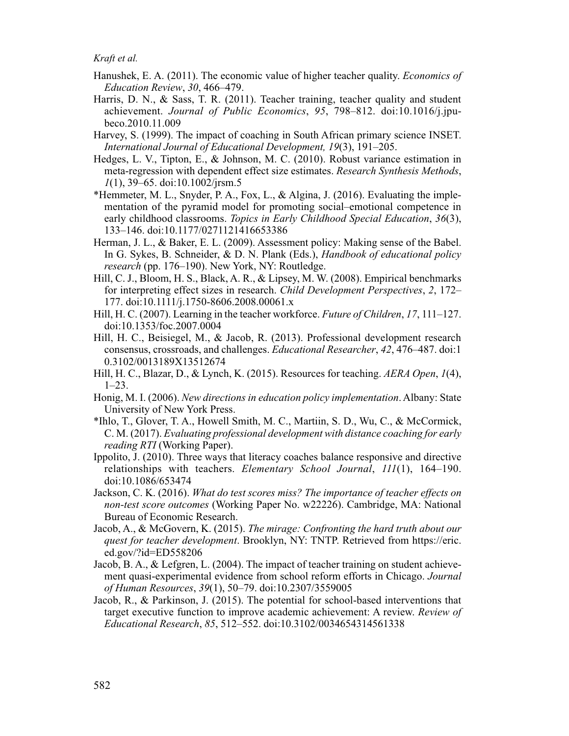Hanushek, E. A. (2011). The economic value of higher teacher quality. *Economics of Education Review*, *30*, 466–479.

Harris, D. N., & Sass, T. R. (2011). Teacher training, teacher quality and student achievement. *Journal of Public Economics*, *95*, 798–812. doi:10.1016/j.jpubeco.2010.11.009

Harvey, S. (1999). The impact of coaching in South African primary science INSET. *International Journal of Educational Development, 19*(3), 191–205.

Hedges, L. V., Tipton, E., & Johnson, M. C. (2010). Robust variance estimation in meta-regression with dependent effect size estimates. *Research Synthesis Methods*, *1*(1), 39–65. doi:10.1002/jrsm.5

*Hemmeter, M. L., Snyder, P. A., Fox, L., & Algina, J. (2016). Evaluating the implementation of the pyramid model for promoting social–emotional competence in early childhood classrooms. *Topics in Early Childhood Special Education*, *36*(3), 133–146. doi:10.1177/0271121416653386

Herman, J. L., & Baker, E. L. (2009). Assessment policy: Making sense of the Babel. In G. Sykes, B. Schneider, & D. N. Plank (Eds.), *Handbook of educational policy research* (pp. 176–190). New York, NY: Routledge.

Hill, C. J., Bloom, H. S., Black, A. R., & Lipsey, M. W. (2008). Empirical benchmarks for interpreting effect sizes in research. *Child Development Perspectives*, *2*, 172–177. doi:10.1111/j.1750-8606.2008.00061.x

Hill, H. C. (2007). Learning in the teacher workforce. *Future of Children*, *17*, 111–127. doi:10.1353/foc.2007.0004

Hill, H. C., Beisiegel, M., & Jacob, R. (2013). Professional development research consensus, crossroads, and challenges. *Educational Researcher*, *42*, 476–487. doi:10.3102/0013189X13512674

Hill, H. C., Blazar, D., & Lynch, K. (2015). Resources for teaching. *AERA Open*, *1*(4), 1–23.

Honig, M. I. (2006). *New directions in education policy implementation*. Albany: State University of New York Press.

*Ihlo, T., Glover, T. A., Howell Smith, M. C., Martiin, S. D., Wu, C., & McCormick, C. M. (2017). *Evaluating professional development with distance coaching for early reading RTI* (Working Paper).

Ippolito, J. (2010). Three ways that literacy coaches balance responsive and directive relationships with teachers. *Elementary School Journal*, *111*(1), 164–190. doi:10.1086/653474

Jackson, C. K. (2016). *What do test scores miss? The importance of teacher effects on non-test score outcomes* (Working Paper No. w22226). Cambridge, MA: National Bureau of Economic Research.

Jacob, A., & McGovern, K. (2015). *The mirage: Confronting the hard truth about our quest for teacher development*. Brooklyn, NY: TNTP. Retrieved from https://eric.ed.gov/?id=ED558206

Jacob, B. A., & Lefgren, L. (2004). The impact of teacher training on student achievement quasi-experimental evidence from school reform efforts in Chicago. *Journal of Human Resources*, *39*(1), 50–79. doi:10.2307/3559005

Jacob, R., & Parkinson, J. (2015). The potential for school-based interventions that target executive function to improve academic achievement: A review. *Review of Educational Research*, *85*, 512–552. doi:10.3102/0034654314561338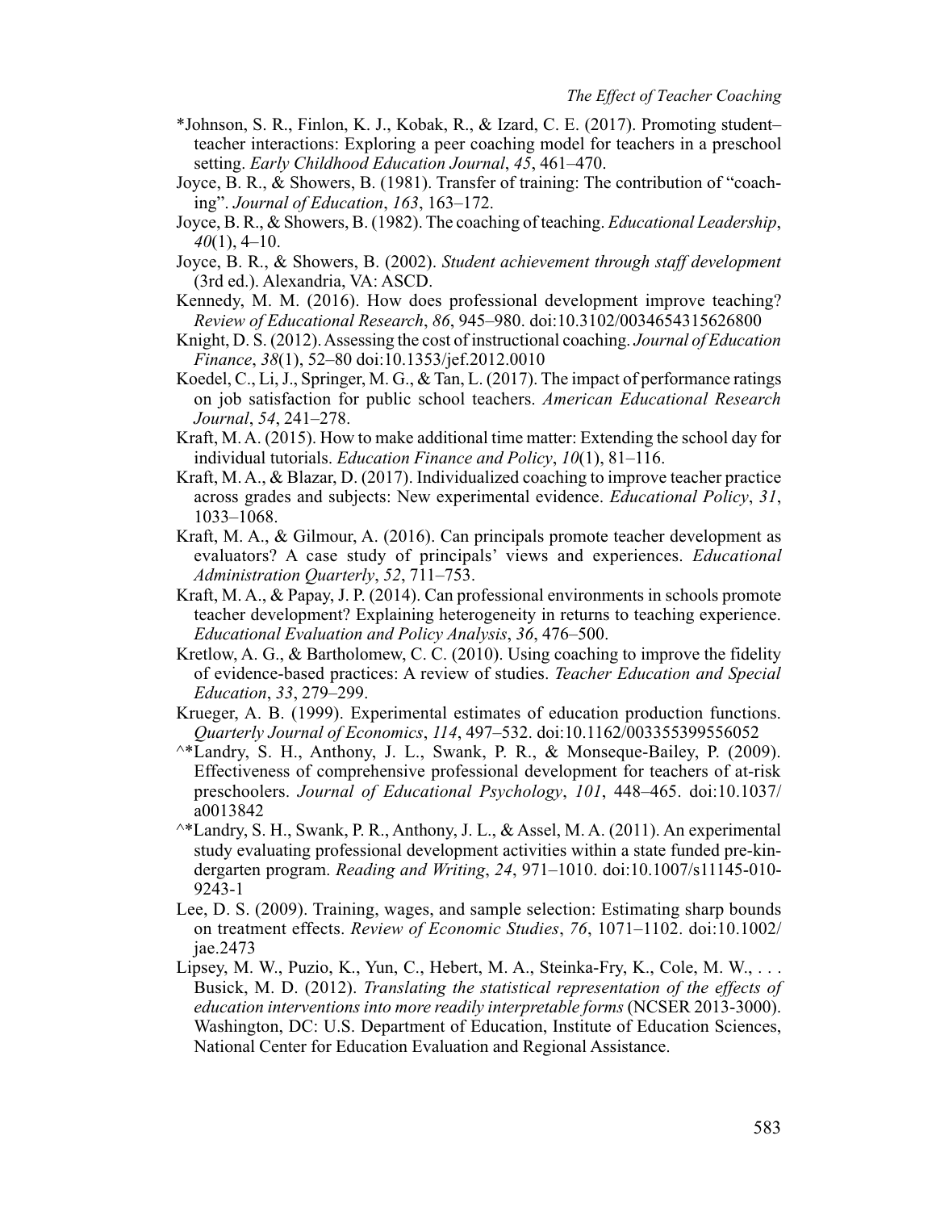*Johnson, S. R., Finlon, K. J., Kobak, R., & Izard, C. E. (2017). Promoting student–teacher interactions: Exploring a peer coaching model for teachers in a preschool setting. *Early Childhood Education Journal*, *45*, 461–470.

Joyce, B. R., & Showers, B. (1981). Transfer of training: The contribution of "coaching". *Journal of Education*, *163*, 163–172.

Joyce, B. R., & Showers, B. (1982). The coaching of teaching. *Educational Leadership*, *40*(1), 4–10.

Joyce, B. R., & Showers, B. (2002). *Student achievement through staff development* (3rd ed.). Alexandria, VA: ASCD.

Kennedy, M. M. (2016). How does professional development improve teaching? *Review of Educational Research*, *86*, 945–980. doi:10.3102/0034654315626800

Knight, D. S. (2012). Assessing the cost of instructional coaching. *Journal of Education Finance*, *38*(1), 52–80 doi:10.1353/jef.2012.0010

Koedel, C., Li, J., Springer, M. G., & Tan, L. (2017). The impact of performance ratings on job satisfaction for public school teachers. *American Educational Research Journal*, *54*, 241–278.

Kraft, M. A. (2015). How to make additional time matter: Extending the school day for individual tutorials. *Education Finance and Policy*, *10*(1), 81–116.

Kraft, M. A., & Blazar, D. (2017). Individualized coaching to improve teacher practice across grades and subjects: New experimental evidence. *Educational Policy*, *31*, 1033–1068.

Kraft, M. A., & Gilmour, A. (2016). Can principals promote teacher development as evaluators? A case study of principals' views and experiences. *Educational Administration Quarterly*, *52*, 711–753.

Kraft, M. A., & Papay, J. P. (2014). Can professional environments in schools promote teacher development? Explaining heterogeneity in returns to teaching experience. *Educational Evaluation and Policy Analysis*, *36*, 476–500.

Kretlow, A. G., & Bartholomew, C. C. (2010). Using coaching to improve the fidelity of evidence-based practices: A review of studies. *Teacher Education and Special Education*, *33*, 279–299.

Krueger, A. B. (1999). Experimental estimates of education production functions. *Quarterly Journal of Economics*, *114*, 497–532. doi:10.1162/003355399556052

^*Landry, S. H., Anthony, J. L., Swank, P. R., & Monseque-Bailey, P. (2009). Effectiveness of comprehensive professional development for teachers of at-risk preschoolers. *Journal of Educational Psychology*, *101*, 448–465. doi:10.1037/a0013842

^*Landry, S. H., Swank, P. R., Anthony, J. L., & Assel, M. A. (2011). An experimental study evaluating professional development activities within a state funded pre-kindergarten program. *Reading and Writing*, *24*, 971–1010. doi:10.1007/s11145-010-9243-1

Lee, D. S. (2009). Training, wages, and sample selection: Estimating sharp bounds on treatment effects. *Review of Economic Studies*, *76*, 1071–1102. doi:10.1002/jae.2473

Lipsey, M. W., Puzio, K., Yun, C., Hebert, M. A., Steinka-Fry, K., Cole, M. W., . . . Busick, M. D. (2012). *Translating the statistical representation of the effects of education interventions into more readily interpretable forms* (NCSER 2013-3000). Washington, DC: U.S. Department of Education, Institute of Education Sciences, National Center for Education Evaluation and Regional Assistance.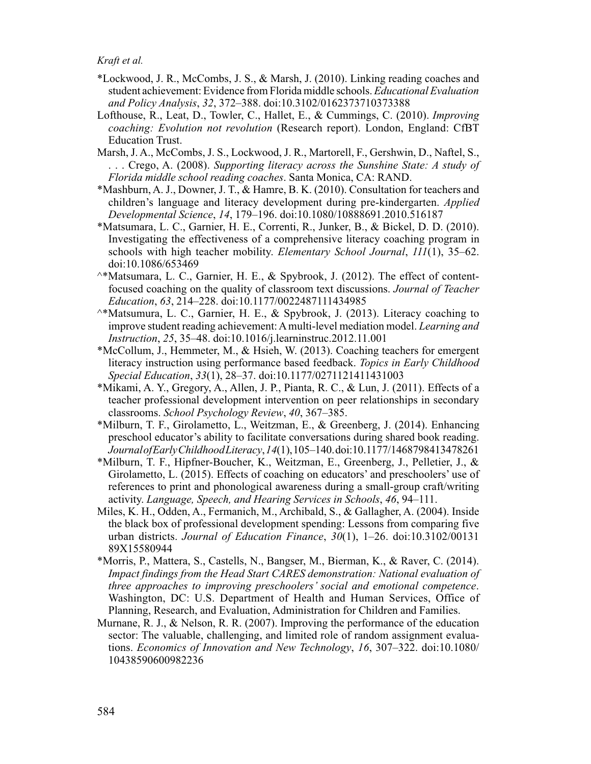*Lockwood, J. R., McCombs, J. S., & Marsh, J. (2010). Linking reading coaches and student achievement: Evidence from Florida middle schools. *Educational Evaluation and Policy Analysis*, *32*, 372–388. doi:10.3102/0162373710373388

Lofthouse, R., Leat, D., Towler, C., Hallet, E., & Cummings, C. (2010). *Improving coaching: Evolution not revolution* (Research report). London, England: CfBT Education Trust.

Marsh, J. A., McCombs, J. S., Lockwood, J. R., Martorell, F., Gershwin, D., Naftel, S., . . . Crego, A. (2008). *Supporting literacy across the Sunshine State: A study of Florida middle school reading coaches*. Santa Monica, CA: RAND.

*Mashburn, A. J., Downer, J. T., & Hamre, B. K. (2010). Consultation for teachers and children's language and literacy development during pre-kindergarten. *Applied Developmental Science*, *14*, 179–196. doi:10.1080/10888691.2010.516187

*Matsumara, L. C., Garnier, H. E., Correnti, R., Junker, B., & Bickel, D. D. (2010). Investigating the effectiveness of a comprehensive literacy coaching program in schools with high teacher mobility. *Elementary School Journal*, *111*(1), 35–62. doi:10.1086/653469

^*Matsumara, L. C., Garnier, H. E., & Spybrook, J. (2012). The effect of content-focused coaching on the quality of classroom text discussions. *Journal of Teacher Education*, *63*, 214–228. doi:10.1177/0022487111434985

^*Matsumura, L. C., Garnier, H. E., & Spybrook, J. (2013). Literacy coaching to improve student reading achievement: A multi-level mediation model. *Learning and Instruction*, *25*, 35–48. doi:10.1016/j.learninstruc.2012.11.001

*McCollum, J., Hemmeter, M., & Hsieh, W. (2013). Coaching teachers for emergent literacy instruction using performance based feedback. *Topics in Early Childhood Special Education*, *33*(1), 28–37. doi:10.1177/0271121411431003

*Mikami, A. Y., Gregory, A., Allen, J. P., Pianta, R. C., & Lun, J. (2011). Effects of a teacher professional development intervention on peer relationships in secondary classrooms. *School Psychology Review*, *40*, 367–385.

*Milburn, T. F., Girolametto, L., Weitzman, E., & Greenberg, J. (2014). Enhancing preschool educator's ability to facilitate conversations during shared book reading. *Journal of Early Childhood Literacy*, *14*(1), 105–140. doi:10.1177/1468798413478261

*Milburn, T. F., Hipfner-Boucher, K., Weitzman, E., Greenberg, J., Pelletier, J., & Girolametto, L. (2015). Effects of coaching on educators' and preschoolers' use of references to print and phonological awareness during a small-group craft/writing activity. *Language, Speech, and Hearing Services in Schools*, *46*, 94–111.

Miles, K. H., Odden, A., Fermanich, M., Archibald, S., & Gallagher, A. (2004). Inside the black box of professional development spending: Lessons from comparing five urban districts. *Journal of Education Finance*, *30*(1), 1–26. doi:10.3102/0013189X15580944

*Morris, P., Mattera, S., Castells, N., Bangser, M., Bierman, K., & Raver, C. (2014). *Impact findings from the Head Start CARES demonstration: National evaluation of three approaches to improving preschoolers' social and emotional competence*. Washington, DC: U.S. Department of Health and Human Services, Office of Planning, Research, and Evaluation, Administration for Children and Families.

Murnane, R. J., & Nelson, R. R. (2007). Improving the performance of the education sector: The valuable, challenging, and limited role of random assignment evaluations. *Economics of Innovation and New Technology*, *16*, 307–322. doi:10.1080/10438590600982236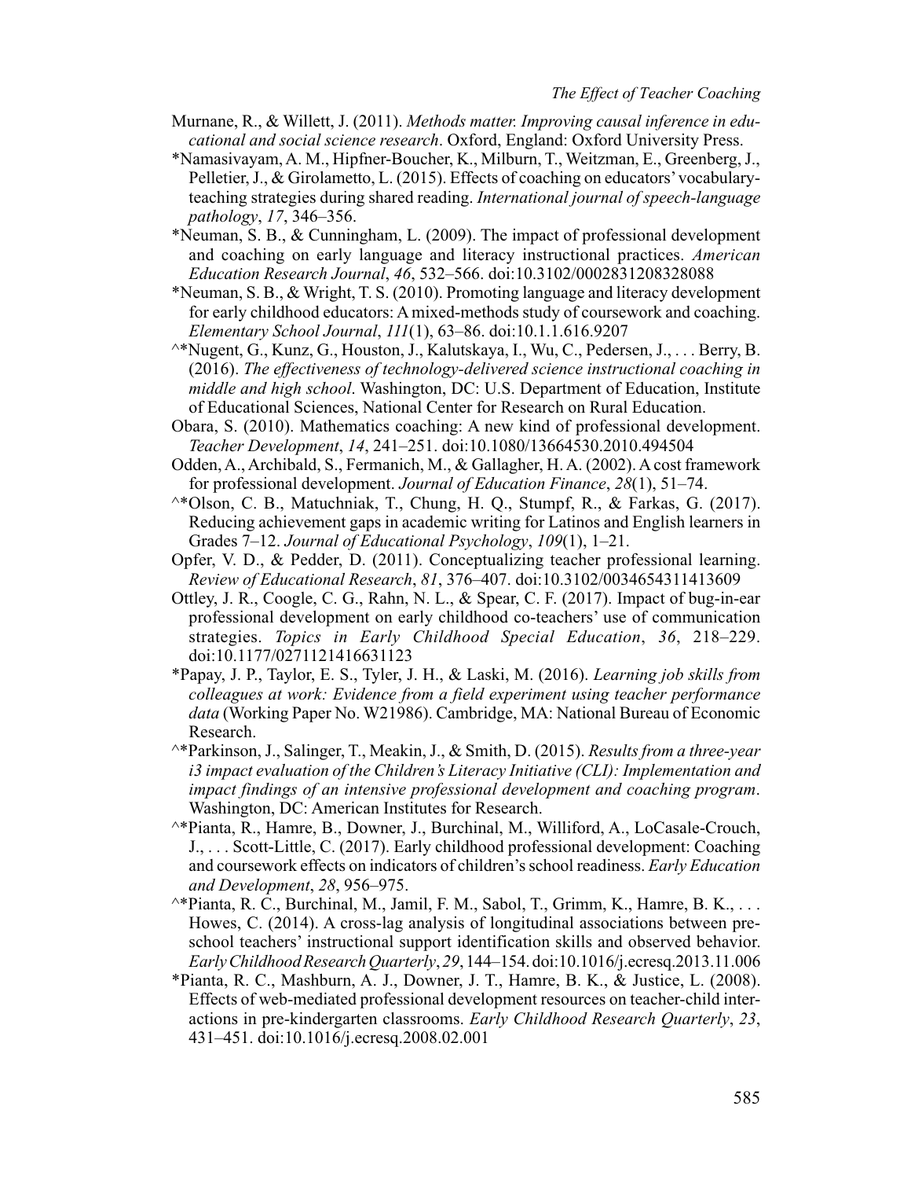Murnane, R., & Willett, J. (2011). *Methods matter. Improving causal inference in educational and social science research*. Oxford, England: Oxford University Press.

*Namasivayam, A. M., Hipfner-Boucher, K., Milburn, T., Weitzman, E., Greenberg, J., Pelletier, J., & Girolametto, L. (2015). Effects of coaching on educators' vocabulary-teaching strategies during shared reading. *International journal of speech-language pathology*, *17*, 346–356.

*Neuman, S. B., & Cunningham, L. (2009). The impact of professional development and coaching on early language and literacy instructional practices. *American Education Research Journal*, *46*, 532–566. doi:10.3102/0002831208328088

*Neuman, S. B., & Wright, T. S. (2010). Promoting language and literacy development for early childhood educators: A mixed-methods study of coursework and coaching. *Elementary School Journal*, *111*(1), 63–86. doi:10.1.1.616.9207

^*Nugent, G., Kunz, G., Houston, J., Kalutskaya, I., Wu, C., Pedersen, J., . . . Berry, B. (2016). *The effectiveness of technology-delivered science instructional coaching in middle and high school*. Washington, DC: U.S. Department of Education, Institute of Educational Sciences, National Center for Research on Rural Education.

Obara, S. (2010). Mathematics coaching: A new kind of professional development. *Teacher Development*, *14*, 241–251. doi:10.1080/13664530.2010.494504

Odden, A., Archibald, S., Fermanich, M., & Gallagher, H. A. (2002). A cost framework for professional development. *Journal of Education Finance*, *28*(1), 51–74.

^*Olson, C. B., Matuchniak, T., Chung, H. Q., Stumpf, R., & Farkas, G. (2017). Reducing achievement gaps in academic writing for Latinos and English learners in Grades 7–12. *Journal of Educational Psychology*, *109*(1), 1–21.

Opfer, V. D., & Pedder, D. (2011). Conceptualizing teacher professional learning. *Review of Educational Research*, *81*, 376–407. doi:10.3102/0034654311413609

Ottley, J. R., Coogle, C. G., Rahn, N. L., & Spear, C. F. (2017). Impact of bug-in-ear professional development on early childhood co-teachers' use of communication strategies. *Topics in Early Childhood Special Education*, *36*, 218–229. doi:10.1177/0271121416631123

*Papay, J. P., Taylor, E. S., Tyler, J. H., & Laski, M. (2016). *Learning job skills from colleagues at work: Evidence from a field experiment using teacher performance data* (Working Paper No. W21986). Cambridge, MA: National Bureau of Economic Research.

^*Parkinson, J., Salinger, T., Meakin, J., & Smith, D. (2015). *Results from a three-year i3 impact evaluation of the Children's Literacy Initiative (CLI): Implementation and impact findings of an intensive professional development and coaching program*. Washington, DC: American Institutes for Research.

^*Pianta, R., Hamre, B., Downer, J., Burchinal, M., Williford, A., LoCasale-Crouch, J., . . . Scott-Little, C. (2017). Early childhood professional development: Coaching and coursework effects on indicators of children's school readiness. *Early Education and Development*, *28*, 956–975.

^*Pianta, R. C., Burchinal, M., Jamil, F. M., Sabol, T., Grimm, K., Hamre, B. K., . . . Howes, C. (2014). A cross-lag analysis of longitudinal associations between preschool teachers' instructional support identification skills and observed behavior. *Early Childhood Research Quarterly*, *29*, 144–154. doi:10.1016/j.ecresq.2013.11.006

*Pianta, R. C., Mashburn, A. J., Downer, J. T., Hamre, B. K., & Justice, L. (2008). Effects of web-mediated professional development resources on teacher-child interactions in pre-kindergarten classrooms. *Early Childhood Research Quarterly*, *23*, 431–451. doi:10.1016/j.ecresq.2008.02.001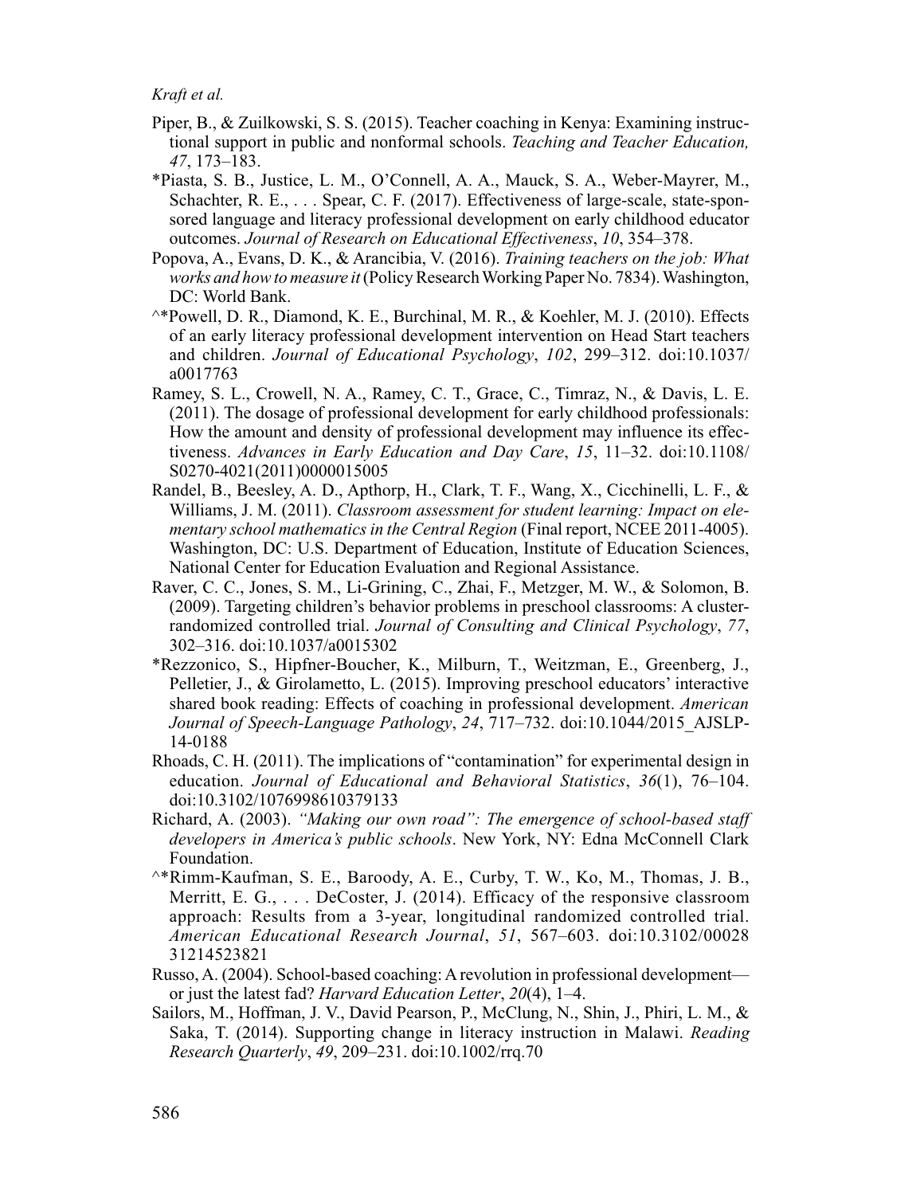Piper, B., & Zuilkowski, S. S. (2015). Teacher coaching in Kenya: Examining instructional support in public and nonformal schools. *Teaching and Teacher Education, 47*, 173–183.

*Piasta, S. B., Justice, L. M., O'Connell, A. A., Mauck, S. A., Weber-Mayrer, M., Schachter, R. E., . . . Spear, C. F. (2017). Effectiveness of large-scale, state-sponsored language and literacy professional development on early childhood educator outcomes. *Journal of Research on Educational Effectiveness*, *10*, 354–378.

Popova, A., Evans, D. K., & Arancibia, V. (2016). *Training teachers on the job: What works and how to measure it* (Policy Research Working Paper No. 7834). Washington, DC: World Bank.

^*Powell, D. R., Diamond, K. E., Burchinal, M. R., & Koehler, M. J. (2010). Effects of an early literacy professional development intervention on Head Start teachers and children. *Journal of Educational Psychology*, *102*, 299–312. doi:10.1037/a0017763

Ramey, S. L., Crowell, N. A., Ramey, C. T., Grace, C., Timraz, N., & Davis, L. E. (2011). The dosage of professional development for early childhood professionals: How the amount and density of professional development may influence its effectiveness. *Advances in Early Education and Day Care*, *15*, 11–32. doi:10.1108/S0270-4021(2011)0000015005

Randel, B., Beesley, A. D., Apthorp, H., Clark, T. F., Wang, X., Cicchinelli, L. F., & Williams, J. M. (2011). *Classroom assessment for student learning: Impact on elementary school mathematics in the Central Region* (Final report, NCEE 2011-4005). Washington, DC: U.S. Department of Education, Institute of Education Sciences, National Center for Education Evaluation and Regional Assistance.

Raver, C. C., Jones, S. M., Li-Grining, C., Zhai, F., Metzger, M. W., & Solomon, B. (2009). Targeting children's behavior problems in preschool classrooms: A cluster-randomized controlled trial. *Journal of Consulting and Clinical Psychology*, *77*, 302–316. doi:10.1037/a0015302

*Rezzonico, S., Hipfner-Boucher, K., Milburn, T., Weitzman, E., Greenberg, J., Pelletier, J., & Girolametto, L. (2015). Improving preschool educators' interactive shared book reading: Effects of coaching in professional development. *American Journal of Speech-Language Pathology*, *24*, 717–732. doi:10.1044/2015_AJSLP-14-0188

Rhoads, C. H. (2011). The implications of "contamination" for experimental design in education. *Journal of Educational and Behavioral Statistics*, *36*(1), 76–104. doi:10.3102/1076998610379133

Richard, A. (2003). *"Making our own road": The emergence of school-based staff developers in America's public schools*. New York, NY: Edna McConnell Clark Foundation.

^*Rimm-Kaufman, S. E., Baroody, A. E., Curby, T. W., Ko, M., Thomas, J. B., Merritt, E. G., . . . DeCoster, J. (2014). Efficacy of the responsive classroom approach: Results from a 3-year, longitudinal randomized controlled trial. *American Educational Research Journal*, *51*, 567–603. doi:10.3102/0002831214523821

Russo, A. (2004). School-based coaching: A revolution in professional development—or just the latest fad? *Harvard Education Letter*, *20*(4), 1–4.

Sailors, M., Hoffman, J. V., David Pearson, P., McClung, N., Shin, J., Phiri, L. M., & Saka, T. (2014). Supporting change in literacy instruction in Malawi. *Reading Research Quarterly*, *49*, 209–231. doi:10.1002/rrq.70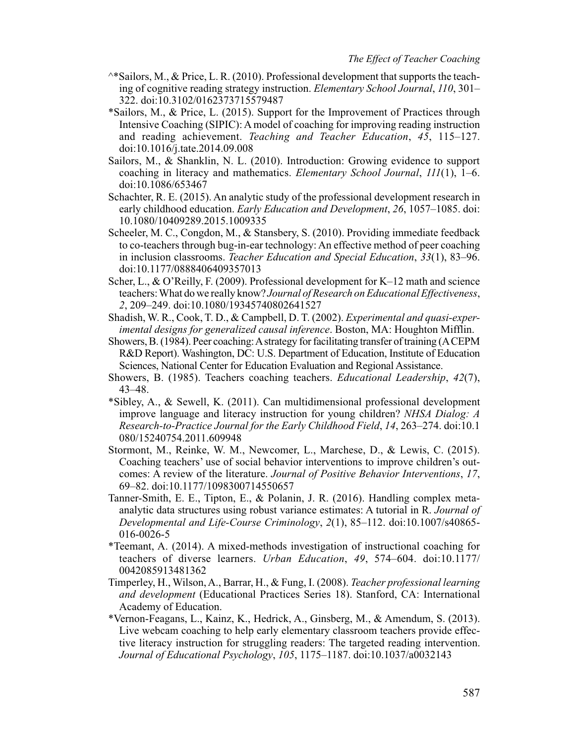^*Sailors, M., & Price, L. R. (2010). Professional development that supports the teaching of cognitive reading strategy instruction. *Elementary School Journal*, *110*, 301–322. doi:10.3102/0162373715579487

*Sailors, M., & Price, L. (2015). Support for the Improvement of Practices through Intensive Coaching (SIPIC): A model of coaching for improving reading instruction and reading achievement. *Teaching and Teacher Education*, *45*, 115–127. doi:10.1016/j.tate.2014.09.008

Sailors, M., & Shanklin, N. L. (2010). Introduction: Growing evidence to support coaching in literacy and mathematics. *Elementary School Journal*, *111*(1), 1–6. doi:10.1086/653467

Schachter, R. E. (2015). An analytic study of the professional development research in early childhood education. *Early Education and Development*, *26*, 1057–1085. doi:10.1080/10409289.2015.1009335

Scheeler, M. C., Congdon, M., & Stansbery, S. (2010). Providing immediate feedback to co-teachers through bug-in-ear technology: An effective method of peer coaching in inclusion classrooms. *Teacher Education and Special Education*, *33*(1), 83–96. doi:10.1177/0888406409357013

Scher, L., & O'Reilly, F. (2009). Professional development for K–12 math and science teachers: What do we really know? *Journal of Research on Educational Effectiveness*, *2*, 209–249. doi:10.1080/19345740802641527

Shadish, W. R., Cook, T. D., & Campbell, D. T. (2002). *Experimental and quasi-experimental designs for generalized causal inference*. Boston, MA: Houghton Mifflin.

Showers, B. (1984). Peer coaching: A strategy for facilitating transfer of training (A CEPM R&D Report). Washington, DC: U.S. Department of Education, Institute of Education Sciences, National Center for Education Evaluation and Regional Assistance.

Showers, B. (1985). Teachers coaching teachers. *Educational Leadership*, *42*(7), 43–48.

*Sibley, A., & Sewell, K. (2011). Can multidimensional professional development improve language and literacy instruction for young children? *NHSA Dialog: A Research-to-Practice Journal for the Early Childhood Field*, *14*, 263–274. doi:10.1080/15240754.2011.609948

Stormont, M., Reinke, W. M., Newcomer, L., Marchese, D., & Lewis, C. (2015). Coaching teachers' use of social behavior interventions to improve children's outcomes: A review of the literature. *Journal of Positive Behavior Interventions*, *17*, 69–82. doi:10.1177/1098300714550657

Tanner-Smith, E. E., Tipton, E., & Polanin, J. R. (2016). Handling complex meta-analytic data structures using robust variance estimates: A tutorial in R. *Journal of Developmental and Life-Course Criminology*, *2*(1), 85–112. doi:10.1007/s40865-016-0026-5

*Teemant, A. (2014). A mixed-methods investigation of instructional coaching for teachers of diverse learners. *Urban Education*, *49*, 574–604. doi:10.1177/0042085913481362

Timperley, H., Wilson, A., Barrar, H., & Fung, I. (2008). *Teacher professional learning and development* (Educational Practices Series 18). Stanford, CA: International Academy of Education.

*Vernon-Feagans, L., Kainz, K., Hedrick, A., Ginsberg, M., & Amendum, S. (2013). Live webcam coaching to help early elementary classroom teachers provide effective literacy instruction for struggling readers: The targeted reading intervention. *Journal of Educational Psychology*, *105*, 1175–1187. doi:10.1037/a0032143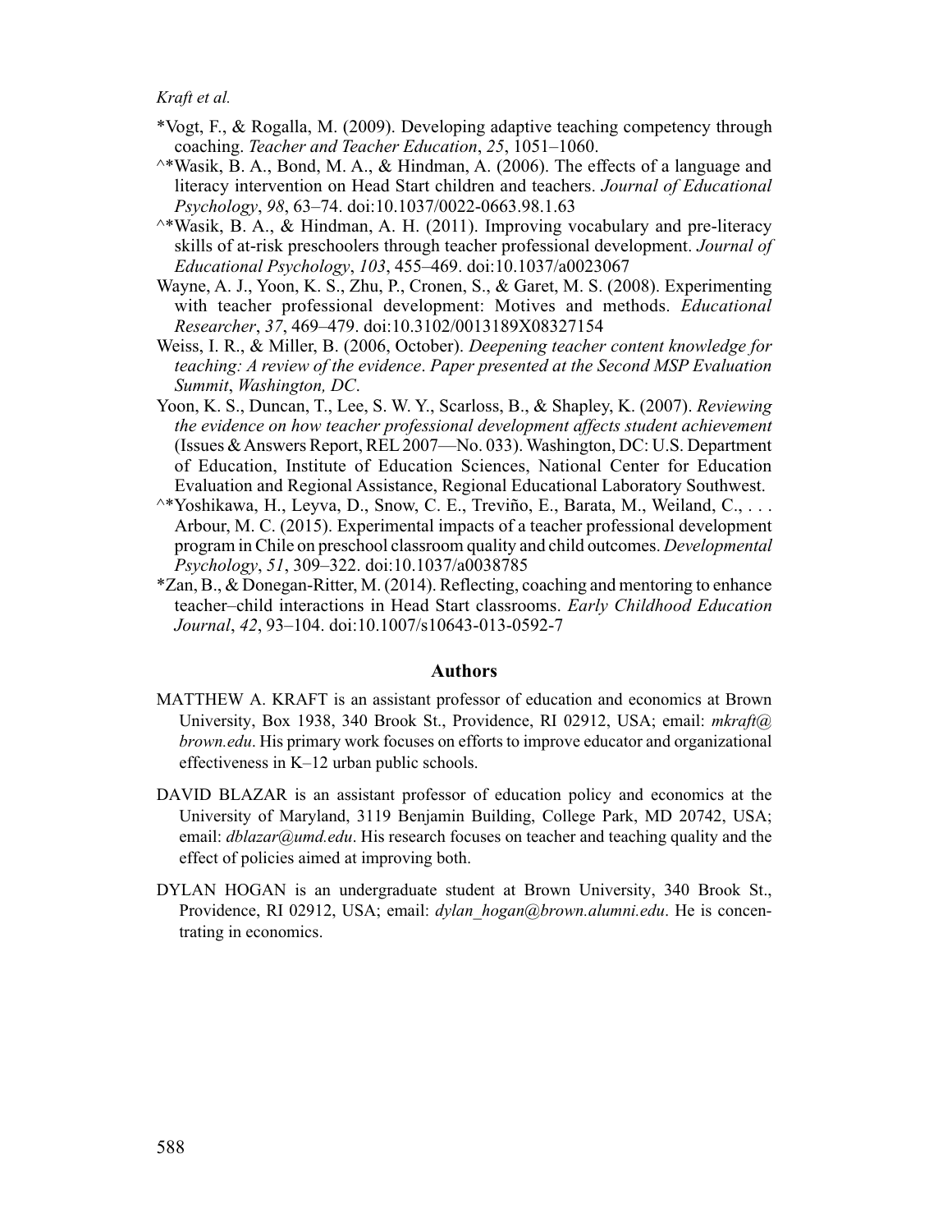*Vogt, F., & Rogalla, M. (2009). Developing adaptive teaching competency through coaching. *Teacher and Teacher Education*, *25*, 1051–1060.

^*Wasik, B. A., Bond, M. A., & Hindman, A. (2006). The effects of a language and literacy intervention on Head Start children and teachers. *Journal of Educational Psychology*, *98*, 63–74. doi:10.1037/0022-0663.98.1.63

^*Wasik, B. A., & Hindman, A. H. (2011). Improving vocabulary and pre-literacy skills of at-risk preschoolers through teacher professional development. *Journal of Educational Psychology*, *103*, 455–469. doi:10.1037/a0023067

Wayne, A. J., Yoon, K. S., Zhu, P., Cronen, S., & Garet, M. S. (2008). Experimenting with teacher professional development: Motives and methods. *Educational Researcher*, *37*, 469–479. doi:10.3102/0013189X08327154

Weiss, I. R., & Miller, B. (2006, October). *Deepening teacher content knowledge for teaching: A review of the evidence*. *Paper presented at the Second MSP Evaluation Summit*, *Washington, DC*.

Yoon, K. S., Duncan, T., Lee, S. W. Y., Scarloss, B., & Shapley, K. (2007). *Reviewing the evidence on how teacher professional development affects student achievement* (Issues & Answers Report, REL 2007—No. 033). Washington, DC: U.S. Department of Education, Institute of Education Sciences, National Center for Education Evaluation and Regional Assistance, Regional Educational Laboratory Southwest.

^*Yoshikawa, H., Leyva, D., Snow, C. E., Treviño, E., Barata, M., Weiland, C., . . . Arbour, M. C. (2015). Experimental impacts of a teacher professional development program in Chile on preschool classroom quality and child outcomes. *Developmental Psychology*, *51*, 309–322. doi:10.1037/a0038785

*Zan, B., & Donegan-Ritter, M. (2014). Reflecting, coaching and mentoring to enhance teacher–child interactions in Head Start classrooms. *Early Childhood Education Journal*, *42*, 93–104. doi:10.1007/s10643-013-0592-7

## Authors

MATTHEW A. KRAFT is an assistant professor of education and economics at Brown University, Box 1938, 340 Brook St., Providence, RI 02912, USA; email: *mkraft@brown.edu*. His primary work focuses on efforts to improve educator and organizational effectiveness in K–12 urban public schools.

DAVID BLAZAR is an assistant professor of education policy and economics at the University of Maryland, 3119 Benjamin Building, College Park, MD 20742, USA; email: *dblazar@umd.edu*. His research focuses on teacher and teaching quality and the effect of policies aimed at improving both.

DYLAN HOGAN is an undergraduate student at Brown University, 340 Brook St., Providence, RI 02912, USA; email: *dylan_hogan@brown.alumni.edu*. He is concentrating in economics.